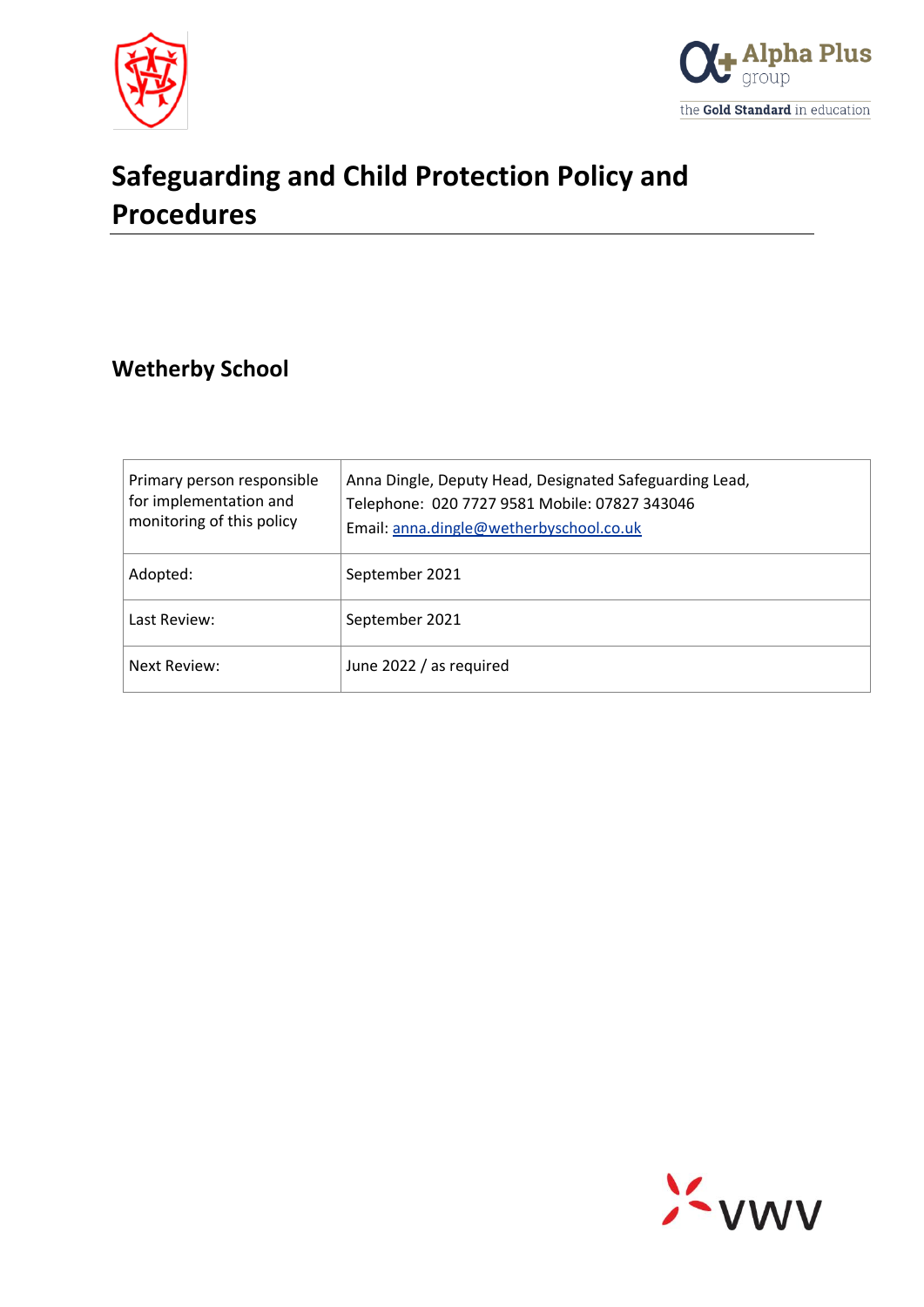# Safeguarding and Child Protection Policy and Procedures

## Wetherby School

| Primary person responsible for implementation and monitoring of this policy | Anna Dingle, Deputy Head, Designated Safeguarding Lead, Telephone: 020 7727 9581 Mobile: 07827 343046 Email: anna.dingle@wetherbyschool.co.uk |
|---|---|
| Adopted: | September 2021 |
| Last Review: | September 2021 |
| Next Review: | June 2022 / as required |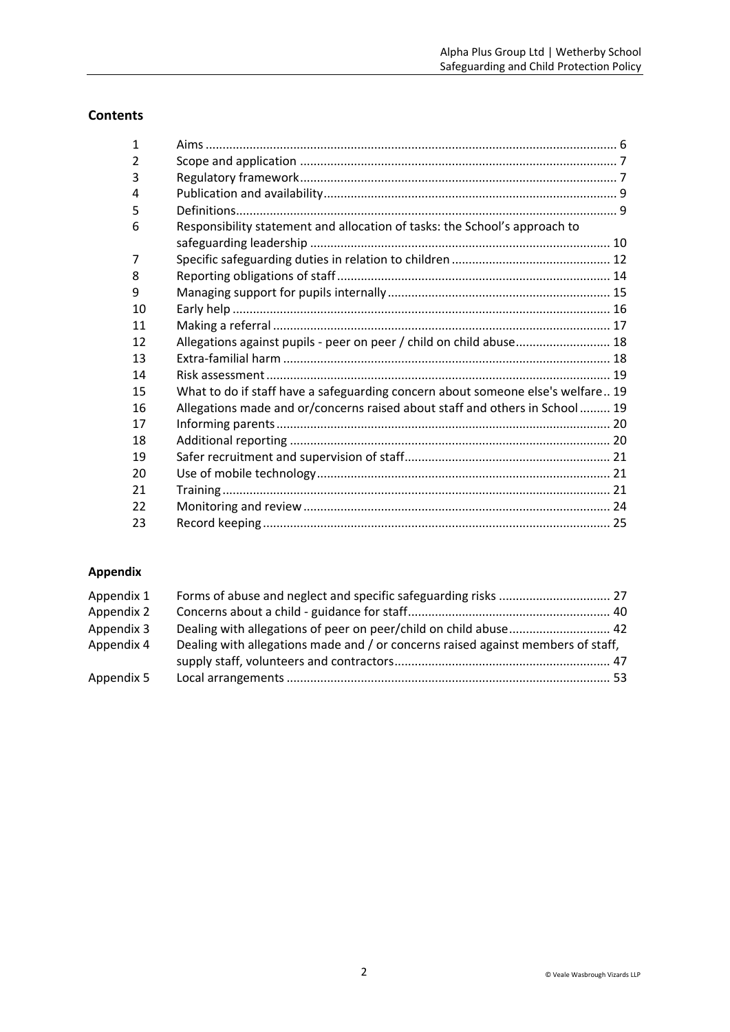## Contents

| | | |
|---|---|---|
| 1 | Aims | 6 |
| 2 | Scope and application | 7 |
| 3 | Regulatory framework | 7 |
| 4 | Publication and availability | 9 |
| 5 | Definitions | 9 |
| 6 | Responsibility statement and allocation of tasks: the School's approach to safeguarding leadership | 10 |
| 7 | Specific safeguarding duties in relation to children | 12 |
| 8 | Reporting obligations of staff | 14 |
| 9 | Managing support for pupils internally | 15 |
| 10 | Early help | 16 |
| 11 | Making a referral | 17 |
| 12 | Allegations against pupils - peer on peer / child on child abuse | 18 |
| 13 | Extra-familial harm | 18 |
| 14 | Risk assessment | 19 |
| 15 | What to do if staff have a safeguarding concern about someone else's welfare | 19 |
| 16 | Allegations made and or/concerns raised about staff and others in School | 19 |
| 17 | Informing parents | 20 |
| 18 | Additional reporting | 20 |
| 19 | Safer recruitment and supervision of staff | 21 |
| 20 | Use of mobile technology | 21 |
| 21 | Training | 21 |
| 22 | Monitoring and review | 24 |
| 23 | Record keeping | 25 |

## Appendix

| | | |
|---|---|---|
| Appendix 1 | Forms of abuse and neglect and specific safeguarding risks | 27 |
| Appendix 2 | Concerns about a child - guidance for staff | 40 |
| Appendix 3 | Dealing with allegations of peer on peer/child on child abuse | 42 |
| Appendix 4 | Dealing with allegations made and / or concerns raised against members of staff, supply staff, volunteers and contractors | 47 |
| Appendix 5 | Local arrangements | 53 |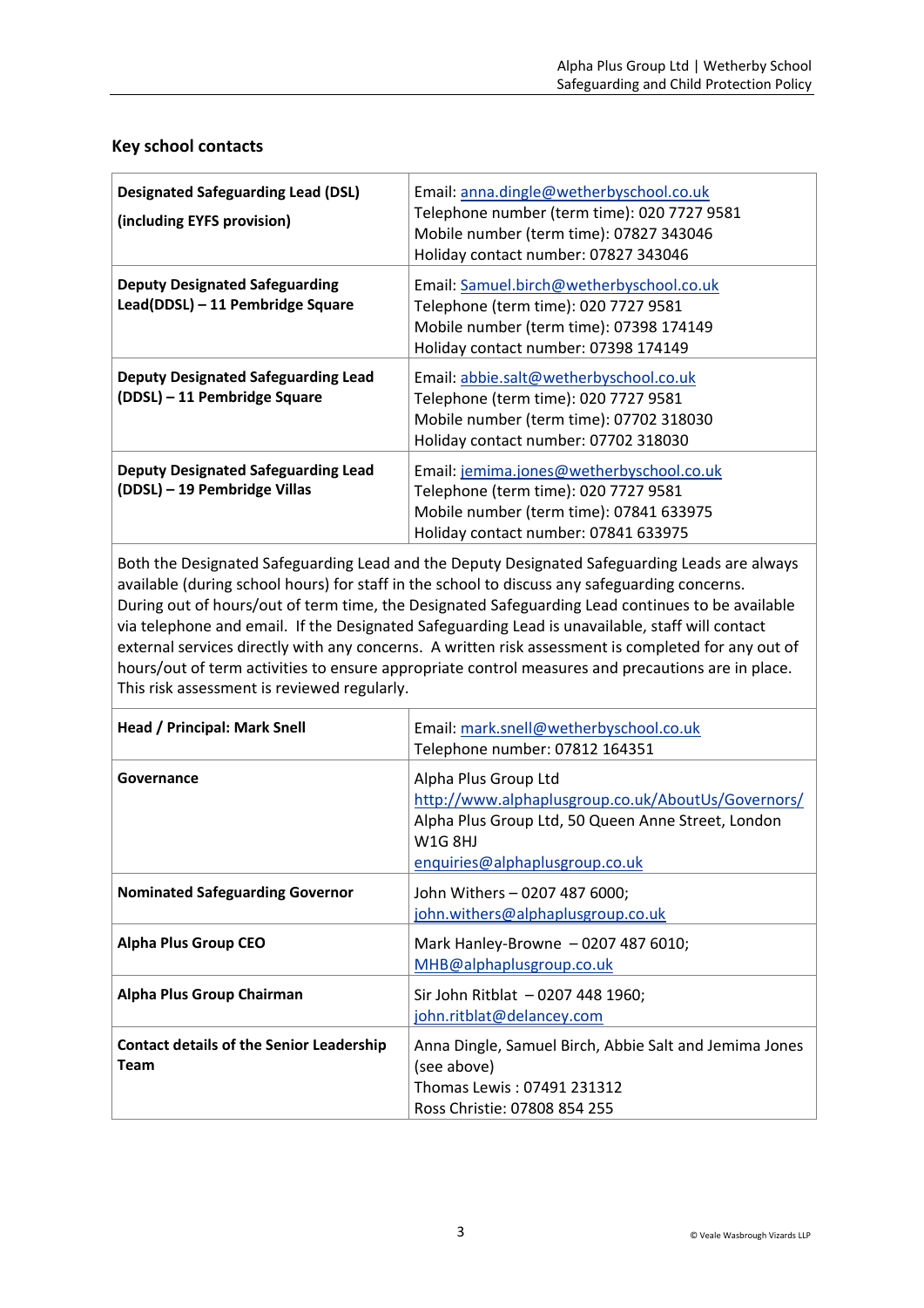## Key school contacts

| | |
|---|---|
| **Designated Safeguarding Lead (DSL)**<br>**(including EYFS provision)** | Email: anna.dingle@wetherbyschool.co.uk<br>Telephone number (term time): 020 7727 9581<br>Mobile number (term time): 07827 343046<br>Holiday contact number: 07827 343046 |
| **Deputy Designated Safeguarding Lead(DDSL) – 11 Pembridge Square** | Email: Samuel.birch@wetherbyschool.co.uk<br>Telephone (term time): 020 7727 9581<br>Mobile number (term time): 07398 174149<br>Holiday contact number: 07398 174149 |
| **Deputy Designated Safeguarding Lead (DDSL) – 11 Pembridge Square** | Email: abbie.salt@wetherbyschool.co.uk<br>Telephone (term time): 020 7727 9581<br>Mobile number (term time): 07702 318030<br>Holiday contact number: 07702 318030 |
| **Deputy Designated Safeguarding Lead (DDSL) – 19 Pembridge Villas** | Email: jemima.jones@wetherbyschool.co.uk<br>Telephone (term time): 020 7727 9581<br>Mobile number (term time): 07841 633975<br>Holiday contact number: 07841 633975 |
| Both the Designated Safeguarding Lead and the Deputy Designated Safeguarding Leads are always available (during school hours) for staff in the school to discuss any safeguarding concerns. During out of hours/out of term time, the Designated Safeguarding Lead continues to be available via telephone and email. If the Designated Safeguarding Lead is unavailable, staff will contact external services directly with any concerns. A written risk assessment is completed for any out of hours/out of term activities to ensure appropriate control measures and precautions are in place. This risk assessment is reviewed regularly. | |
| **Head / Principal: Mark Snell** | Email: mark.snell@wetherbyschool.co.uk<br>Telephone number: 07812 164351 |
| **Governance** | Alpha Plus Group Ltd<br>http://www.alphaplusgroup.co.uk/AboutUs/Governors/<br>Alpha Plus Group Ltd, 50 Queen Anne Street, London W1G 8HJ<br>enquiries@alphaplusgroup.co.uk |
| **Nominated Safeguarding Governor** | John Withers – 0207 487 6000;<br>john.withers@alphaplusgroup.co.uk |
| **Alpha Plus Group CEO** | Mark Hanley-Browne – 0207 487 6010;<br>MHB@alphaplusgroup.co.uk |
| **Alpha Plus Group Chairman** | Sir John Ritblat – 0207 448 1960;<br>john.ritblat@delancey.com |
| **Contact details of the Senior Leadership Team** | Anna Dingle, Samuel Birch, Abbie Salt and Jemima Jones (see above)<br>Thomas Lewis : 07491 231312<br>Ross Christie: 07808 854 255 |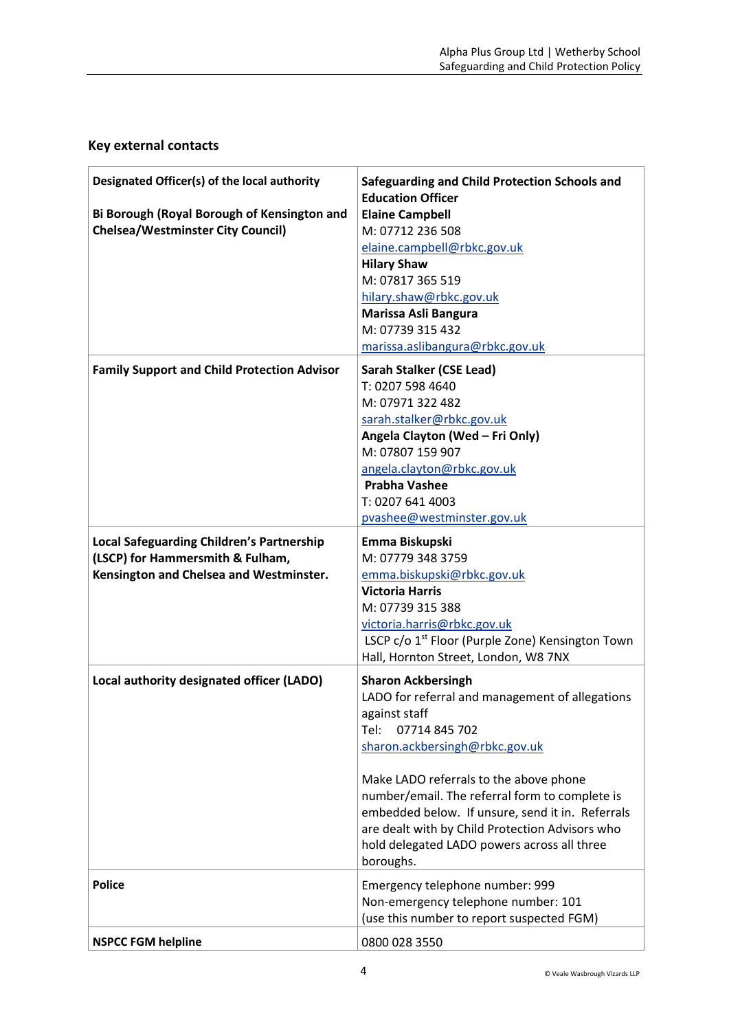## Key external contacts

| | |
|---|---|
| **Designated Officer(s) of the local authority**<br><br>**Bi Borough (Royal Borough of Kensington and Chelsea/Westminster City Council)** | **Safeguarding and Child Protection Schools and Education Officer**<br>**Elaine Campbell**<br>M: 07712 236 508<br>elaine.campbell@rbkc.gov.uk<br>**Hilary Shaw**<br>M: 07817 365 519<br>hilary.shaw@rbkc.gov.uk<br>**Marissa Asli Bangura**<br>M: 07739 315 432<br>marissa.aslibangura@rbkc.gov.uk |
| **Family Support and Child Protection Advisor** | **Sarah Stalker (CSE Lead)**<br>T: 0207 598 4640<br>M: 07971 322 482<br>sarah.stalker@rbkc.gov.uk<br>**Angela Clayton (Wed – Fri Only)**<br>M: 07807 159 907<br>angela.clayton@rbkc.gov.uk<br>**Prabha Vashee**<br>T: 0207 641 4003<br>pvashee@westminster.gov.uk |
| **Local Safeguarding Children's Partnership (LSCP) for Hammersmith & Fulham, Kensington and Chelsea and Westminster.** | **Emma Biskupski**<br>M: 07779 348 3759<br>emma.biskupski@rbkc.gov.uk<br>**Victoria Harris**<br>M: 07739 315 388<br>victoria.harris@rbkc.gov.uk<br>LSCP c/o 1st Floor (Purple Zone) Kensington Town Hall, Hornton Street, London, W8 7NX |
| **Local authority designated officer (LADO)** | **Sharon Ackbersingh**<br>LADO for referral and management of allegations against staff<br>Tel: 07714 845 702<br>sharon.ackbersingh@rbkc.gov.uk<br><br>Make LADO referrals to the above phone number/email. The referral form to complete is embedded below. If unsure, send it in. Referrals are dealt with by Child Protection Advisors who hold delegated LADO powers across all three boroughs. |
| **Police** | Emergency telephone number: 999<br>Non-emergency telephone number: 101<br>(use this number to report suspected FGM) |
| **NSPCC FGM helpline** | 0800 028 3550 |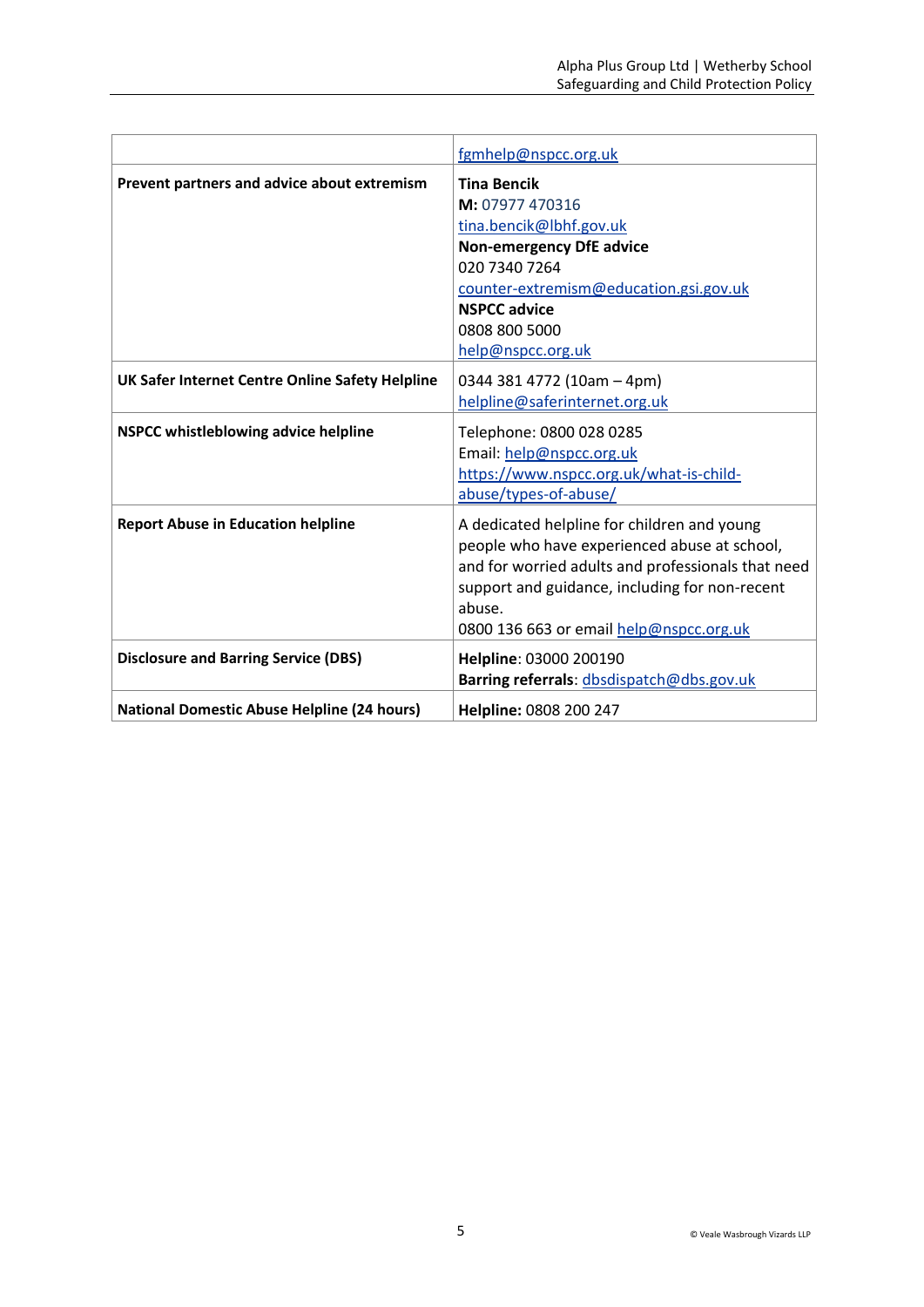| | |
|---|---|
| | fgmhelp@nspcc.org.uk |
| **Prevent partners and advice about extremism** | **Tina Bencik**<br>**M:** 07977 470316<br>tina.bencik@lbhf.gov.uk<br>**Non-emergency DfE advice**<br>020 7340 7264<br>counter-extremism@education.gsi.gov.uk<br>**NSPCC advice**<br>0808 800 5000<br>help@nspcc.org.uk |
| **UK Safer Internet Centre Online Safety Helpline** | 0344 381 4772 (10am – 4pm)<br>helpline@saferinternet.org.uk |
| **NSPCC whistleblowing advice helpline** | Telephone: 0800 028 0285<br>Email: help@nspcc.org.uk<br>https://www.nspcc.org.uk/what-is-child-abuse/types-of-abuse/ |
| **Report Abuse in Education helpline** | A dedicated helpline for children and young people who have experienced abuse at school, and for worried adults and professionals that need support and guidance, including for non-recent abuse.<br>0800 136 663 or email help@nspcc.org.uk |
| **Disclosure and Barring Service (DBS)** | **Helpline**: 03000 200190<br>**Barring referrals**: dbsdispatch@dbs.gov.uk |
| **National Domestic Abuse Helpline (24 hours)** | **Helpline:** 0808 200 247 |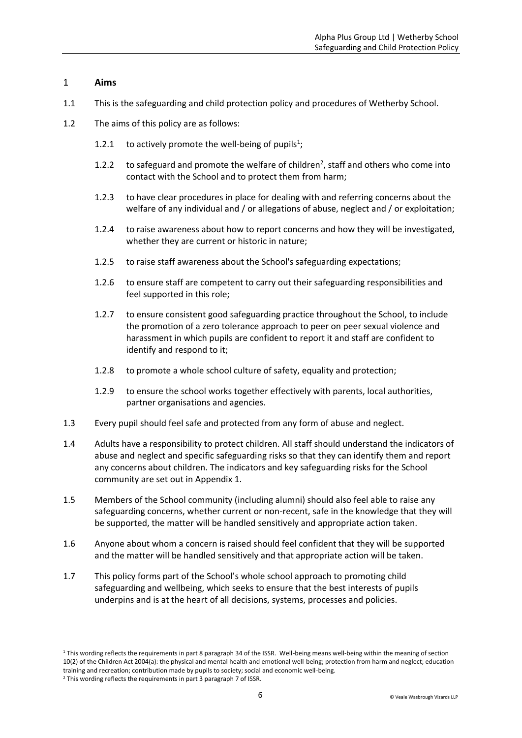# 1 Aims

1.1 This is the safeguarding and child protection policy and procedures of Wetherby School.

1.2 The aims of this policy are as follows:

1.2.1 to actively promote the well-being of pupils[1];

1.2.2 to safeguard and promote the welfare of children[2], staff and others who come into contact with the School and to protect them from harm;

1.2.3 to have clear procedures in place for dealing with and referring concerns about the welfare of any individual and / or allegations of abuse, neglect and / or exploitation;

1.2.4 to raise awareness about how to report concerns and how they will be investigated, whether they are current or historic in nature;

1.2.5 to raise staff awareness about the School's safeguarding expectations;

1.2.6 to ensure staff are competent to carry out their safeguarding responsibilities and feel supported in this role;

1.2.7 to ensure consistent good safeguarding practice throughout the School, to include the promotion of a zero tolerance approach to peer on peer sexual violence and harassment in which pupils are confident to report it and staff are confident to identify and respond to it;

1.2.8 to promote a whole school culture of safety, equality and protection;

1.2.9 to ensure the school works together effectively with parents, local authorities, partner organisations and agencies.

1.3 Every pupil should feel safe and protected from any form of abuse and neglect.

1.4 Adults have a responsibility to protect children. All staff should understand the indicators of abuse and neglect and specific safeguarding risks so that they can identify them and report any concerns about children. The indicators and key safeguarding risks for the School community are set out in Appendix 1.

1.5 Members of the School community (including alumni) should also feel able to raise any safeguarding concerns, whether current or non-recent, safe in the knowledge that they will be supported, the matter will be handled sensitively and appropriate action taken.

1.6 Anyone about whom a concern is raised should feel confident that they will be supported and the matter will be handled sensitively and that appropriate action will be taken.

1.7 This policy forms part of the School's whole school approach to promoting child safeguarding and wellbeing, which seeks to ensure that the best interests of pupils underpins and is at the heart of all decisions, systems, processes and policies.

---

[1] This wording reflects the requirements in part 8 paragraph 34 of the ISSR. Well-being means well-being within the meaning of section 10(2) of the Children Act 2004(a): the physical and mental health and emotional well-being; protection from harm and neglect; education training and recreation; contribution made by pupils to society; social and economic well-being.

[2] This wording reflects the requirements in part 3 paragraph 7 of ISSR.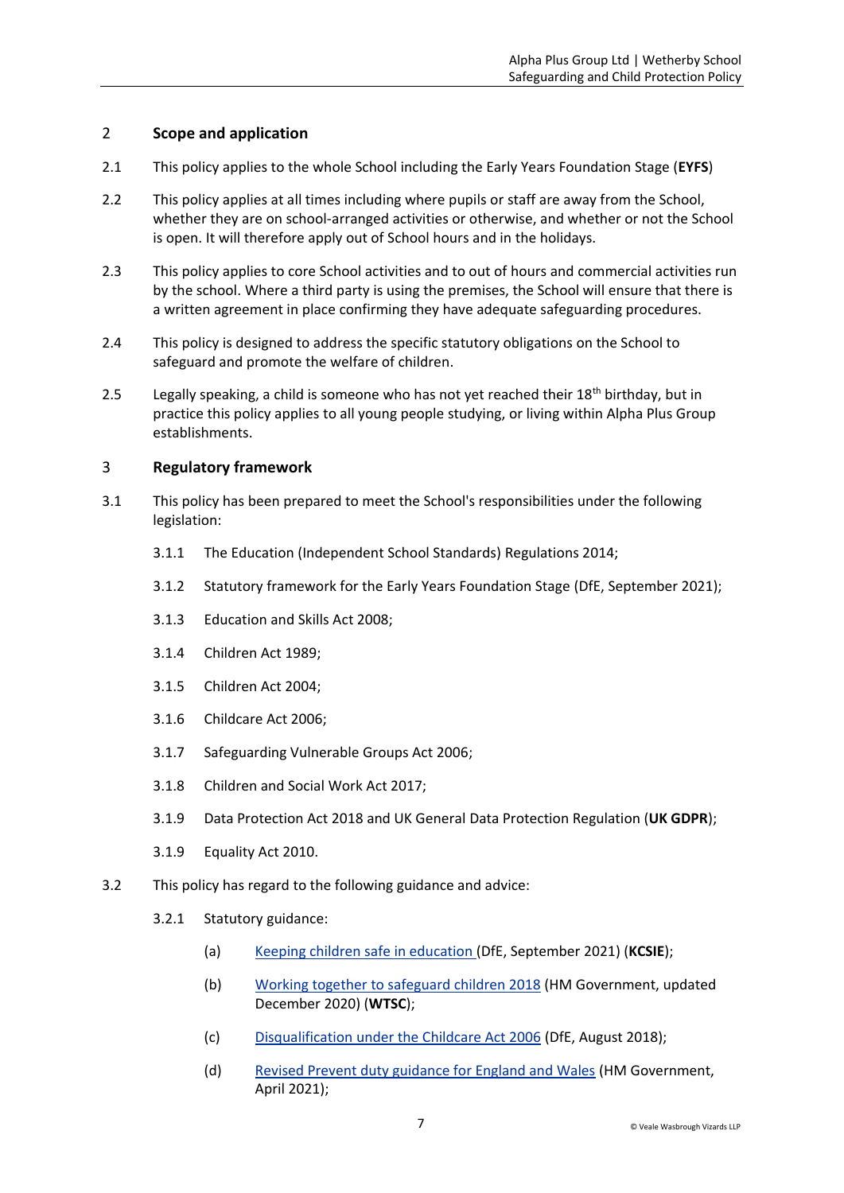## 2 Scope and application

2.1 This policy applies to the whole School including the Early Years Foundation Stage (**EYFS**)

2.2 This policy applies at all times including where pupils or staff are away from the School, whether they are on school-arranged activities or otherwise, and whether or not the School is open. It will therefore apply out of School hours and in the holidays.

2.3 This policy applies to core School activities and to out of hours and commercial activities run by the school. Where a third party is using the premises, the School will ensure that there is a written agreement in place confirming they have adequate safeguarding procedures.

2.4 This policy is designed to address the specific statutory obligations on the School to safeguard and promote the welfare of children.

2.5 Legally speaking, a child is someone who has not yet reached their 18th birthday, but in practice this policy applies to all young people studying, or living within Alpha Plus Group establishments.

## 3 Regulatory framework

3.1 This policy has been prepared to meet the School's responsibilities under the following legislation:

3.1.1 The Education (Independent School Standards) Regulations 2014;

3.1.2 Statutory framework for the Early Years Foundation Stage (DfE, September 2021);

3.1.3 Education and Skills Act 2008;

3.1.4 Children Act 1989;

3.1.5 Children Act 2004;

3.1.6 Childcare Act 2006;

3.1.7 Safeguarding Vulnerable Groups Act 2006;

3.1.8 Children and Social Work Act 2017;

3.1.9 Data Protection Act 2018 and UK General Data Protection Regulation (**UK GDPR**);

3.1.9 Equality Act 2010.

3.2 This policy has regard to the following guidance and advice:

3.2.1 Statutory guidance:

(a) Keeping children safe in education (DfE, September 2021) (**KCSIE**);

(b) Working together to safeguard children 2018 (HM Government, updated December 2020) (**WTSC**);

(c) Disqualification under the Childcare Act 2006 (DfE, August 2018);

(d) Revised Prevent duty guidance for England and Wales (HM Government, April 2021);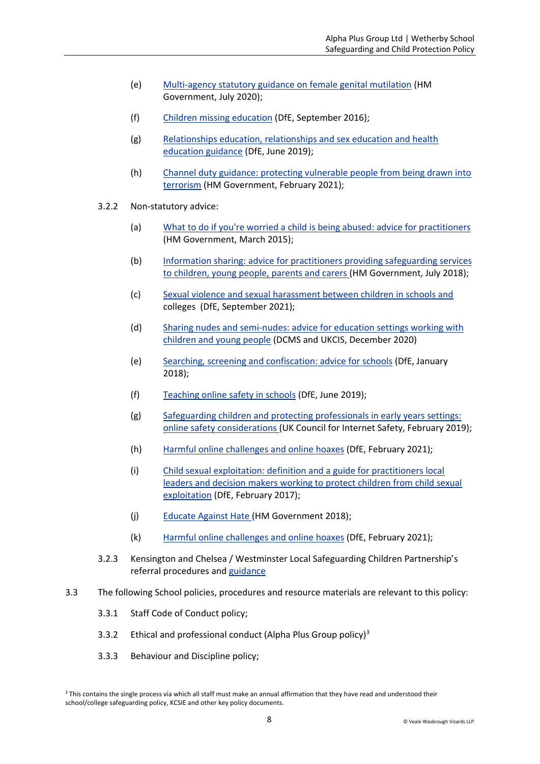(e) Multi-agency statutory guidance on female genital mutilation (HM Government, July 2020);

(f) Children missing education (DfE, September 2016);

(g) Relationships education, relationships and sex education and health education guidance (DfE, June 2019);

(h) Channel duty guidance: protecting vulnerable people from being drawn into terrorism (HM Government, February 2021);

3.2.2 Non-statutory advice:

(a) What to do if you're worried a child is being abused: advice for practitioners (HM Government, March 2015);

(b) Information sharing: advice for practitioners providing safeguarding services to children, young people, parents and carers (HM Government, July 2018);

(c) Sexual violence and sexual harassment between children in schools and colleges (DfE, September 2021);

(d) Sharing nudes and semi-nudes: advice for education settings working with children and young people (DCMS and UKCIS, December 2020)

(e) Searching, screening and confiscation: advice for schools (DfE, January 2018);

(f) Teaching online safety in schools (DfE, June 2019);

(g) Safeguarding children and protecting professionals in early years settings: online safety considerations (UK Council for Internet Safety, February 2019);

(h) Harmful online challenges and online hoaxes (DfE, February 2021);

(i) Child sexual exploitation: definition and a guide for practitioners local leaders and decision makers working to protect children from child sexual exploitation (DfE, February 2017);

(j) Educate Against Hate (HM Government 2018);

(k) Harmful online challenges and online hoaxes (DfE, February 2021);

3.2.3 Kensington and Chelsea / Westminster Local Safeguarding Children Partnership's referral procedures and guidance

3.3 The following School policies, procedures and resource materials are relevant to this policy:

3.3.1 Staff Code of Conduct policy;

3.3.2 Ethical and professional conduct (Alpha Plus Group policy)[3]

3.3.3 Behaviour and Discipline policy;

[3] This contains the single process via which all staff must make an annual affirmation that they have read and understood their school/college safeguarding policy, KCSIE and other key policy documents.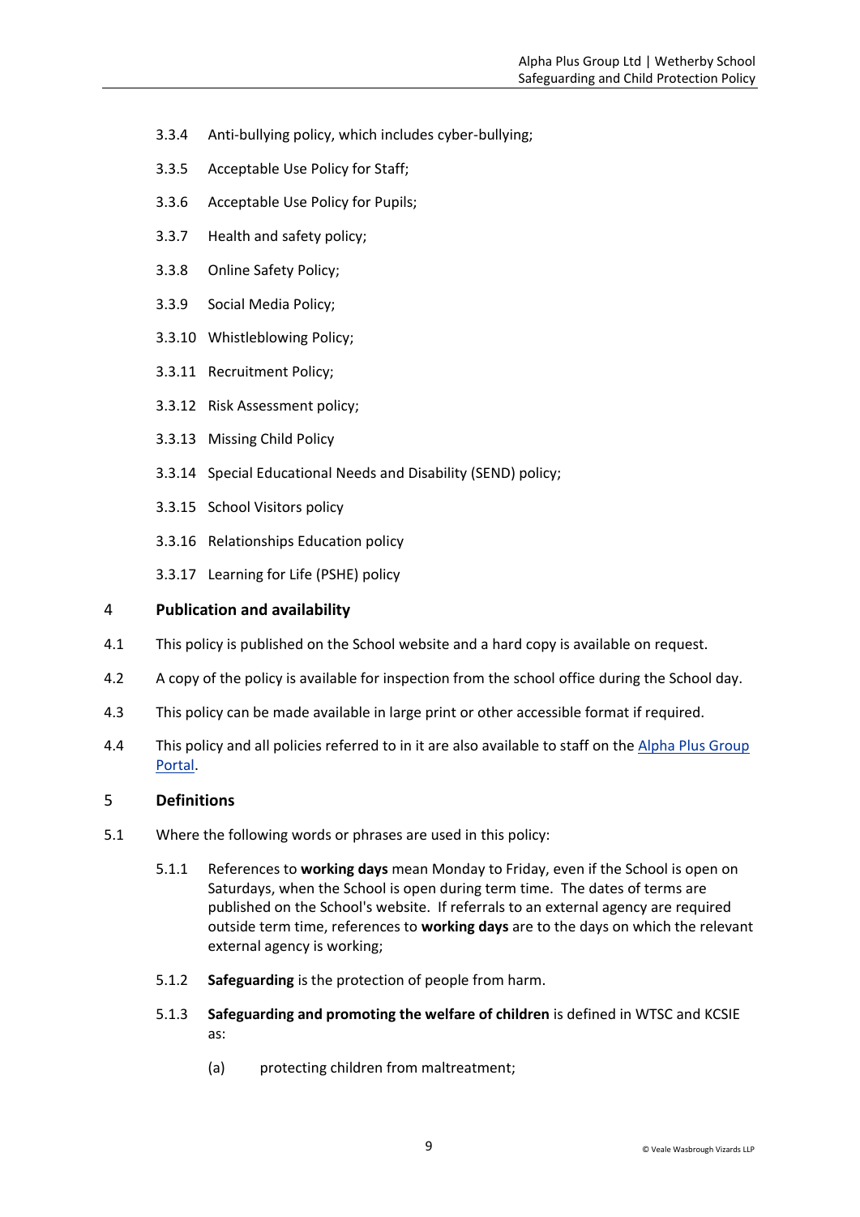3.3.4 Anti-bullying policy, which includes cyber-bullying;

3.3.5 Acceptable Use Policy for Staff;

3.3.6 Acceptable Use Policy for Pupils;

3.3.7 Health and safety policy;

3.3.8 Online Safety Policy;

3.3.9 Social Media Policy;

3.3.10 Whistleblowing Policy;

3.3.11 Recruitment Policy;

3.3.12 Risk Assessment policy;

3.3.13 Missing Child Policy

3.3.14 Special Educational Needs and Disability (SEND) policy;

3.3.15 School Visitors policy

3.3.16 Relationships Education policy

3.3.17 Learning for Life (PSHE) policy

## 4 Publication and availability

4.1 This policy is published on the School website and a hard copy is available on request.

4.2 A copy of the policy is available for inspection from the school office during the School day.

4.3 This policy can be made available in large print or other accessible format if required.

4.4 This policy and all policies referred to in it are also available to staff on the Alpha Plus Group Portal.

## 5 Definitions

5.1 Where the following words or phrases are used in this policy:

5.1.1 References to **working days** mean Monday to Friday, even if the School is open on Saturdays, when the School is open during term time. The dates of terms are published on the School's website. If referrals to an external agency are required outside term time, references to **working days** are to the days on which the relevant external agency is working;

5.1.2 **Safeguarding** is the protection of people from harm.

5.1.3 **Safeguarding and promoting the welfare of children** is defined in WTSC and KCSIE as:

(a) protecting children from maltreatment;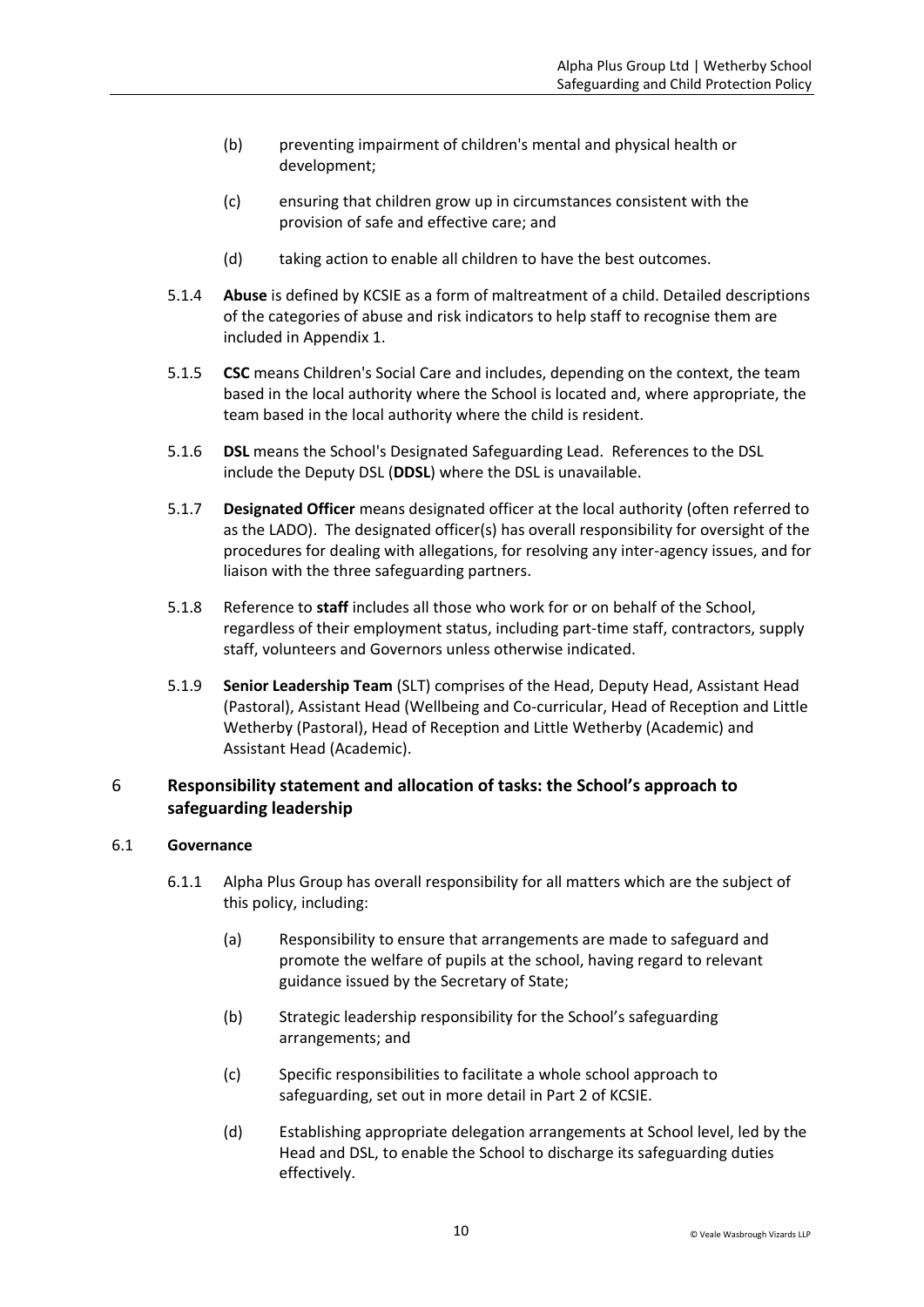(b) preventing impairment of children's mental and physical health or development;

(c) ensuring that children grow up in circumstances consistent with the provision of safe and effective care; and

(d) taking action to enable all children to have the best outcomes.

5.1.4 **Abuse** is defined by KCSIE as a form of maltreatment of a child. Detailed descriptions of the categories of abuse and risk indicators to help staff to recognise them are included in Appendix 1.

5.1.5 **CSC** means Children's Social Care and includes, depending on the context, the team based in the local authority where the School is located and, where appropriate, the team based in the local authority where the child is resident.

5.1.6 **DSL** means the School's Designated Safeguarding Lead. References to the DSL include the Deputy DSL (**DDSL**) where the DSL is unavailable.

5.1.7 **Designated Officer** means designated officer at the local authority (often referred to as the LADO). The designated officer(s) has overall responsibility for oversight of the procedures for dealing with allegations, for resolving any inter-agency issues, and for liaison with the three safeguarding partners.

5.1.8 Reference to **staff** includes all those who work for or on behalf of the School, regardless of their employment status, including part-time staff, contractors, supply staff, volunteers and Governors unless otherwise indicated.

5.1.9 **Senior Leadership Team** (SLT) comprises of the Head, Deputy Head, Assistant Head (Pastoral), Assistant Head (Wellbeing and Co-curricular, Head of Reception and Little Wetherby (Pastoral), Head of Reception and Little Wetherby (Academic) and Assistant Head (Academic).

## 6 Responsibility statement and allocation of tasks: the School's approach to safeguarding leadership

### 6.1 Governance

6.1.1 Alpha Plus Group has overall responsibility for all matters which are the subject of this policy, including:

(a) Responsibility to ensure that arrangements are made to safeguard and promote the welfare of pupils at the school, having regard to relevant guidance issued by the Secretary of State;

(b) Strategic leadership responsibility for the School's safeguarding arrangements; and

(c) Specific responsibilities to facilitate a whole school approach to safeguarding, set out in more detail in Part 2 of KCSIE.

(d) Establishing appropriate delegation arrangements at School level, led by the Head and DSL, to enable the School to discharge its safeguarding duties effectively.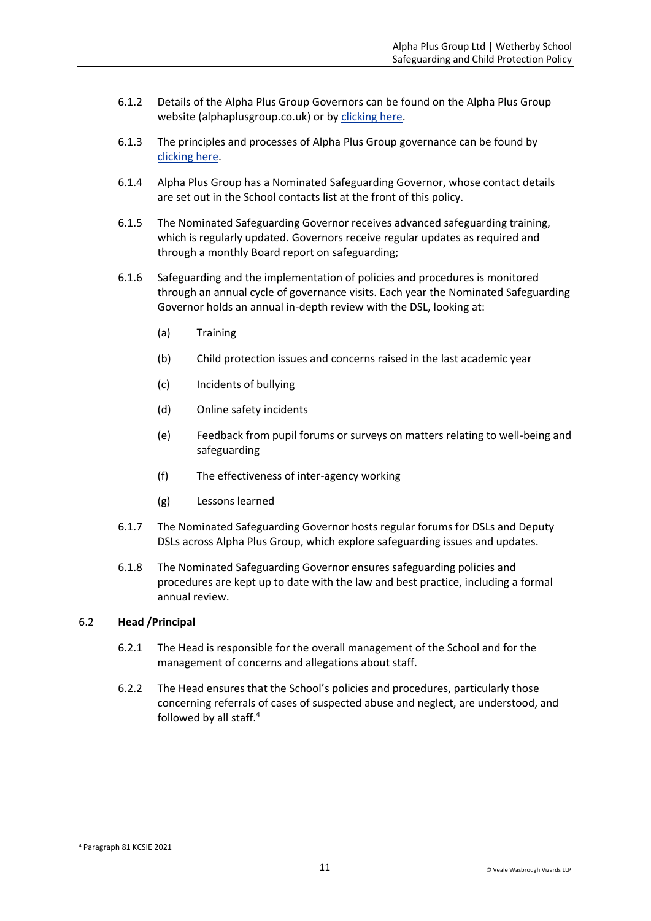6.1.2 Details of the Alpha Plus Group Governors can be found on the Alpha Plus Group website (alphaplusgroup.co.uk) or by clicking here.

6.1.3 The principles and processes of Alpha Plus Group governance can be found by clicking here.

6.1.4 Alpha Plus Group has a Nominated Safeguarding Governor, whose contact details are set out in the School contacts list at the front of this policy.

6.1.5 The Nominated Safeguarding Governor receives advanced safeguarding training, which is regularly updated. Governors receive regular updates as required and through a monthly Board report on safeguarding;

6.1.6 Safeguarding and the implementation of policies and procedures is monitored through an annual cycle of governance visits. Each year the Nominated Safeguarding Governor holds an annual in-depth review with the DSL, looking at:

(a) Training

(b) Child protection issues and concerns raised in the last academic year

(c) Incidents of bullying

(d) Online safety incidents

(e) Feedback from pupil forums or surveys on matters relating to well-being and safeguarding

(f) The effectiveness of inter-agency working

(g) Lessons learned

6.1.7 The Nominated Safeguarding Governor hosts regular forums for DSLs and Deputy DSLs across Alpha Plus Group, which explore safeguarding issues and updates.

6.1.8 The Nominated Safeguarding Governor ensures safeguarding policies and procedures are kept up to date with the law and best practice, including a formal annual review.

## 6.2 Head /Principal

6.2.1 The Head is responsible for the overall management of the School and for the management of concerns and allegations about staff.

6.2.2 The Head ensures that the School's policies and procedures, particularly those concerning referrals of cases of suspected abuse and neglect, are understood, and followed by all staff.[4]

[4] Paragraph 81 KCSIE 2021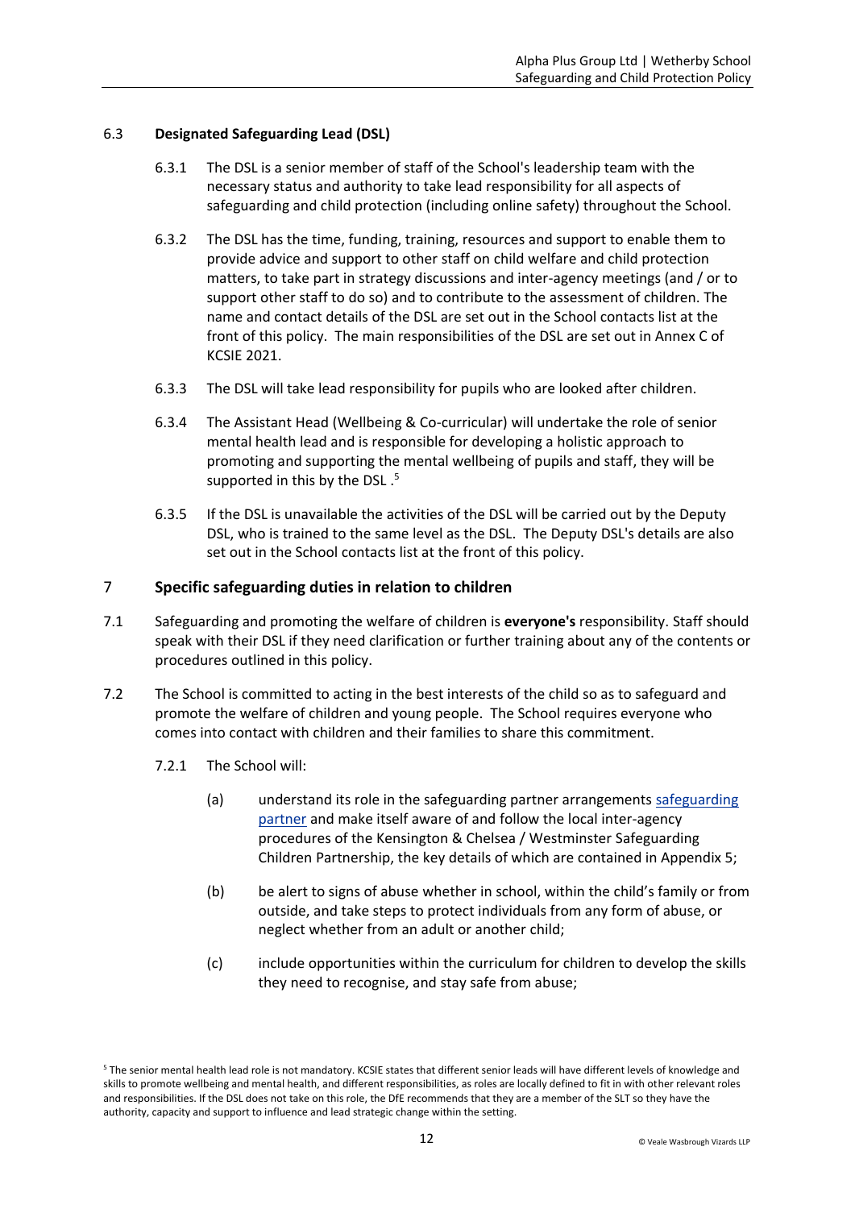### 6.3 Designated Safeguarding Lead (DSL)

6.3.1 The DSL is a senior member of staff of the School's leadership team with the necessary status and authority to take lead responsibility for all aspects of safeguarding and child protection (including online safety) throughout the School.

6.3.2 The DSL has the time, funding, training, resources and support to enable them to provide advice and support to other staff on child welfare and child protection matters, to take part in strategy discussions and inter-agency meetings (and / or to support other staff to do so) and to contribute to the assessment of children. The name and contact details of the DSL are set out in the School contacts list at the front of this policy. The main responsibilities of the DSL are set out in Annex C of KCSIE 2021.

6.3.3 The DSL will take lead responsibility for pupils who are looked after children.

6.3.4 The Assistant Head (Wellbeing & Co-curricular) will undertake the role of senior mental health lead and is responsible for developing a holistic approach to promoting and supporting the mental wellbeing of pupils and staff, they will be supported in this by the DSL .[5]

6.3.5 If the DSL is unavailable the activities of the DSL will be carried out by the Deputy DSL, who is trained to the same level as the DSL. The Deputy DSL's details are also set out in the School contacts list at the front of this policy.

## 7 Specific safeguarding duties in relation to children

7.1 Safeguarding and promoting the welfare of children is **everyone's** responsibility. Staff should speak with their DSL if they need clarification or further training about any of the contents or procedures outlined in this policy.

7.2 The School is committed to acting in the best interests of the child so as to safeguard and promote the welfare of children and young people. The School requires everyone who comes into contact with children and their families to share this commitment.

7.2.1 The School will:

(a) understand its role in the safeguarding partner arrangements safeguarding partner and make itself aware of and follow the local inter-agency procedures of the Kensington & Chelsea / Westminster Safeguarding Children Partnership, the key details of which are contained in Appendix 5;

(b) be alert to signs of abuse whether in school, within the child's family or from outside, and take steps to protect individuals from any form of abuse, or neglect whether from an adult or another child;

(c) include opportunities within the curriculum for children to develop the skills they need to recognise, and stay safe from abuse;

---

[5] The senior mental health lead role is not mandatory. KCSIE states that different senior leads will have different levels of knowledge and skills to promote wellbeing and mental health, and different responsibilities, as roles are locally defined to fit in with other relevant roles and responsibilities. If the DSL does not take on this role, the DfE recommends that they are a member of the SLT so they have the authority, capacity and support to influence and lead strategic change within the setting.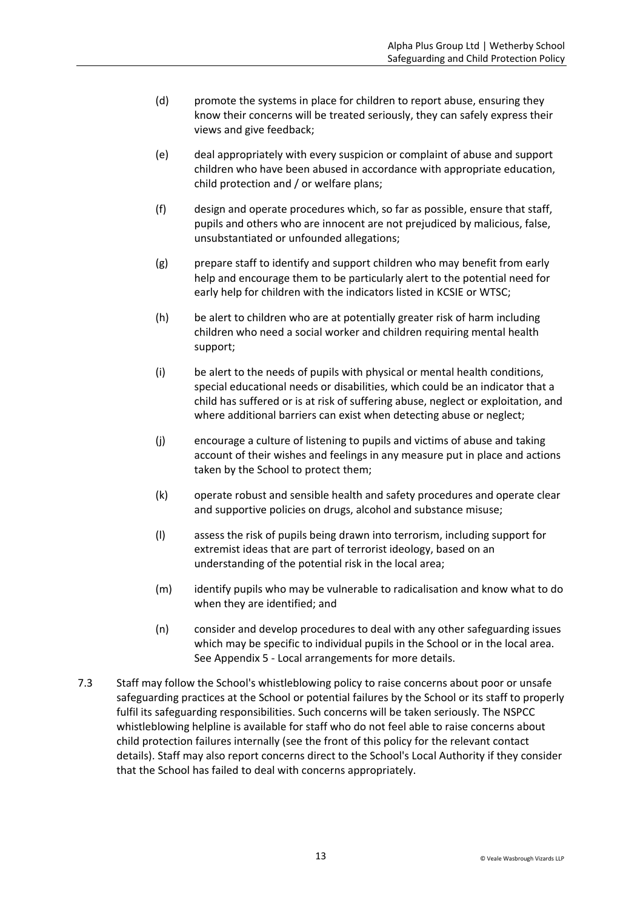(d) promote the systems in place for children to report abuse, ensuring they know their concerns will be treated seriously, they can safely express their views and give feedback;

(e) deal appropriately with every suspicion or complaint of abuse and support children who have been abused in accordance with appropriate education, child protection and / or welfare plans;

(f) design and operate procedures which, so far as possible, ensure that staff, pupils and others who are innocent are not prejudiced by malicious, false, unsubstantiated or unfounded allegations;

(g) prepare staff to identify and support children who may benefit from early help and encourage them to be particularly alert to the potential need for early help for children with the indicators listed in KCSIE or WTSC;

(h) be alert to children who are at potentially greater risk of harm including children who need a social worker and children requiring mental health support;

(i) be alert to the needs of pupils with physical or mental health conditions, special educational needs or disabilities, which could be an indicator that a child has suffered or is at risk of suffering abuse, neglect or exploitation, and where additional barriers can exist when detecting abuse or neglect;

(j) encourage a culture of listening to pupils and victims of abuse and taking account of their wishes and feelings in any measure put in place and actions taken by the School to protect them;

(k) operate robust and sensible health and safety procedures and operate clear and supportive policies on drugs, alcohol and substance misuse;

(l) assess the risk of pupils being drawn into terrorism, including support for extremist ideas that are part of terrorist ideology, based on an understanding of the potential risk in the local area;

(m) identify pupils who may be vulnerable to radicalisation and know what to do when they are identified; and

(n) consider and develop procedures to deal with any other safeguarding issues which may be specific to individual pupils in the School or in the local area. See Appendix 5 - Local arrangements for more details.

7.3 Staff may follow the School's whistleblowing policy to raise concerns about poor or unsafe safeguarding practices at the School or potential failures by the School or its staff to properly fulfil its safeguarding responsibilities. Such concerns will be taken seriously. The NSPCC whistleblowing helpline is available for staff who do not feel able to raise concerns about child protection failures internally (see the front of this policy for the relevant contact details). Staff may also report concerns direct to the School's Local Authority if they consider that the School has failed to deal with concerns appropriately.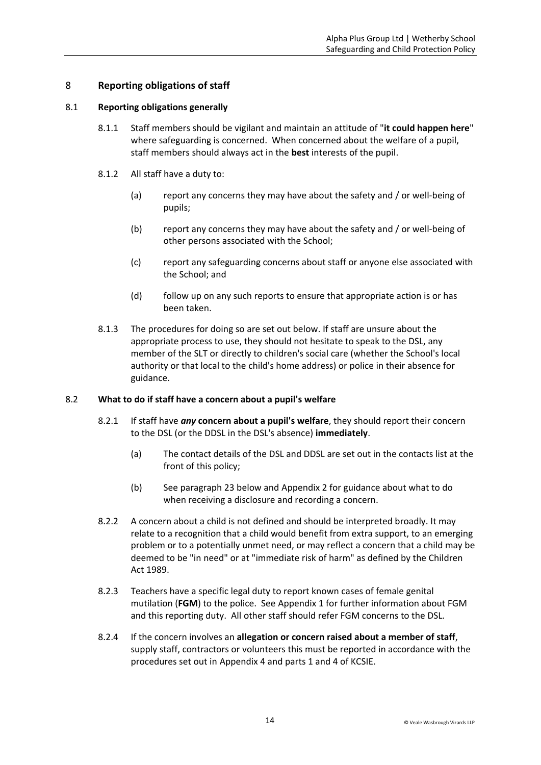## 8 Reporting obligations of staff

### 8.1 Reporting obligations generally

8.1.1 Staff members should be vigilant and maintain an attitude of "**it could happen here**" where safeguarding is concerned. When concerned about the welfare of a pupil, staff members should always act in the **best** interests of the pupil.

8.1.2 All staff have a duty to:

(a) report any concerns they may have about the safety and / or well-being of pupils;

(b) report any concerns they may have about the safety and / or well-being of other persons associated with the School;

(c) report any safeguarding concerns about staff or anyone else associated with the School; and

(d) follow up on any such reports to ensure that appropriate action is or has been taken.

8.1.3 The procedures for doing so are set out below. If staff are unsure about the appropriate process to use, they should not hesitate to speak to the DSL, any member of the SLT or directly to children's social care (whether the School's local authority or that local to the child's home address) or police in their absence for guidance.

### 8.2 What to do if staff have a concern about a pupil's welfare

8.2.1 If staff have ***any*** **concern about a pupil's welfare**, they should report their concern to the DSL (or the DDSL in the DSL's absence) **immediately**.

(a) The contact details of the DSL and DDSL are set out in the contacts list at the front of this policy;

(b) See paragraph 23 below and Appendix 2 for guidance about what to do when receiving a disclosure and recording a concern.

8.2.2 A concern about a child is not defined and should be interpreted broadly. It may relate to a recognition that a child would benefit from extra support, to an emerging problem or to a potentially unmet need, or may reflect a concern that a child may be deemed to be "in need" or at "immediate risk of harm" as defined by the Children Act 1989.

8.2.3 Teachers have a specific legal duty to report known cases of female genital mutilation (**FGM**) to the police. See Appendix 1 for further information about FGM and this reporting duty. All other staff should refer FGM concerns to the DSL.

8.2.4 If the concern involves an **allegation or concern raised about a member of staff**, supply staff, contractors or volunteers this must be reported in accordance with the procedures set out in Appendix 4 and parts 1 and 4 of KCSIE.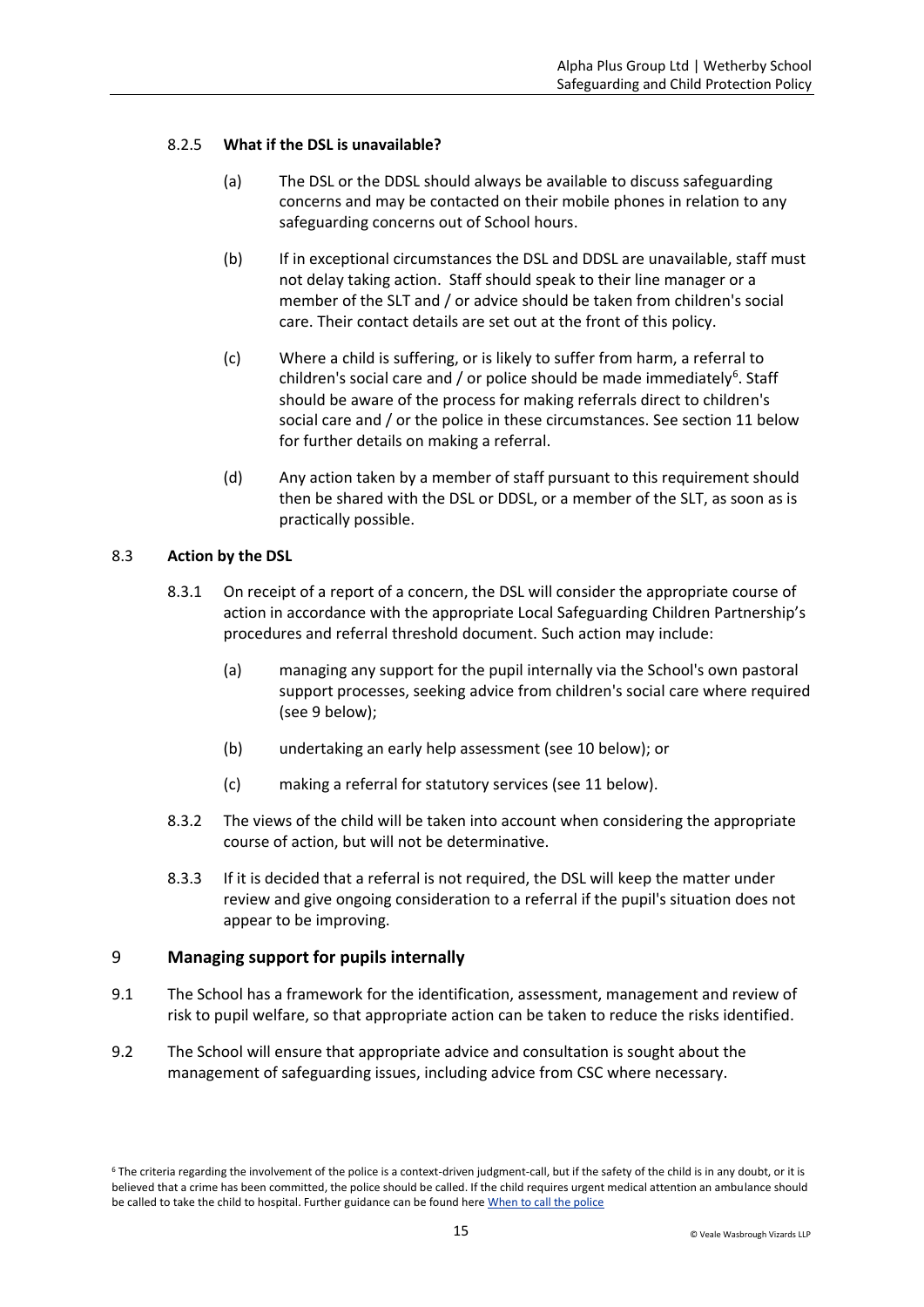#### 8.2.5 **What if the DSL is unavailable?**

(a) The DSL or the DDSL should always be available to discuss safeguarding concerns and may be contacted on their mobile phones in relation to any safeguarding concerns out of School hours.

(b) If in exceptional circumstances the DSL and DDSL are unavailable, staff must not delay taking action. Staff should speak to their line manager or a member of the SLT and / or advice should be taken from children's social care. Their contact details are set out at the front of this policy.

(c) Where a child is suffering, or is likely to suffer from harm, a referral to children's social care and / or police should be made immediately[6]. Staff should be aware of the process for making referrals direct to children's social care and / or the police in these circumstances. See section 11 below for further details on making a referral.

(d) Any action taken by a member of staff pursuant to this requirement should then be shared with the DSL or DDSL, or a member of the SLT, as soon as is practically possible.

### 8.3 **Action by the DSL**

8.3.1 On receipt of a report of a concern, the DSL will consider the appropriate course of action in accordance with the appropriate Local Safeguarding Children Partnership's procedures and referral threshold document. Such action may include:

(a) managing any support for the pupil internally via the School's own pastoral support processes, seeking advice from children's social care where required (see 9 below);

(b) undertaking an early help assessment (see 10 below); or

(c) making a referral for statutory services (see 11 below).

8.3.2 The views of the child will be taken into account when considering the appropriate course of action, but will not be determinative.

8.3.3 If it is decided that a referral is not required, the DSL will keep the matter under review and give ongoing consideration to a referral if the pupil's situation does not appear to be improving.

## 9 **Managing support for pupils internally**

9.1 The School has a framework for the identification, assessment, management and review of risk to pupil welfare, so that appropriate action can be taken to reduce the risks identified.

9.2 The School will ensure that appropriate advice and consultation is sought about the management of safeguarding issues, including advice from CSC where necessary.

[6] The criteria regarding the involvement of the police is a context-driven judgment-call, but if the safety of the child is in any doubt, or it is believed that a crime has been committed, the police should be called. If the child requires urgent medical attention an ambulance should be called to take the child to hospital. Further guidance can be found here When to call the police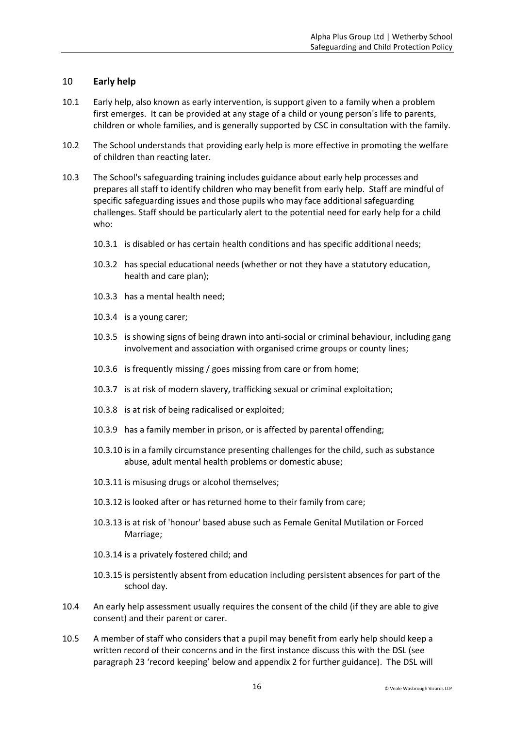## 10 Early help

10.1 Early help, also known as early intervention, is support given to a family when a problem first emerges. It can be provided at any stage of a child or young person's life to parents, children or whole families, and is generally supported by CSC in consultation with the family.

10.2 The School understands that providing early help is more effective in promoting the welfare of children than reacting later.

10.3 The School's safeguarding training includes guidance about early help processes and prepares all staff to identify children who may benefit from early help. Staff are mindful of specific safeguarding issues and those pupils who may face additional safeguarding challenges. Staff should be particularly alert to the potential need for early help for a child who:

10.3.1 is disabled or has certain health conditions and has specific additional needs;

10.3.2 has special educational needs (whether or not they have a statutory education, health and care plan);

10.3.3 has a mental health need;

10.3.4 is a young carer;

10.3.5 is showing signs of being drawn into anti-social or criminal behaviour, including gang involvement and association with organised crime groups or county lines;

10.3.6 is frequently missing / goes missing from care or from home;

10.3.7 is at risk of modern slavery, trafficking sexual or criminal exploitation;

10.3.8 is at risk of being radicalised or exploited;

10.3.9 has a family member in prison, or is affected by parental offending;

10.3.10 is in a family circumstance presenting challenges for the child, such as substance abuse, adult mental health problems or domestic abuse;

10.3.11 is misusing drugs or alcohol themselves;

10.3.12 is looked after or has returned home to their family from care;

10.3.13 is at risk of 'honour' based abuse such as Female Genital Mutilation or Forced Marriage;

10.3.14 is a privately fostered child; and

10.3.15 is persistently absent from education including persistent absences for part of the school day.

10.4 An early help assessment usually requires the consent of the child (if they are able to give consent) and their parent or carer.

10.5 A member of staff who considers that a pupil may benefit from early help should keep a written record of their concerns and in the first instance discuss this with the DSL (see paragraph 23 'record keeping' below and appendix 2 for further guidance). The DSL will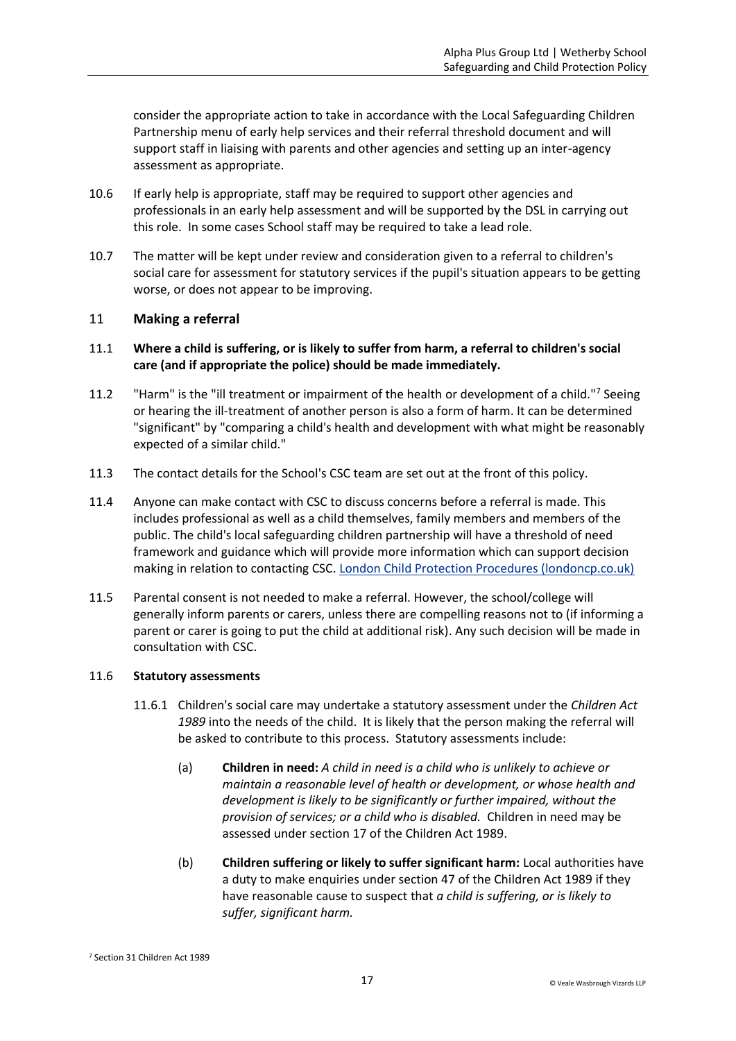consider the appropriate action to take in accordance with the Local Safeguarding Children Partnership menu of early help services and their referral threshold document and will support staff in liaising with parents and other agencies and setting up an inter-agency assessment as appropriate.

10.6 If early help is appropriate, staff may be required to support other agencies and professionals in an early help assessment and will be supported by the DSL in carrying out this role. In some cases School staff may be required to take a lead role.

10.7 The matter will be kept under review and consideration given to a referral to children's social care for assessment for statutory services if the pupil's situation appears to be getting worse, or does not appear to be improving.

## 11 Making a referral

11.1 **Where a child is suffering, or is likely to suffer from harm, a referral to children's social care (and if appropriate the police) should be made immediately.**

11.2 "Harm" is the "ill treatment or impairment of the health or development of a child."[7] Seeing or hearing the ill-treatment of another person is also a form of harm. It can be determined "significant" by "comparing a child's health and development with what might be reasonably expected of a similar child."

11.3 The contact details for the School's CSC team are set out at the front of this policy.

11.4 Anyone can make contact with CSC to discuss concerns before a referral is made. This includes professional as well as a child themselves, family members and members of the public. The child's local safeguarding children partnership will have a threshold of need framework and guidance which will provide more information which can support decision making in relation to contacting CSC. [London Child Protection Procedures (londoncp.co.uk)](https://www.londoncp.co.uk)

11.5 Parental consent is not needed to make a referral. However, the school/college will generally inform parents or carers, unless there are compelling reasons not to (if informing a parent or carer is going to put the child at additional risk). Any such decision will be made in consultation with CSC.

11.6 **Statutory assessments**

11.6.1 Children's social care may undertake a statutory assessment under the *Children Act 1989* into the needs of the child. It is likely that the person making the referral will be asked to contribute to this process. Statutory assessments include:

(a) **Children in need:** *A child in need is a child who is unlikely to achieve or maintain a reasonable level of health or development, or whose health and development is likely to be significantly or further impaired, without the provision of services; or a child who is disabled.* Children in need may be assessed under section 17 of the Children Act 1989.

(b) **Children suffering or likely to suffer significant harm:** Local authorities have a duty to make enquiries under section 47 of the Children Act 1989 if they have reasonable cause to suspect that *a child is suffering, or is likely to suffer, significant harm.*

[7] Section 31 Children Act 1989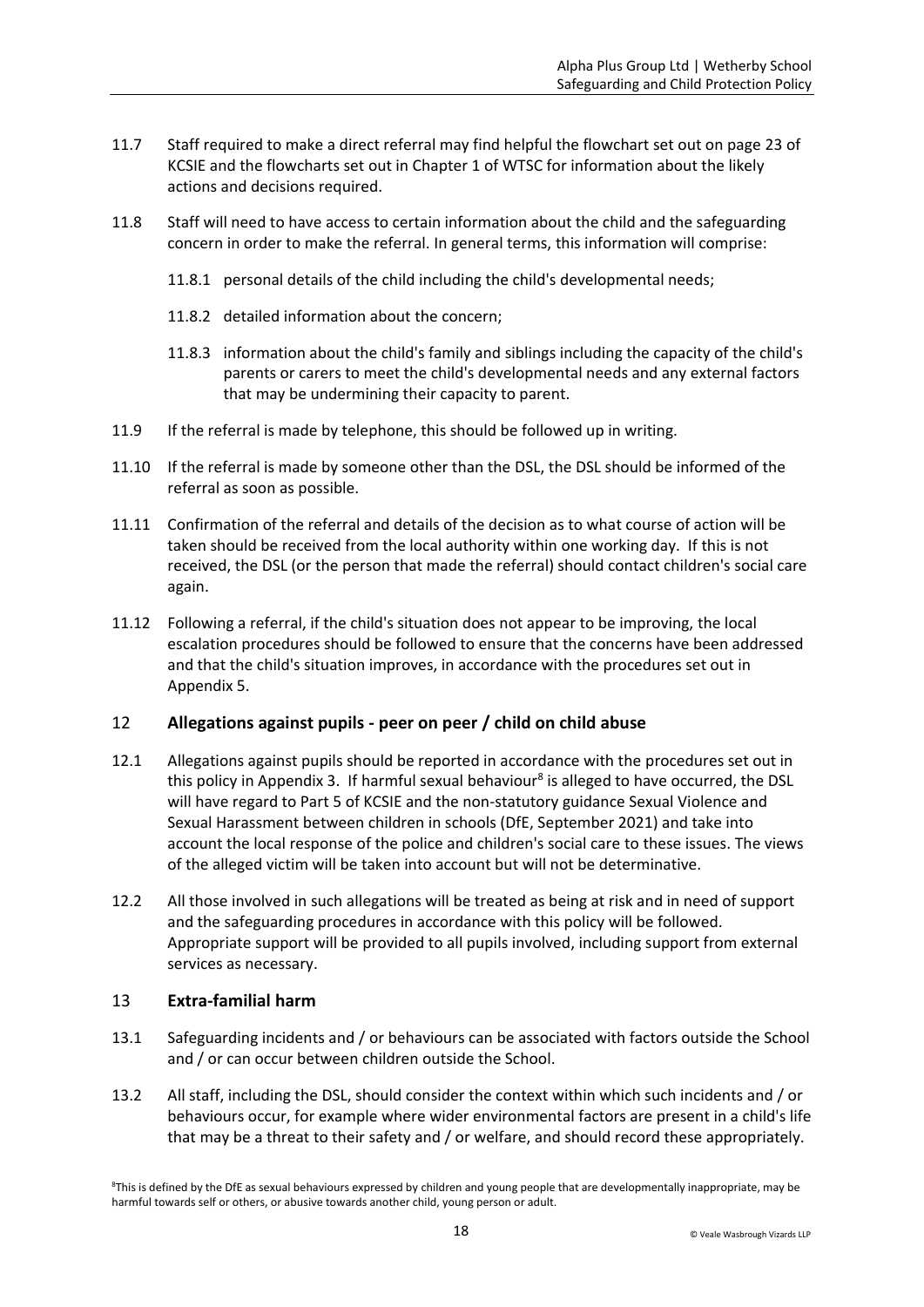11.7 Staff required to make a direct referral may find helpful the flowchart set out on page 23 of KCSIE and the flowcharts set out in Chapter 1 of WTSC for information about the likely actions and decisions required.

11.8 Staff will need to have access to certain information about the child and the safeguarding concern in order to make the referral. In general terms, this information will comprise:

11.8.1 personal details of the child including the child's developmental needs;

11.8.2 detailed information about the concern;

11.8.3 information about the child's family and siblings including the capacity of the child's parents or carers to meet the child's developmental needs and any external factors that may be undermining their capacity to parent.

11.9 If the referral is made by telephone, this should be followed up in writing.

11.10 If the referral is made by someone other than the DSL, the DSL should be informed of the referral as soon as possible.

11.11 Confirmation of the referral and details of the decision as to what course of action will be taken should be received from the local authority within one working day. If this is not received, the DSL (or the person that made the referral) should contact children's social care again.

11.12 Following a referral, if the child's situation does not appear to be improving, the local escalation procedures should be followed to ensure that the concerns have been addressed and that the child's situation improves, in accordance with the procedures set out in Appendix 5.

## 12 Allegations against pupils - peer on peer / child on child abuse

12.1 Allegations against pupils should be reported in accordance with the procedures set out in this policy in Appendix 3. If harmful sexual behaviour[8] is alleged to have occurred, the DSL will have regard to Part 5 of KCSIE and the non-statutory guidance Sexual Violence and Sexual Harassment between children in schools (DfE, September 2021) and take into account the local response of the police and children's social care to these issues. The views of the alleged victim will be taken into account but will not be determinative.

12.2 All those involved in such allegations will be treated as being at risk and in need of support and the safeguarding procedures in accordance with this policy will be followed. Appropriate support will be provided to all pupils involved, including support from external services as necessary.

## 13 Extra-familial harm

13.1 Safeguarding incidents and / or behaviours can be associated with factors outside the School and / or can occur between children outside the School.

13.2 All staff, including the DSL, should consider the context within which such incidents and / or behaviours occur, for example where wider environmental factors are present in a child's life that may be a threat to their safety and / or welfare, and should record these appropriately.

[8] This is defined by the DfE as sexual behaviours expressed by children and young people that are developmentally inappropriate, may be harmful towards self or others, or abusive towards another child, young person or adult.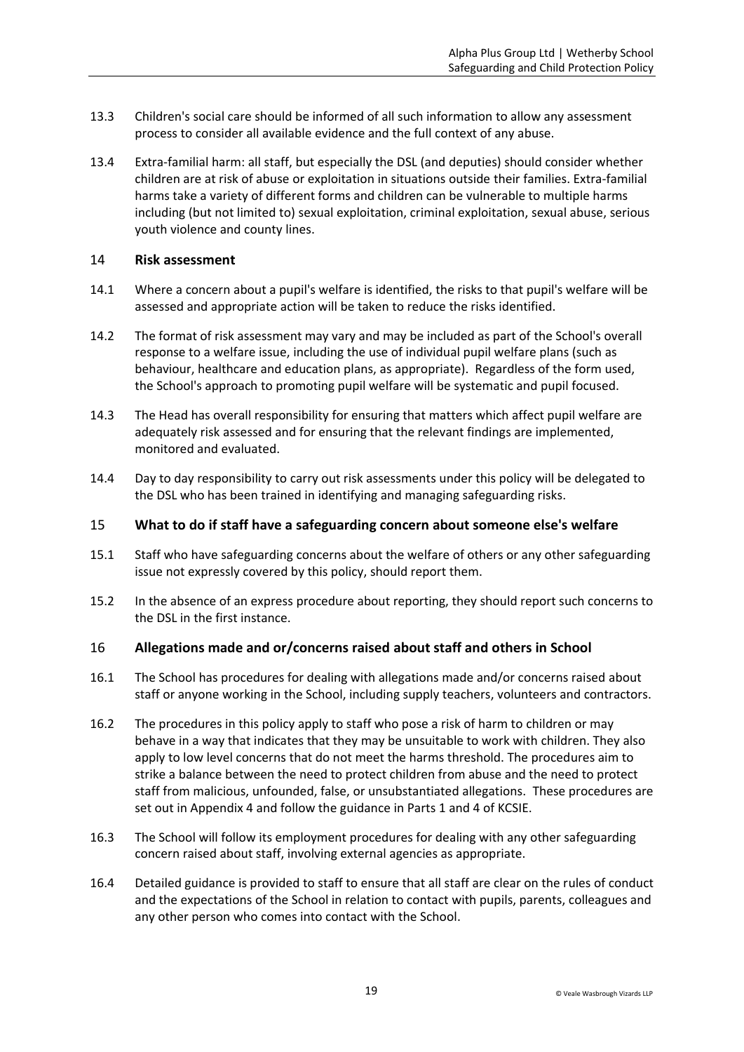13.3 Children's social care should be informed of all such information to allow any assessment process to consider all available evidence and the full context of any abuse.

13.4 Extra-familial harm: all staff, but especially the DSL (and deputies) should consider whether children are at risk of abuse or exploitation in situations outside their families. Extra-familial harms take a variety of different forms and children can be vulnerable to multiple harms including (but not limited to) sexual exploitation, criminal exploitation, sexual abuse, serious youth violence and county lines.

## 14 Risk assessment

14.1 Where a concern about a pupil's welfare is identified, the risks to that pupil's welfare will be assessed and appropriate action will be taken to reduce the risks identified.

14.2 The format of risk assessment may vary and may be included as part of the School's overall response to a welfare issue, including the use of individual pupil welfare plans (such as behaviour, healthcare and education plans, as appropriate). Regardless of the form used, the School's approach to promoting pupil welfare will be systematic and pupil focused.

14.3 The Head has overall responsibility for ensuring that matters which affect pupil welfare are adequately risk assessed and for ensuring that the relevant findings are implemented, monitored and evaluated.

14.4 Day to day responsibility to carry out risk assessments under this policy will be delegated to the DSL who has been trained in identifying and managing safeguarding risks.

## 15 What to do if staff have a safeguarding concern about someone else's welfare

15.1 Staff who have safeguarding concerns about the welfare of others or any other safeguarding issue not expressly covered by this policy, should report them.

15.2 In the absence of an express procedure about reporting, they should report such concerns to the DSL in the first instance.

## 16 Allegations made and or/concerns raised about staff and others in School

16.1 The School has procedures for dealing with allegations made and/or concerns raised about staff or anyone working in the School, including supply teachers, volunteers and contractors.

16.2 The procedures in this policy apply to staff who pose a risk of harm to children or may behave in a way that indicates that they may be unsuitable to work with children. They also apply to low level concerns that do not meet the harms threshold. The procedures aim to strike a balance between the need to protect children from abuse and the need to protect staff from malicious, unfounded, false, or unsubstantiated allegations. These procedures are set out in Appendix 4 and follow the guidance in Parts 1 and 4 of KCSIE.

16.3 The School will follow its employment procedures for dealing with any other safeguarding concern raised about staff, involving external agencies as appropriate.

16.4 Detailed guidance is provided to staff to ensure that all staff are clear on the rules of conduct and the expectations of the School in relation to contact with pupils, parents, colleagues and any other person who comes into contact with the School.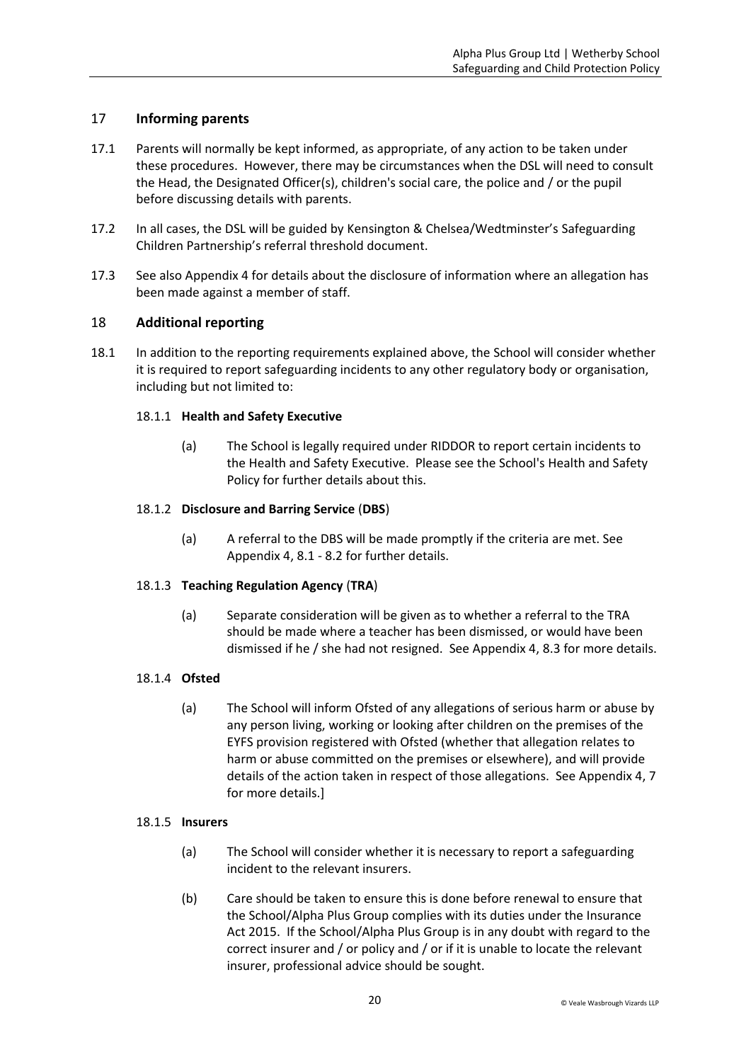## 17 Informing parents

17.1 Parents will normally be kept informed, as appropriate, of any action to be taken under these procedures. However, there may be circumstances when the DSL will need to consult the Head, the Designated Officer(s), children's social care, the police and / or the pupil before discussing details with parents.

17.2 In all cases, the DSL will be guided by Kensington & Chelsea/Wedtminster's Safeguarding Children Partnership's referral threshold document.

17.3 See also Appendix 4 for details about the disclosure of information where an allegation has been made against a member of staff.

## 18 Additional reporting

18.1 In addition to the reporting requirements explained above, the School will consider whether it is required to report safeguarding incidents to any other regulatory body or organisation, including but not limited to:

### 18.1.1 Health and Safety Executive

(a) The School is legally required under RIDDOR to report certain incidents to the Health and Safety Executive. Please see the School's Health and Safety Policy for further details about this.

### 18.1.2 Disclosure and Barring Service (DBS)

(a) A referral to the DBS will be made promptly if the criteria are met. See Appendix 4, 8.1 - 8.2 for further details.

### 18.1.3 Teaching Regulation Agency (TRA)

(a) Separate consideration will be given as to whether a referral to the TRA should be made where a teacher has been dismissed, or would have been dismissed if he / she had not resigned. See Appendix 4, 8.3 for more details.

### 18.1.4 Ofsted

(a) The School will inform Ofsted of any allegations of serious harm or abuse by any person living, working or looking after children on the premises of the EYFS provision registered with Ofsted (whether that allegation relates to harm or abuse committed on the premises or elsewhere), and will provide details of the action taken in respect of those allegations. See Appendix 4, 7 for more details.]

### 18.1.5 Insurers

(a) The School will consider whether it is necessary to report a safeguarding incident to the relevant insurers.

(b) Care should be taken to ensure this is done before renewal to ensure that the School/Alpha Plus Group complies with its duties under the Insurance Act 2015. If the School/Alpha Plus Group is in any doubt with regard to the correct insurer and / or policy and / or if it is unable to locate the relevant insurer, professional advice should be sought.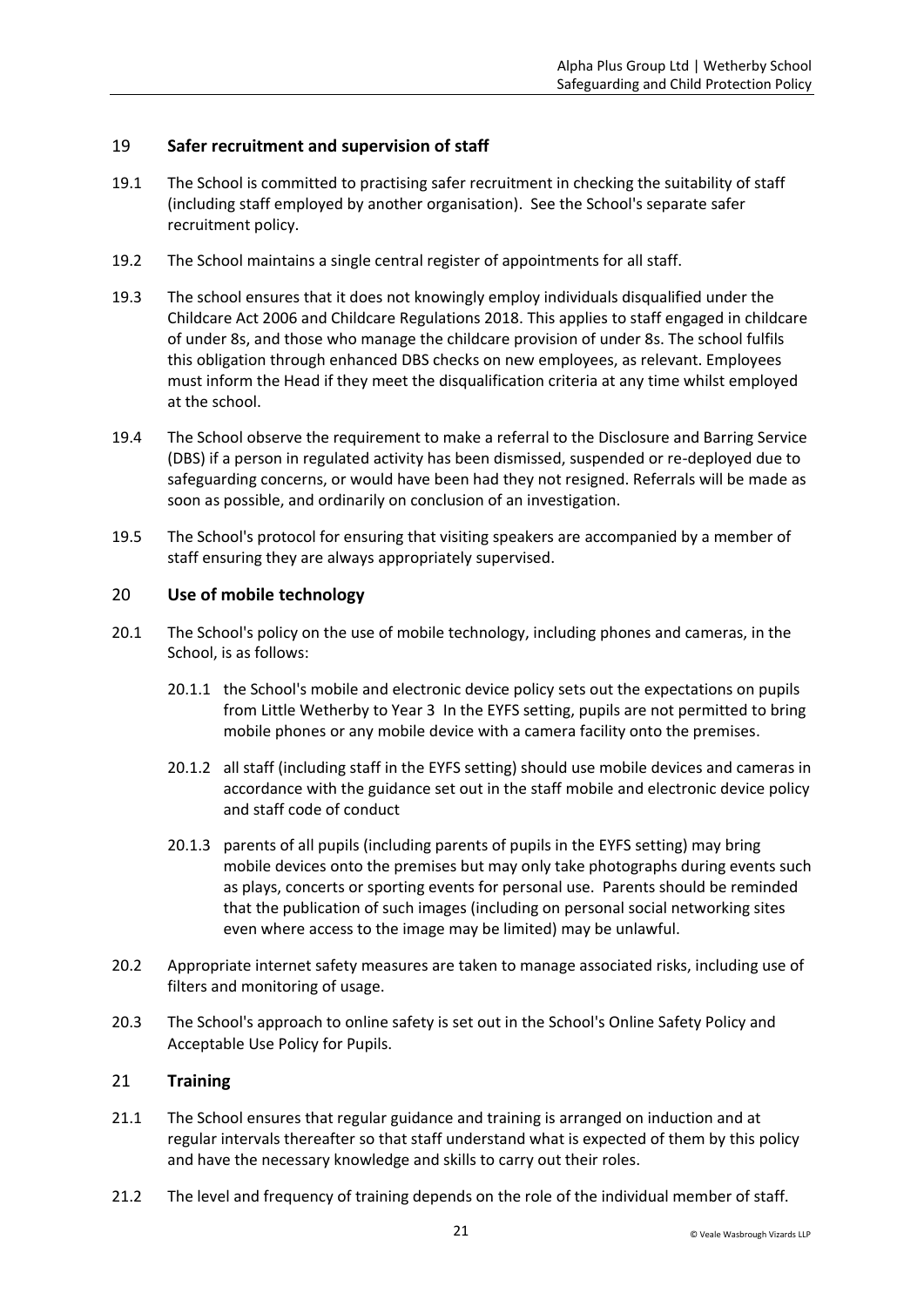## 19 Safer recruitment and supervision of staff

19.1 The School is committed to practising safer recruitment in checking the suitability of staff (including staff employed by another organisation). See the School's separate safer recruitment policy.

19.2 The School maintains a single central register of appointments for all staff.

19.3 The school ensures that it does not knowingly employ individuals disqualified under the Childcare Act 2006 and Childcare Regulations 2018. This applies to staff engaged in childcare of under 8s, and those who manage the childcare provision of under 8s. The school fulfils this obligation through enhanced DBS checks on new employees, as relevant. Employees must inform the Head if they meet the disqualification criteria at any time whilst employed at the school.

19.4 The School observe the requirement to make a referral to the Disclosure and Barring Service (DBS) if a person in regulated activity has been dismissed, suspended or re-deployed due to safeguarding concerns, or would have been had they not resigned. Referrals will be made as soon as possible, and ordinarily on conclusion of an investigation.

19.5 The School's protocol for ensuring that visiting speakers are accompanied by a member of staff ensuring they are always appropriately supervised.

## 20 Use of mobile technology

20.1 The School's policy on the use of mobile technology, including phones and cameras, in the School, is as follows:

- 20.1.1 the School's mobile and electronic device policy sets out the expectations on pupils from Little Wetherby to Year 3 In the EYFS setting, pupils are not permitted to bring mobile phones or any mobile device with a camera facility onto the premises.
- 20.1.2 all staff (including staff in the EYFS setting) should use mobile devices and cameras in accordance with the guidance set out in the staff mobile and electronic device policy and staff code of conduct
- 20.1.3 parents of all pupils (including parents of pupils in the EYFS setting) may bring mobile devices onto the premises but may only take photographs during events such as plays, concerts or sporting events for personal use. Parents should be reminded that the publication of such images (including on personal social networking sites even where access to the image may be limited) may be unlawful.

20.2 Appropriate internet safety measures are taken to manage associated risks, including use of filters and monitoring of usage.

20.3 The School's approach to online safety is set out in the School's Online Safety Policy and Acceptable Use Policy for Pupils.

## 21 Training

21.1 The School ensures that regular guidance and training is arranged on induction and at regular intervals thereafter so that staff understand what is expected of them by this policy and have the necessary knowledge and skills to carry out their roles.

21.2 The level and frequency of training depends on the role of the individual member of staff.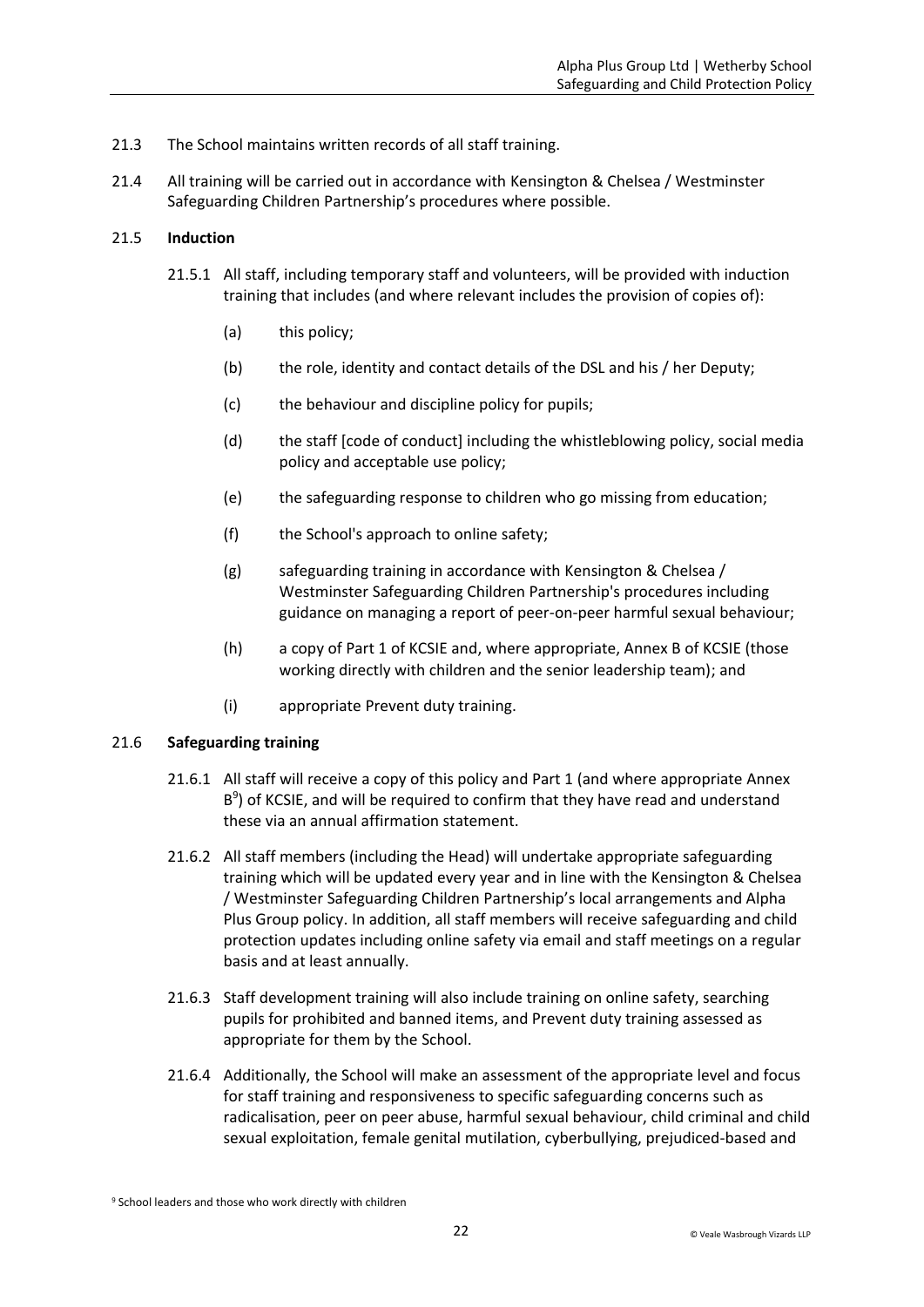21.3 The School maintains written records of all staff training.

21.4 All training will be carried out in accordance with Kensington & Chelsea / Westminster Safeguarding Children Partnership's procedures where possible.

21.5 **Induction**

21.5.1 All staff, including temporary staff and volunteers, will be provided with induction training that includes (and where relevant includes the provision of copies of):

(a) this policy;

(b) the role, identity and contact details of the DSL and his / her Deputy;

(c) the behaviour and discipline policy for pupils;

(d) the staff [code of conduct] including the whistleblowing policy, social media policy and acceptable use policy;

(e) the safeguarding response to children who go missing from education;

(f) the School's approach to online safety;

(g) safeguarding training in accordance with Kensington & Chelsea / Westminster Safeguarding Children Partnership's procedures including guidance on managing a report of peer-on-peer harmful sexual behaviour;

(h) a copy of Part 1 of KCSIE and, where appropriate, Annex B of KCSIE (those working directly with children and the senior leadership team); and

(i) appropriate Prevent duty training.

21.6 **Safeguarding training**

21.6.1 All staff will receive a copy of this policy and Part 1 (and where appropriate Annex B[9]) of KCSIE, and will be required to confirm that they have read and understand these via an annual affirmation statement.

21.6.2 All staff members (including the Head) will undertake appropriate safeguarding training which will be updated every year and in line with the Kensington & Chelsea / Westminster Safeguarding Children Partnership's local arrangements and Alpha Plus Group policy. In addition, all staff members will receive safeguarding and child protection updates including online safety via email and staff meetings on a regular basis and at least annually.

21.6.3 Staff development training will also include training on online safety, searching pupils for prohibited and banned items, and Prevent duty training assessed as appropriate for them by the School.

21.6.4 Additionally, the School will make an assessment of the appropriate level and focus for staff training and responsiveness to specific safeguarding concerns such as radicalisation, peer on peer abuse, harmful sexual behaviour, child criminal and child sexual exploitation, female genital mutilation, cyberbullying, prejudiced-based and

[9] School leaders and those who work directly with children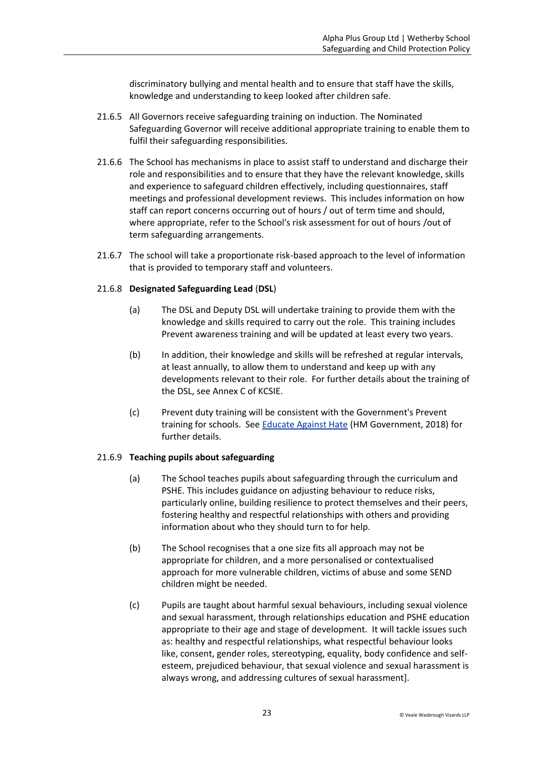discriminatory bullying and mental health and to ensure that staff have the skills, knowledge and understanding to keep looked after children safe.

21.6.5 All Governors receive safeguarding training on induction. The Nominated Safeguarding Governor will receive additional appropriate training to enable them to fulfil their safeguarding responsibilities.

21.6.6 The School has mechanisms in place to assist staff to understand and discharge their role and responsibilities and to ensure that they have the relevant knowledge, skills and experience to safeguard children effectively, including questionnaires, staff meetings and professional development reviews. This includes information on how staff can report concerns occurring out of hours / out of term time and should, where appropriate, refer to the School's risk assessment for out of hours /out of term safeguarding arrangements.

21.6.7 The school will take a proportionate risk-based approach to the level of information that is provided to temporary staff and volunteers.

21.6.8 **Designated Safeguarding Lead** (**DSL**)

(a) The DSL and Deputy DSL will undertake training to provide them with the knowledge and skills required to carry out the role. This training includes Prevent awareness training and will be updated at least every two years.

(b) In addition, their knowledge and skills will be refreshed at regular intervals, at least annually, to allow them to understand and keep up with any developments relevant to their role. For further details about the training of the DSL, see Annex C of KCSIE.

(c) Prevent duty training will be consistent with the Government's Prevent training for schools. See Educate Against Hate (HM Government, 2018) for further details.

21.6.9 **Teaching pupils about safeguarding**

(a) The School teaches pupils about safeguarding through the curriculum and PSHE. This includes guidance on adjusting behaviour to reduce risks, particularly online, building resilience to protect themselves and their peers, fostering healthy and respectful relationships with others and providing information about who they should turn to for help.

(b) The School recognises that a one size fits all approach may not be appropriate for children, and a more personalised or contextualised approach for more vulnerable children, victims of abuse and some SEND children might be needed.

(c) Pupils are taught about harmful sexual behaviours, including sexual violence and sexual harassment, through relationships education and PSHE education appropriate to their age and stage of development. It will tackle issues such as: healthy and respectful relationships, what respectful behaviour looks like, consent, gender roles, stereotyping, equality, body confidence and self-esteem, prejudiced behaviour, that sexual violence and sexual harassment is always wrong, and addressing cultures of sexual harassment].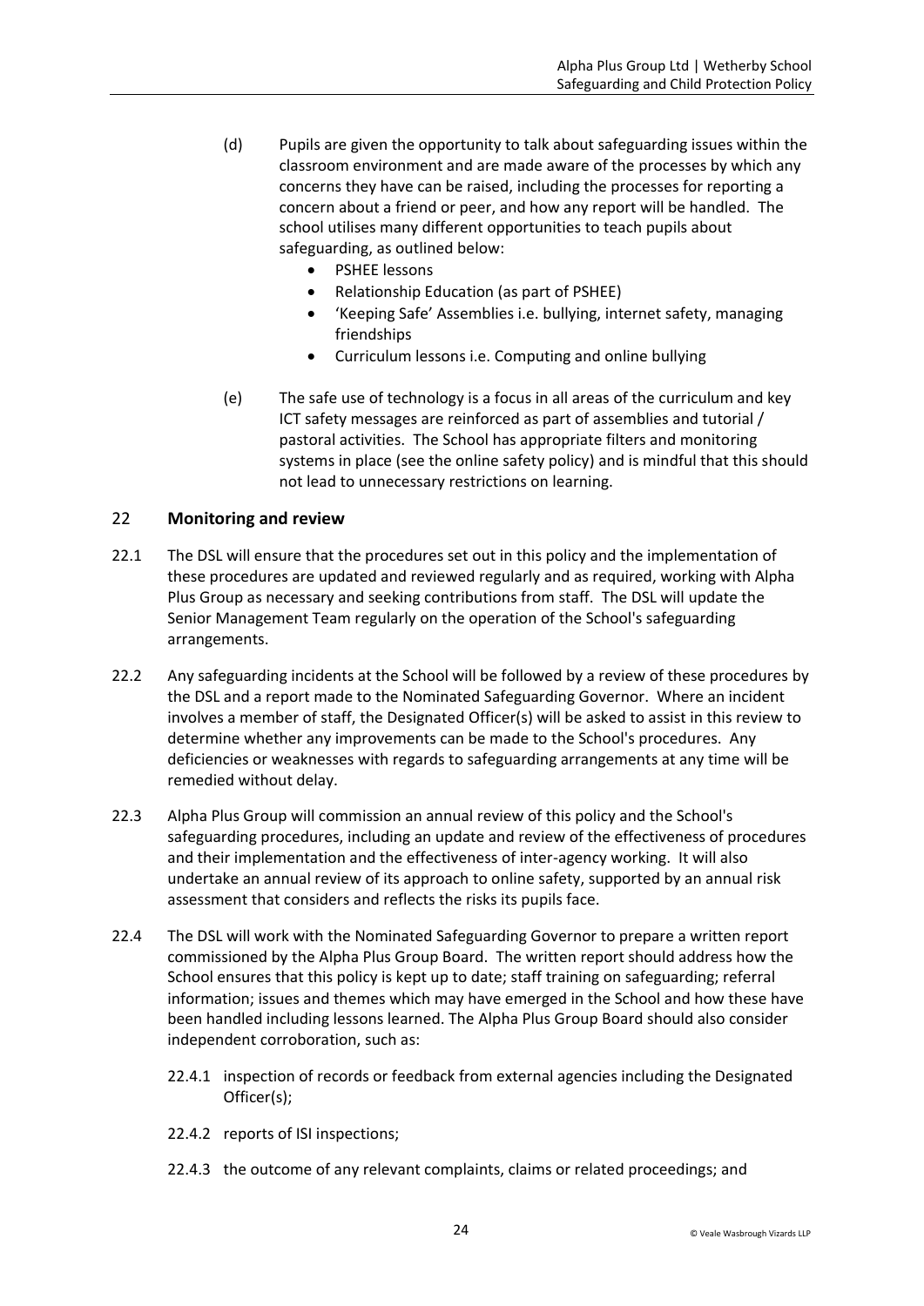(d) Pupils are given the opportunity to talk about safeguarding issues within the classroom environment and are made aware of the processes by which any concerns they have can be raised, including the processes for reporting a concern about a friend or peer, and how any report will be handled. The school utilises many different opportunities to teach pupils about safeguarding, as outlined below:

- PSHEE lessons
- Relationship Education (as part of PSHEE)
- 'Keeping Safe' Assemblies i.e. bullying, internet safety, managing friendships
- Curriculum lessons i.e. Computing and online bullying

(e) The safe use of technology is a focus in all areas of the curriculum and key ICT safety messages are reinforced as part of assemblies and tutorial / pastoral activities. The School has appropriate filters and monitoring systems in place (see the online safety policy) and is mindful that this should not lead to unnecessary restrictions on learning.

## 22 Monitoring and review

22.1 The DSL will ensure that the procedures set out in this policy and the implementation of these procedures are updated and reviewed regularly and as required, working with Alpha Plus Group as necessary and seeking contributions from staff. The DSL will update the Senior Management Team regularly on the operation of the School's safeguarding arrangements.

22.2 Any safeguarding incidents at the School will be followed by a review of these procedures by the DSL and a report made to the Nominated Safeguarding Governor. Where an incident involves a member of staff, the Designated Officer(s) will be asked to assist in this review to determine whether any improvements can be made to the School's procedures. Any deficiencies or weaknesses with regards to safeguarding arrangements at any time will be remedied without delay.

22.3 Alpha Plus Group will commission an annual review of this policy and the School's safeguarding procedures, including an update and review of the effectiveness of procedures and their implementation and the effectiveness of inter-agency working. It will also undertake an annual review of its approach to online safety, supported by an annual risk assessment that considers and reflects the risks its pupils face.

22.4 The DSL will work with the Nominated Safeguarding Governor to prepare a written report commissioned by the Alpha Plus Group Board. The written report should address how the School ensures that this policy is kept up to date; staff training on safeguarding; referral information; issues and themes which may have emerged in the School and how these have been handled including lessons learned. The Alpha Plus Group Board should also consider independent corroboration, such as:

22.4.1 inspection of records or feedback from external agencies including the Designated Officer(s);

22.4.2 reports of ISI inspections;

22.4.3 the outcome of any relevant complaints, claims or related proceedings; and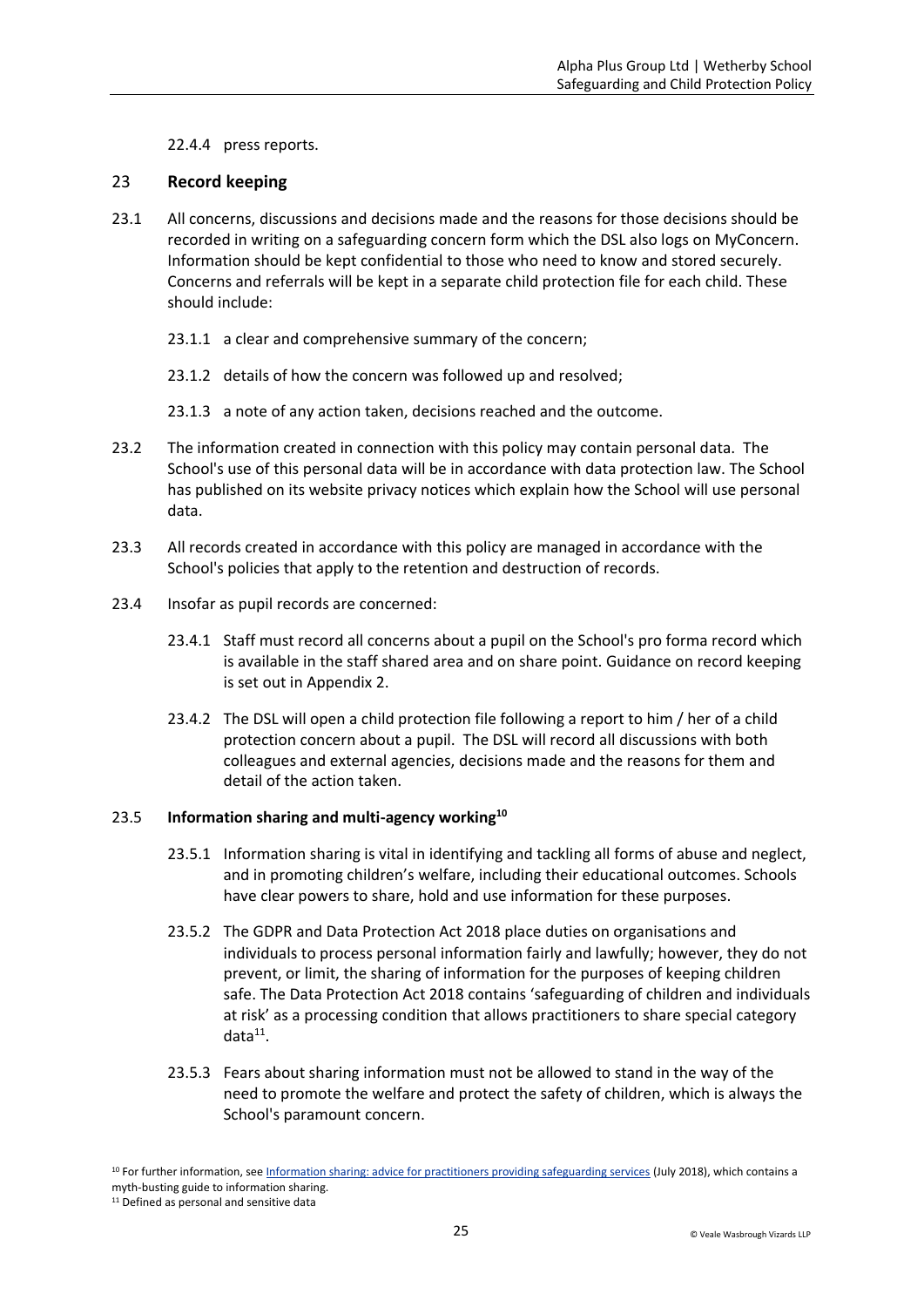22.4.4 press reports.

## 23 Record keeping

23.1 All concerns, discussions and decisions made and the reasons for those decisions should be recorded in writing on a safeguarding concern form which the DSL also logs on MyConcern. Information should be kept confidential to those who need to know and stored securely. Concerns and referrals will be kept in a separate child protection file for each child. These should include:

23.1.1 a clear and comprehensive summary of the concern;

23.1.2 details of how the concern was followed up and resolved;

23.1.3 a note of any action taken, decisions reached and the outcome.

23.2 The information created in connection with this policy may contain personal data. The School's use of this personal data will be in accordance with data protection law. The School has published on its website privacy notices which explain how the School will use personal data.

23.3 All records created in accordance with this policy are managed in accordance with the School's policies that apply to the retention and destruction of records.

23.4 Insofar as pupil records are concerned:

23.4.1 Staff must record all concerns about a pupil on the School's pro forma record which is available in the staff shared area and on share point. Guidance on record keeping is set out in Appendix 2.

23.4.2 The DSL will open a child protection file following a report to him / her of a child protection concern about a pupil. The DSL will record all discussions with both colleagues and external agencies, decisions made and the reasons for them and detail of the action taken.

### 23.5 Information sharing and multi-agency working[10]

23.5.1 Information sharing is vital in identifying and tackling all forms of abuse and neglect, and in promoting children's welfare, including their educational outcomes. Schools have clear powers to share, hold and use information for these purposes.

23.5.2 The GDPR and Data Protection Act 2018 place duties on organisations and individuals to process personal information fairly and lawfully; however, they do not prevent, or limit, the sharing of information for the purposes of keeping children safe. The Data Protection Act 2018 contains 'safeguarding of children and individuals at risk' as a processing condition that allows practitioners to share special category data[11].

23.5.3 Fears about sharing information must not be allowed to stand in the way of the need to promote the welfare and protect the safety of children, which is always the School's paramount concern.

---

[10] For further information, see Information sharing: advice for practitioners providing safeguarding services (July 2018), which contains a myth-busting guide to information sharing.

[11] Defined as personal and sensitive data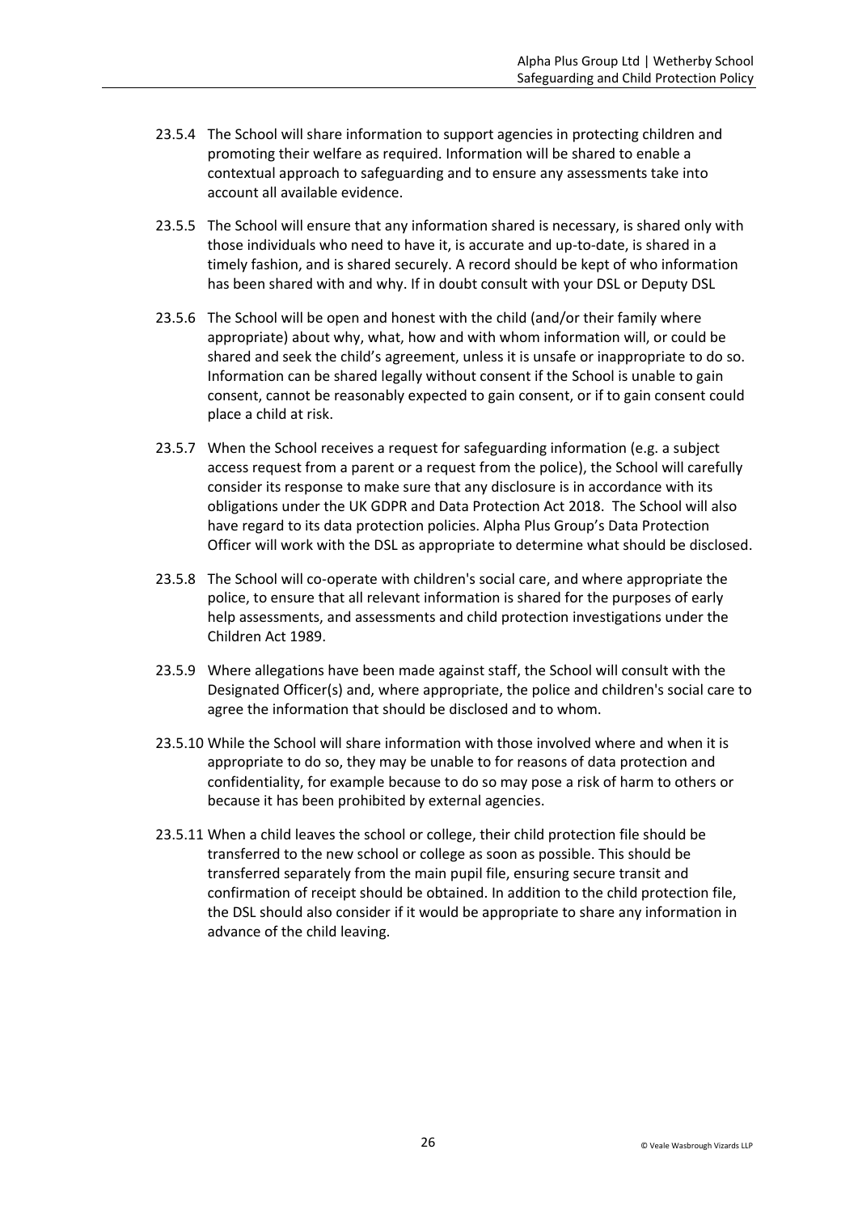23.5.4 The School will share information to support agencies in protecting children and promoting their welfare as required. Information will be shared to enable a contextual approach to safeguarding and to ensure any assessments take into account all available evidence.

23.5.5 The School will ensure that any information shared is necessary, is shared only with those individuals who need to have it, is accurate and up-to-date, is shared in a timely fashion, and is shared securely. A record should be kept of who information has been shared with and why. If in doubt consult with your DSL or Deputy DSL

23.5.6 The School will be open and honest with the child (and/or their family where appropriate) about why, what, how and with whom information will, or could be shared and seek the child's agreement, unless it is unsafe or inappropriate to do so. Information can be shared legally without consent if the School is unable to gain consent, cannot be reasonably expected to gain consent, or if to gain consent could place a child at risk.

23.5.7 When the School receives a request for safeguarding information (e.g. a subject access request from a parent or a request from the police), the School will carefully consider its response to make sure that any disclosure is in accordance with its obligations under the UK GDPR and Data Protection Act 2018. The School will also have regard to its data protection policies. Alpha Plus Group's Data Protection Officer will work with the DSL as appropriate to determine what should be disclosed.

23.5.8 The School will co-operate with children's social care, and where appropriate the police, to ensure that all relevant information is shared for the purposes of early help assessments, and assessments and child protection investigations under the Children Act 1989.

23.5.9 Where allegations have been made against staff, the School will consult with the Designated Officer(s) and, where appropriate, the police and children's social care to agree the information that should be disclosed and to whom.

23.5.10 While the School will share information with those involved where and when it is appropriate to do so, they may be unable to for reasons of data protection and confidentiality, for example because to do so may pose a risk of harm to others or because it has been prohibited by external agencies.

23.5.11 When a child leaves the school or college, their child protection file should be transferred to the new school or college as soon as possible. This should be transferred separately from the main pupil file, ensuring secure transit and confirmation of receipt should be obtained. In addition to the child protection file, the DSL should also consider if it would be appropriate to share any information in advance of the child leaving.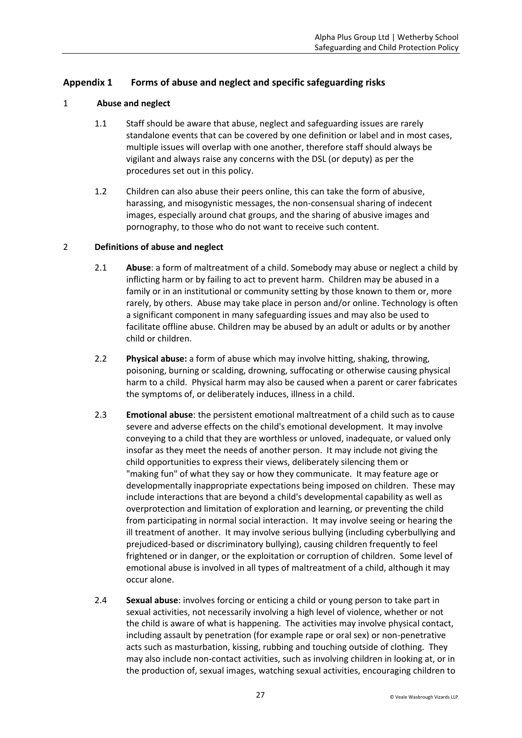## Appendix 1 Forms of abuse and neglect and specific safeguarding risks

### 1 Abuse and neglect

1.1 Staff should be aware that abuse, neglect and safeguarding issues are rarely standalone events that can be covered by one definition or label and in most cases, multiple issues will overlap with one another, therefore staff should always be vigilant and always raise any concerns with the DSL (or deputy) as per the procedures set out in this policy.

1.2 Children can also abuse their peers online, this can take the form of abusive, harassing, and misogynistic messages, the non-consensual sharing of indecent images, especially around chat groups, and the sharing of abusive images and pornography, to those who do not want to receive such content.

### 2 Definitions of abuse and neglect

2.1 **Abuse**: a form of maltreatment of a child. Somebody may abuse or neglect a child by inflicting harm or by failing to act to prevent harm. Children may be abused in a family or in an institutional or community setting by those known to them or, more rarely, by others. Abuse may take place in person and/or online. Technology is often a significant component in many safeguarding issues and may also be used to facilitate offline abuse. Children may be abused by an adult or adults or by another child or children.

2.2 **Physical abuse:** a form of abuse which may involve hitting, shaking, throwing, poisoning, burning or scalding, drowning, suffocating or otherwise causing physical harm to a child. Physical harm may also be caused when a parent or carer fabricates the symptoms of, or deliberately induces, illness in a child.

2.3 **Emotional abuse**: the persistent emotional maltreatment of a child such as to cause severe and adverse effects on the child's emotional development. It may involve conveying to a child that they are worthless or unloved, inadequate, or valued only insofar as they meet the needs of another person. It may include not giving the child opportunities to express their views, deliberately silencing them or "making fun" of what they say or how they communicate. It may feature age or developmentally inappropriate expectations being imposed on children. These may include interactions that are beyond a child's developmental capability as well as overprotection and limitation of exploration and learning, or preventing the child from participating in normal social interaction. It may involve seeing or hearing the ill treatment of another. It may involve serious bullying (including cyberbullying and prejudiced-based or discriminatory bullying), causing children frequently to feel frightened or in danger, or the exploitation or corruption of children. Some level of emotional abuse is involved in all types of maltreatment of a child, although it may occur alone.

2.4 **Sexual abuse**: involves forcing or enticing a child or young person to take part in sexual activities, not necessarily involving a high level of violence, whether or not the child is aware of what is happening. The activities may involve physical contact, including assault by penetration (for example rape or oral sex) or non-penetrative acts such as masturbation, kissing, rubbing and touching outside of clothing. They may also include non-contact activities, such as involving children in looking at, or in the production of, sexual images, watching sexual activities, encouraging children to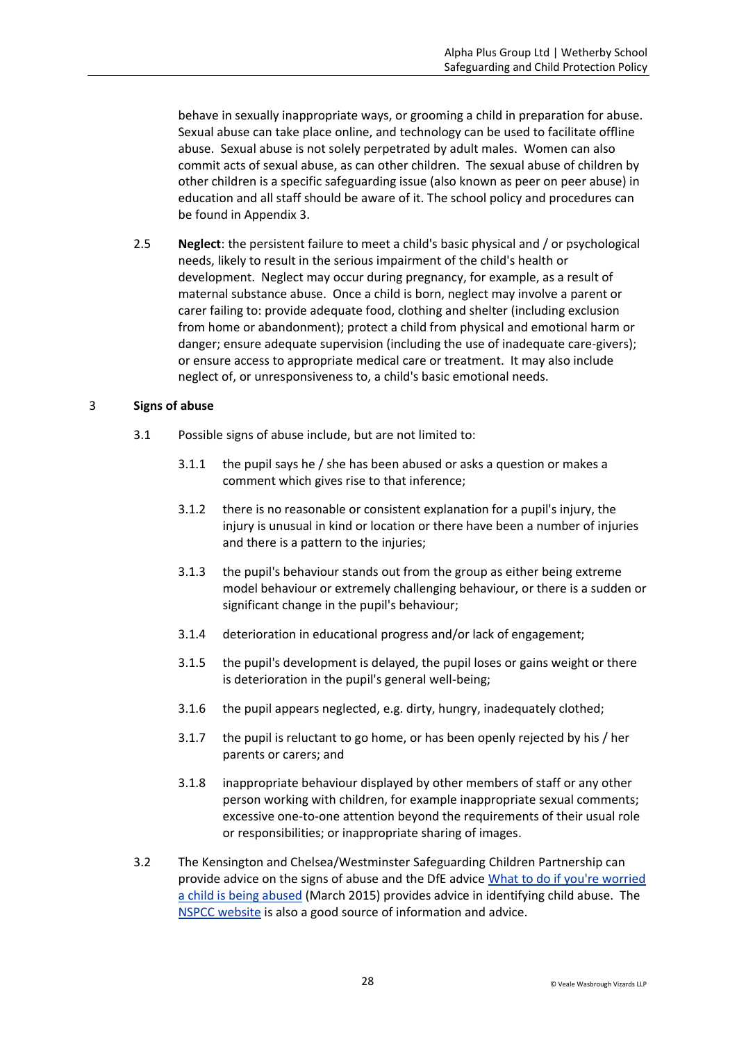behave in sexually inappropriate ways, or grooming a child in preparation for abuse. Sexual abuse can take place online, and technology can be used to facilitate offline abuse. Sexual abuse is not solely perpetrated by adult males. Women can also commit acts of sexual abuse, as can other children. The sexual abuse of children by other children is a specific safeguarding issue (also known as peer on peer abuse) in education and all staff should be aware of it. The school policy and procedures can be found in Appendix 3.

2.5 **Neglect**: the persistent failure to meet a child's basic physical and / or psychological needs, likely to result in the serious impairment of the child's health or development. Neglect may occur during pregnancy, for example, as a result of maternal substance abuse. Once a child is born, neglect may involve a parent or carer failing to: provide adequate food, clothing and shelter (including exclusion from home or abandonment); protect a child from physical and emotional harm or danger; ensure adequate supervision (including the use of inadequate care-givers); or ensure access to appropriate medical care or treatment. It may also include neglect of, or unresponsiveness to, a child's basic emotional needs.

## 3 Signs of abuse

3.1 Possible signs of abuse include, but are not limited to:

3.1.1 the pupil says he / she has been abused or asks a question or makes a comment which gives rise to that inference;

3.1.2 there is no reasonable or consistent explanation for a pupil's injury, the injury is unusual in kind or location or there have been a number of injuries and there is a pattern to the injuries;

3.1.3 the pupil's behaviour stands out from the group as either being extreme model behaviour or extremely challenging behaviour, or there is a sudden or significant change in the pupil's behaviour;

3.1.4 deterioration in educational progress and/or lack of engagement;

3.1.5 the pupil's development is delayed, the pupil loses or gains weight or there is deterioration in the pupil's general well-being;

3.1.6 the pupil appears neglected, e.g. dirty, hungry, inadequately clothed;

3.1.7 the pupil is reluctant to go home, or has been openly rejected by his / her parents or carers; and

3.1.8 inappropriate behaviour displayed by other members of staff or any other person working with children, for example inappropriate sexual comments; excessive one-to-one attention beyond the requirements of their usual role or responsibilities; or inappropriate sharing of images.

3.2 The Kensington and Chelsea/Westminster Safeguarding Children Partnership can provide advice on the signs of abuse and the DfE advice [What to do if you're worried a child is being abused]() (March 2015) provides advice in identifying child abuse. The [NSPCC website]() is also a good source of information and advice.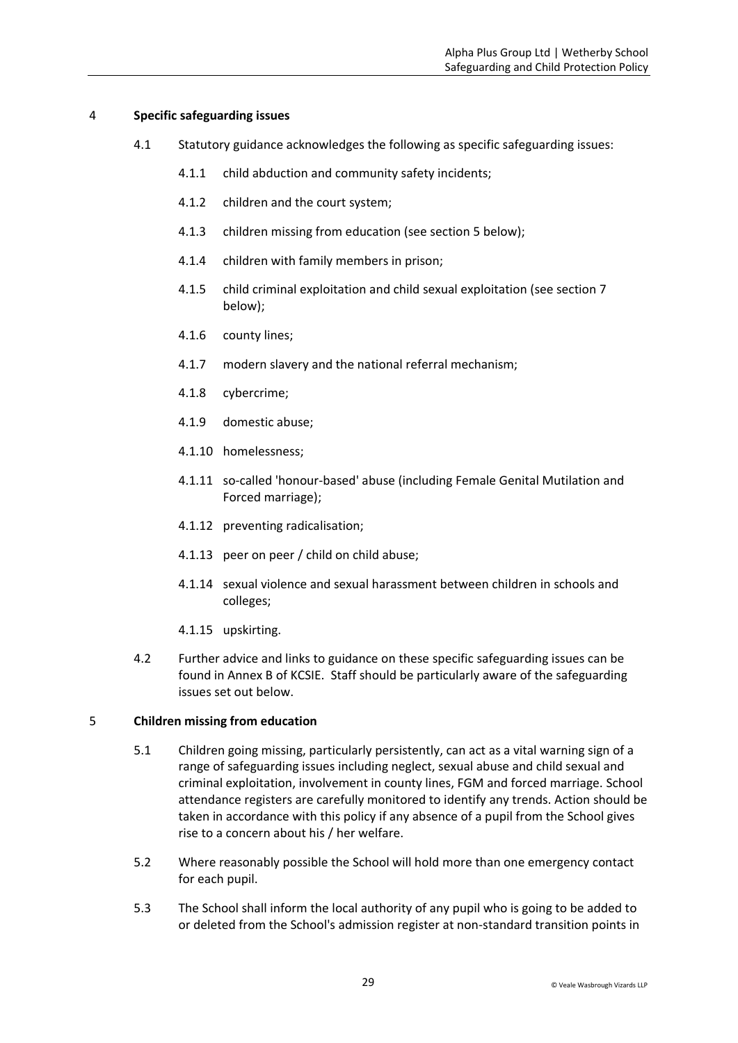## 4 Specific safeguarding issues

4.1 Statutory guidance acknowledges the following as specific safeguarding issues:

4.1.1 child abduction and community safety incidents;

4.1.2 children and the court system;

4.1.3 children missing from education (see section 5 below);

4.1.4 children with family members in prison;

4.1.5 child criminal exploitation and child sexual exploitation (see section 7 below);

4.1.6 county lines;

4.1.7 modern slavery and the national referral mechanism;

4.1.8 cybercrime;

4.1.9 domestic abuse;

4.1.10 homelessness;

4.1.11 so-called 'honour-based' abuse (including Female Genital Mutilation and Forced marriage);

4.1.12 preventing radicalisation;

4.1.13 peer on peer / child on child abuse;

4.1.14 sexual violence and sexual harassment between children in schools and colleges;

4.1.15 upskirting.

4.2 Further advice and links to guidance on these specific safeguarding issues can be found in Annex B of KCSIE. Staff should be particularly aware of the safeguarding issues set out below.

## 5 Children missing from education

5.1 Children going missing, particularly persistently, can act as a vital warning sign of a range of safeguarding issues including neglect, sexual abuse and child sexual and criminal exploitation, involvement in county lines, FGM and forced marriage. School attendance registers are carefully monitored to identify any trends. Action should be taken in accordance with this policy if any absence of a pupil from the School gives rise to a concern about his / her welfare.

5.2 Where reasonably possible the School will hold more than one emergency contact for each pupil.

5.3 The School shall inform the local authority of any pupil who is going to be added to or deleted from the School's admission register at non-standard transition points in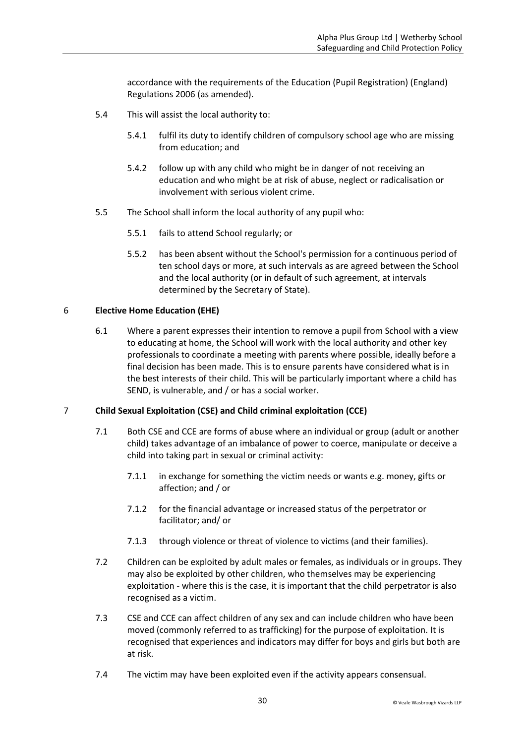accordance with the requirements of the Education (Pupil Registration) (England) Regulations 2006 (as amended).

5.4 This will assist the local authority to:

5.4.1 fulfil its duty to identify children of compulsory school age who are missing from education; and

5.4.2 follow up with any child who might be in danger of not receiving an education and who might be at risk of abuse, neglect or radicalisation or involvement with serious violent crime.

5.5 The School shall inform the local authority of any pupil who:

5.5.1 fails to attend School regularly; or

5.5.2 has been absent without the School's permission for a continuous period of ten school days or more, at such intervals as are agreed between the School and the local authority (or in default of such agreement, at intervals determined by the Secretary of State).

## 6 Elective Home Education (EHE)

6.1 Where a parent expresses their intention to remove a pupil from School with a view to educating at home, the School will work with the local authority and other key professionals to coordinate a meeting with parents where possible, ideally before a final decision has been made. This is to ensure parents have considered what is in the best interests of their child. This will be particularly important where a child has SEND, is vulnerable, and / or has a social worker.

## 7 Child Sexual Exploitation (CSE) and Child criminal exploitation (CCE)

7.1 Both CSE and CCE are forms of abuse where an individual or group (adult or another child) takes advantage of an imbalance of power to coerce, manipulate or deceive a child into taking part in sexual or criminal activity:

7.1.1 in exchange for something the victim needs or wants e.g. money, gifts or affection; and / or

7.1.2 for the financial advantage or increased status of the perpetrator or facilitator; and/ or

7.1.3 through violence or threat of violence to victims (and their families).

7.2 Children can be exploited by adult males or females, as individuals or in groups. They may also be exploited by other children, who themselves may be experiencing exploitation - where this is the case, it is important that the child perpetrator is also recognised as a victim.

7.3 CSE and CCE can affect children of any sex and can include children who have been moved (commonly referred to as trafficking) for the purpose of exploitation. It is recognised that experiences and indicators may differ for boys and girls but both are at risk.

7.4 The victim may have been exploited even if the activity appears consensual.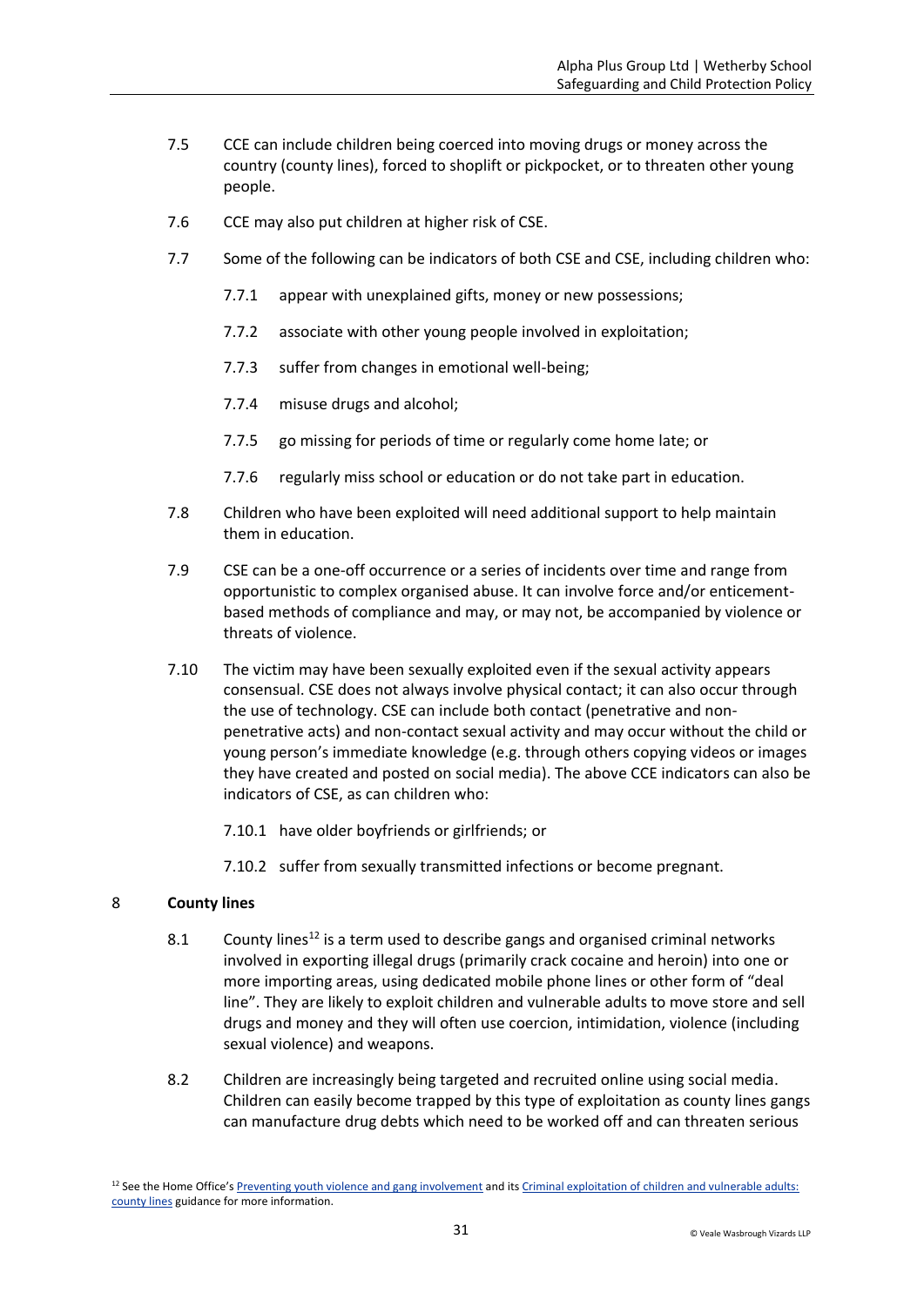7.5 CCE can include children being coerced into moving drugs or money across the country (county lines), forced to shoplift or pickpocket, or to threaten other young people.

7.6 CCE may also put children at higher risk of CSE.

7.7 Some of the following can be indicators of both CSE and CSE, including children who:

7.7.1 appear with unexplained gifts, money or new possessions;

7.7.2 associate with other young people involved in exploitation;

7.7.3 suffer from changes in emotional well-being;

7.7.4 misuse drugs and alcohol;

7.7.5 go missing for periods of time or regularly come home late; or

7.7.6 regularly miss school or education or do not take part in education.

7.8 Children who have been exploited will need additional support to help maintain them in education.

7.9 CSE can be a one-off occurrence or a series of incidents over time and range from opportunistic to complex organised abuse. It can involve force and/or enticement-based methods of compliance and may, or may not, be accompanied by violence or threats of violence.

7.10 The victim may have been sexually exploited even if the sexual activity appears consensual. CSE does not always involve physical contact; it can also occur through the use of technology. CSE can include both contact (penetrative and non-penetrative acts) and non-contact sexual activity and may occur without the child or young person's immediate knowledge (e.g. through others copying videos or images they have created and posted on social media). The above CCE indicators can also be indicators of CSE, as can children who:

7.10.1 have older boyfriends or girlfriends; or

7.10.2 suffer from sexually transmitted infections or become pregnant.

## 8 County lines

8.1 County lines[12] is a term used to describe gangs and organised criminal networks involved in exporting illegal drugs (primarily crack cocaine and heroin) into one or more importing areas, using dedicated mobile phone lines or other form of "deal line". They are likely to exploit children and vulnerable adults to move store and sell drugs and money and they will often use coercion, intimidation, violence (including sexual violence) and weapons.

8.2 Children are increasingly being targeted and recruited online using social media. Children can easily become trapped by this type of exploitation as county lines gangs can manufacture drug debts which need to be worked off and can threaten serious

[12] See the Home Office's Preventing youth violence and gang involvement and its Criminal exploitation of children and vulnerable adults: county lines guidance for more information.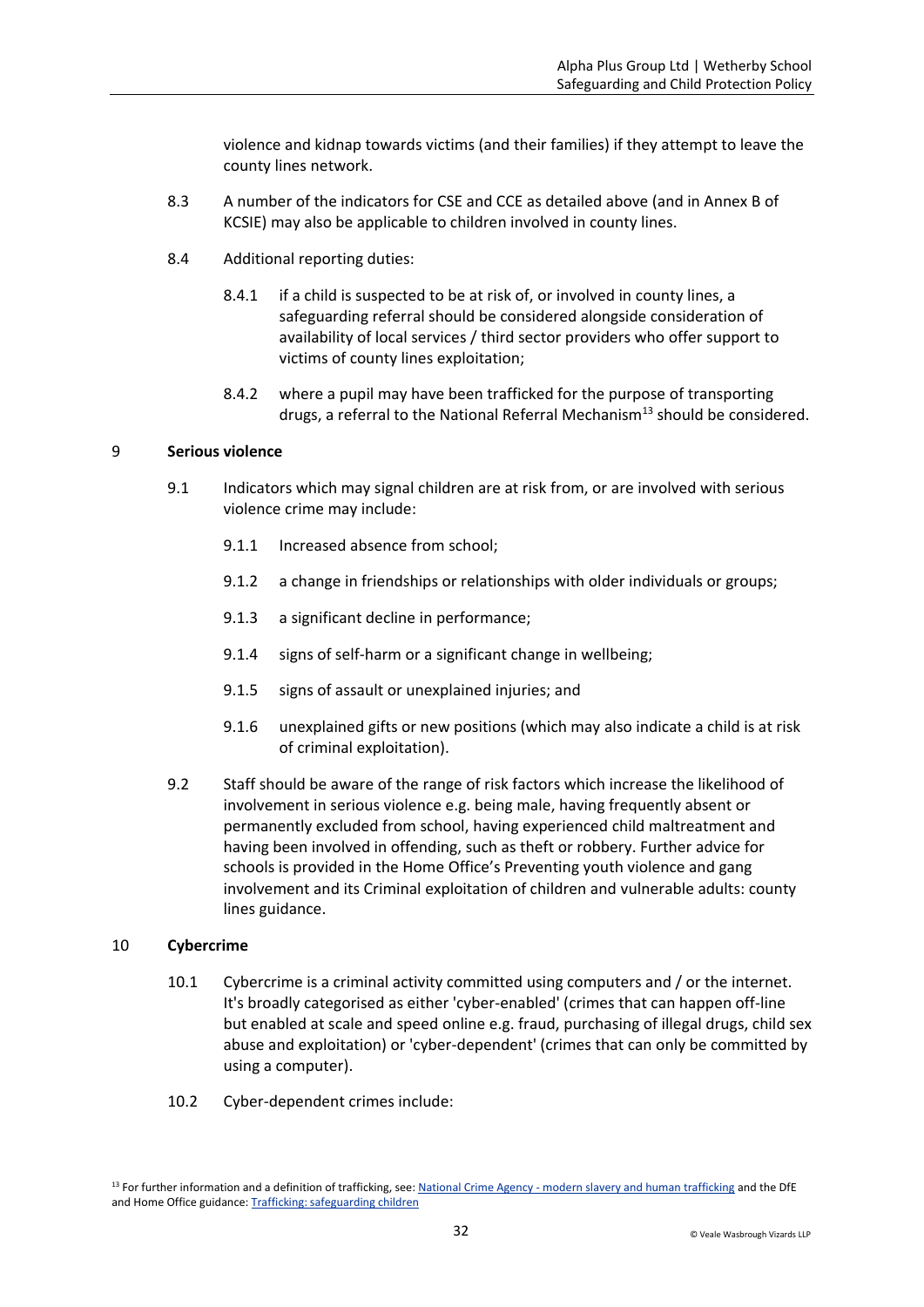violence and kidnap towards victims (and their families) if they attempt to leave the county lines network.

8.3 A number of the indicators for CSE and CCE as detailed above (and in Annex B of KCSIE) may also be applicable to children involved in county lines.

8.4 Additional reporting duties:

8.4.1 if a child is suspected to be at risk of, or involved in county lines, a safeguarding referral should be considered alongside consideration of availability of local services / third sector providers who offer support to victims of county lines exploitation;

8.4.2 where a pupil may have been trafficked for the purpose of transporting drugs, a referral to the National Referral Mechanism[13] should be considered.

## 9 Serious violence

9.1 Indicators which may signal children are at risk from, or are involved with serious violence crime may include:

9.1.1 Increased absence from school;

9.1.2 a change in friendships or relationships with older individuals or groups;

9.1.3 a significant decline in performance;

9.1.4 signs of self-harm or a significant change in wellbeing;

9.1.5 signs of assault or unexplained injuries; and

9.1.6 unexplained gifts or new positions (which may also indicate a child is at risk of criminal exploitation).

9.2 Staff should be aware of the range of risk factors which increase the likelihood of involvement in serious violence e.g. being male, having frequently absent or permanently excluded from school, having experienced child maltreatment and having been involved in offending, such as theft or robbery. Further advice for schools is provided in the Home Office's Preventing youth violence and gang involvement and its Criminal exploitation of children and vulnerable adults: county lines guidance.

## 10 Cybercrime

10.1 Cybercrime is a criminal activity committed using computers and / or the internet. It's broadly categorised as either 'cyber-enabled' (crimes that can happen off-line but enabled at scale and speed online e.g. fraud, purchasing of illegal drugs, child sex abuse and exploitation) or 'cyber-dependent' (crimes that can only be committed by using a computer).

10.2 Cyber-dependent crimes include:

[13] For further information and a definition of trafficking, see: National Crime Agency - modern slavery and human trafficking and the DfE and Home Office guidance: Trafficking: safeguarding children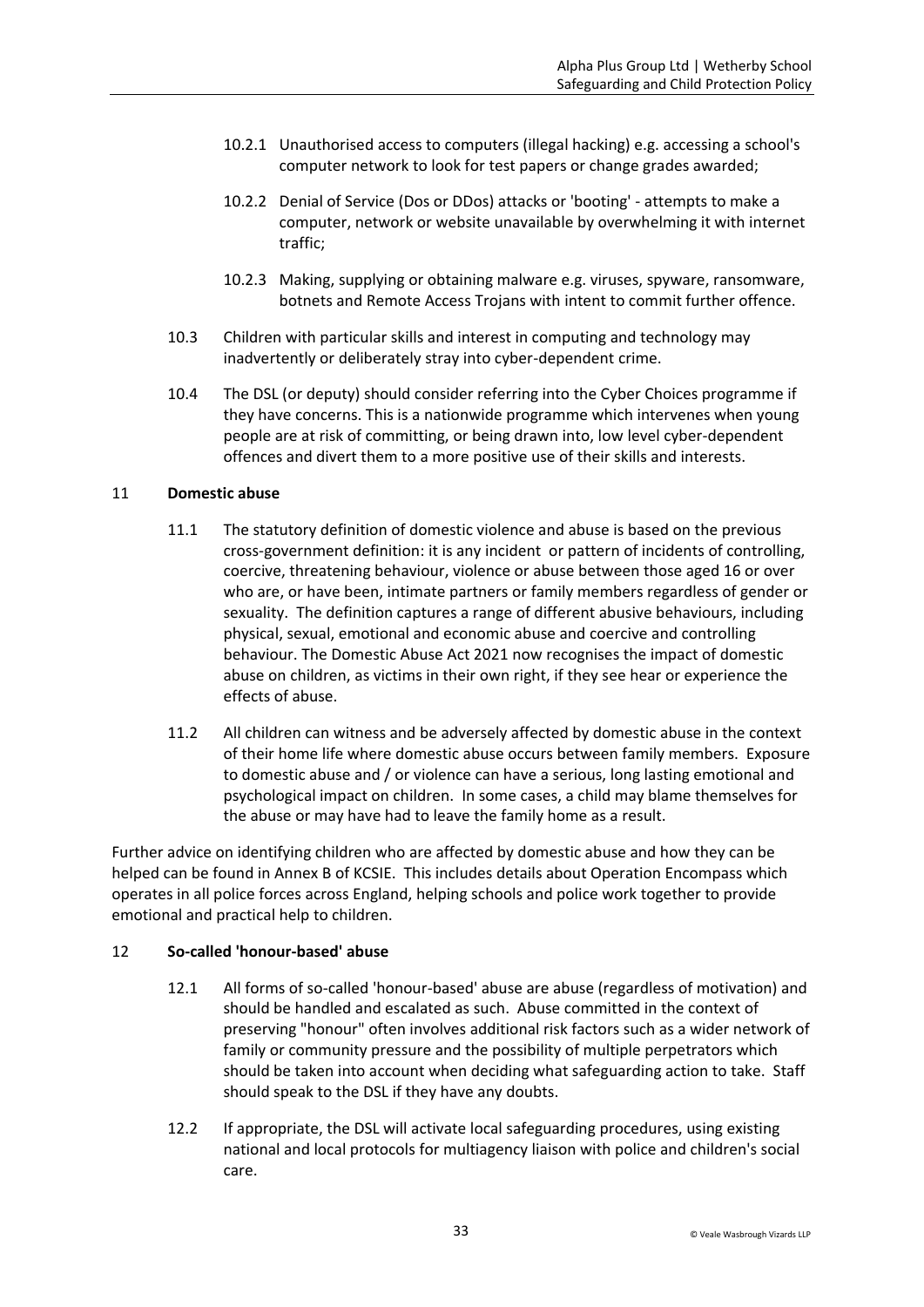10.2.1 Unauthorised access to computers (illegal hacking) e.g. accessing a school's computer network to look for test papers or change grades awarded;

10.2.2 Denial of Service (Dos or DDos) attacks or 'booting' - attempts to make a computer, network or website unavailable by overwhelming it with internet traffic;

10.2.3 Making, supplying or obtaining malware e.g. viruses, spyware, ransomware, botnets and Remote Access Trojans with intent to commit further offence.

10.3 Children with particular skills and interest in computing and technology may inadvertently or deliberately stray into cyber-dependent crime.

10.4 The DSL (or deputy) should consider referring into the Cyber Choices programme if they have concerns. This is a nationwide programme which intervenes when young people are at risk of committing, or being drawn into, low level cyber-dependent offences and divert them to a more positive use of their skills and interests.

## 11 Domestic abuse

11.1 The statutory definition of domestic violence and abuse is based on the previous cross-government definition: it is any incident or pattern of incidents of controlling, coercive, threatening behaviour, violence or abuse between those aged 16 or over who are, or have been, intimate partners or family members regardless of gender or sexuality. The definition captures a range of different abusive behaviours, including physical, sexual, emotional and economic abuse and coercive and controlling behaviour. The Domestic Abuse Act 2021 now recognises the impact of domestic abuse on children, as victims in their own right, if they see hear or experience the effects of abuse.

11.2 All children can witness and be adversely affected by domestic abuse in the context of their home life where domestic abuse occurs between family members. Exposure to domestic abuse and / or violence can have a serious, long lasting emotional and psychological impact on children. In some cases, a child may blame themselves for the abuse or may have had to leave the family home as a result.

Further advice on identifying children who are affected by domestic abuse and how they can be helped can be found in Annex B of KCSIE. This includes details about Operation Encompass which operates in all police forces across England, helping schools and police work together to provide emotional and practical help to children.

## 12 So-called 'honour-based' abuse

12.1 All forms of so-called 'honour-based' abuse are abuse (regardless of motivation) and should be handled and escalated as such. Abuse committed in the context of preserving "honour" often involves additional risk factors such as a wider network of family or community pressure and the possibility of multiple perpetrators which should be taken into account when deciding what safeguarding action to take. Staff should speak to the DSL if they have any doubts.

12.2 If appropriate, the DSL will activate local safeguarding procedures, using existing national and local protocols for multiagency liaison with police and children's social care.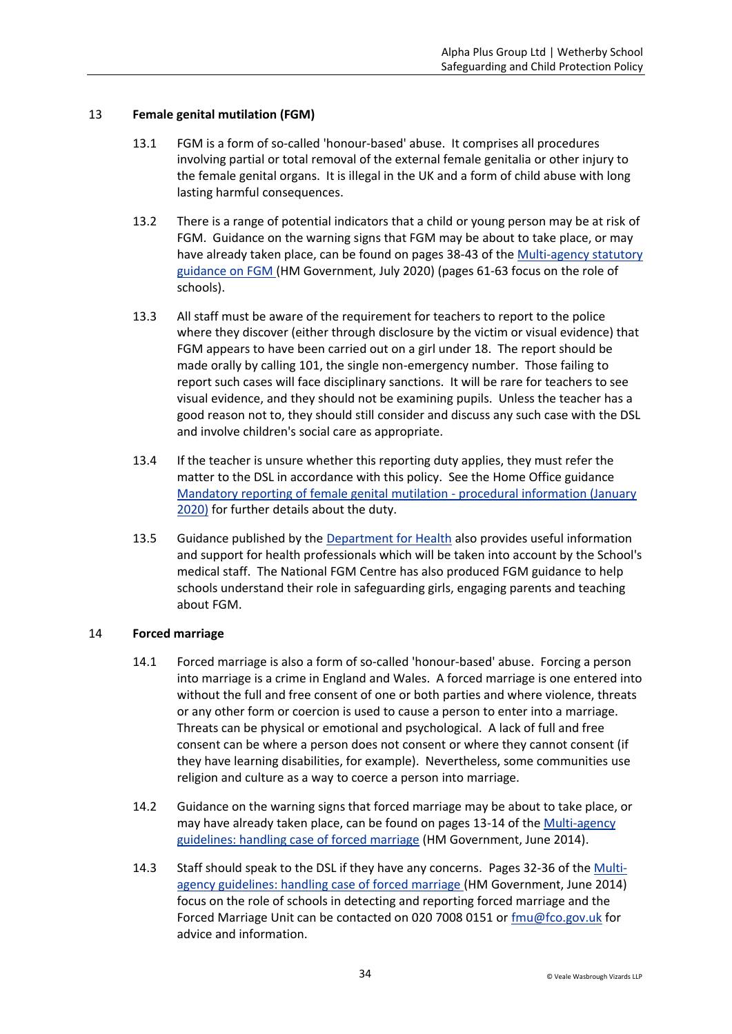## 13 Female genital mutilation (FGM)

13.1 FGM is a form of so-called 'honour-based' abuse. It comprises all procedures involving partial or total removal of the external female genitalia or other injury to the female genital organs. It is illegal in the UK and a form of child abuse with long lasting harmful consequences.

13.2 There is a range of potential indicators that a child or young person may be at risk of FGM. Guidance on the warning signs that FGM may be about to take place, or may have already taken place, can be found on pages 38-43 of the Multi-agency statutory guidance on FGM (HM Government, July 2020) (pages 61-63 focus on the role of schools).

13.3 All staff must be aware of the requirement for teachers to report to the police where they discover (either through disclosure by the victim or visual evidence) that FGM appears to have been carried out on a girl under 18. The report should be made orally by calling 101, the single non-emergency number. Those failing to report such cases will face disciplinary sanctions. It will be rare for teachers to see visual evidence, and they should not be examining pupils. Unless the teacher has a good reason not to, they should still consider and discuss any such case with the DSL and involve children's social care as appropriate.

13.4 If the teacher is unsure whether this reporting duty applies, they must refer the matter to the DSL in accordance with this policy. See the Home Office guidance Mandatory reporting of female genital mutilation - procedural information (January 2020) for further details about the duty.

13.5 Guidance published by the Department for Health also provides useful information and support for health professionals which will be taken into account by the School's medical staff. The National FGM Centre has also produced FGM guidance to help schools understand their role in safeguarding girls, engaging parents and teaching about FGM.

## 14 Forced marriage

14.1 Forced marriage is also a form of so-called 'honour-based' abuse. Forcing a person into marriage is a crime in England and Wales. A forced marriage is one entered into without the full and free consent of one or both parties and where violence, threats or any other form or coercion is used to cause a person to enter into a marriage. Threats can be physical or emotional and psychological. A lack of full and free consent can be where a person does not consent or where they cannot consent (if they have learning disabilities, for example). Nevertheless, some communities use religion and culture as a way to coerce a person into marriage.

14.2 Guidance on the warning signs that forced marriage may be about to take place, or may have already taken place, can be found on pages 13-14 of the Multi-agency guidelines: handling case of forced marriage (HM Government, June 2014).

14.3 Staff should speak to the DSL if they have any concerns. Pages 32-36 of the Multi-agency guidelines: handling case of forced marriage (HM Government, June 2014) focus on the role of schools in detecting and reporting forced marriage and the Forced Marriage Unit can be contacted on 020 7008 0151 or fmu@fco.gov.uk for advice and information.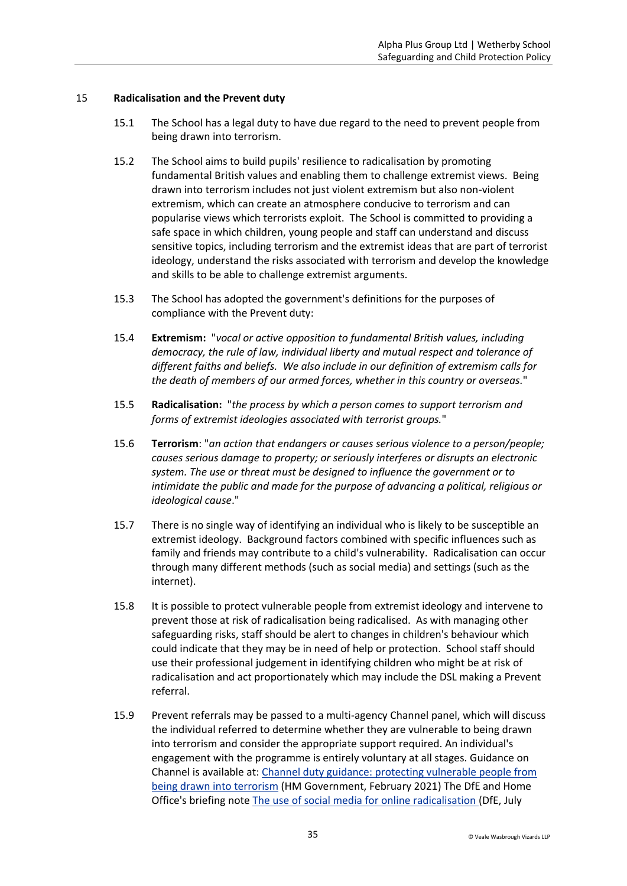## 15 Radicalisation and the Prevent duty

15.1 The School has a legal duty to have due regard to the need to prevent people from being drawn into terrorism.

15.2 The School aims to build pupils' resilience to radicalisation by promoting fundamental British values and enabling them to challenge extremist views. Being drawn into terrorism includes not just violent extremism but also non-violent extremism, which can create an atmosphere conducive to terrorism and can popularise views which terrorists exploit. The School is committed to providing a safe space in which children, young people and staff can understand and discuss sensitive topics, including terrorism and the extremist ideas that are part of terrorist ideology, understand the risks associated with terrorism and develop the knowledge and skills to be able to challenge extremist arguments.

15.3 The School has adopted the government's definitions for the purposes of compliance with the Prevent duty:

15.4 **Extremism:** "*vocal or active opposition to fundamental British values, including democracy, the rule of law, individual liberty and mutual respect and tolerance of different faiths and beliefs. We also include in our definition of extremism calls for the death of members of our armed forces, whether in this country or overseas.*"

15.5 **Radicalisation:** "*the process by which a person comes to support terrorism and forms of extremist ideologies associated with terrorist groups.*"

15.6 **Terrorism**: "*an action that endangers or causes serious violence to a person/people; causes serious damage to property; or seriously interferes or disrupts an electronic system. The use or threat must be designed to influence the government or to intimidate the public and made for the purpose of advancing a political, religious or ideological cause*."

15.7 There is no single way of identifying an individual who is likely to be susceptible an extremist ideology. Background factors combined with specific influences such as family and friends may contribute to a child's vulnerability. Radicalisation can occur through many different methods (such as social media) and settings (such as the internet).

15.8 It is possible to protect vulnerable people from extremist ideology and intervene to prevent those at risk of radicalisation being radicalised. As with managing other safeguarding risks, staff should be alert to changes in children's behaviour which could indicate that they may be in need of help or protection. School staff should use their professional judgement in identifying children who might be at risk of radicalisation and act proportionately which may include the DSL making a Prevent referral.

15.9 Prevent referrals may be passed to a multi-agency Channel panel, which will discuss the individual referred to determine whether they are vulnerable to being drawn into terrorism and consider the appropriate support required. An individual's engagement with the programme is entirely voluntary at all stages. Guidance on Channel is available at: Channel duty guidance: protecting vulnerable people from being drawn into terrorism (HM Government, February 2021) The DfE and Home Office's briefing note The use of social media for online radicalisation (DfE, July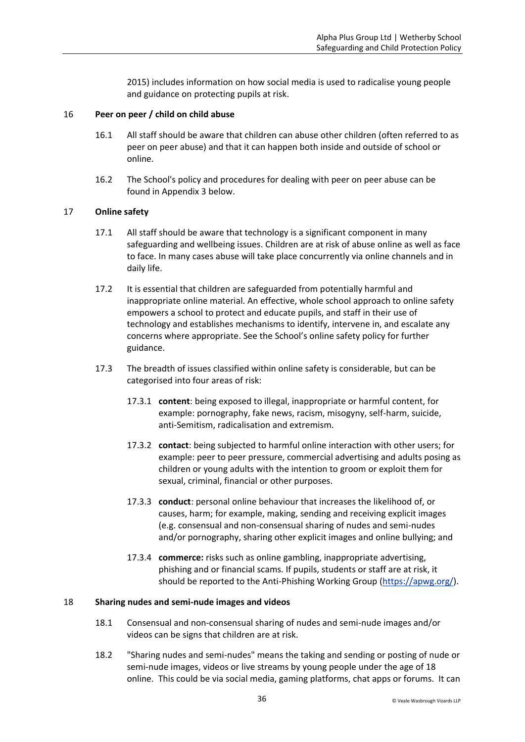2015) includes information on how social media is used to radicalise young people and guidance on protecting pupils at risk.

## 16 Peer on peer / child on child abuse

16.1 All staff should be aware that children can abuse other children (often referred to as peer on peer abuse) and that it can happen both inside and outside of school or online.

16.2 The School's policy and procedures for dealing with peer on peer abuse can be found in Appendix 3 below.

## 17 Online safety

17.1 All staff should be aware that technology is a significant component in many safeguarding and wellbeing issues. Children are at risk of abuse online as well as face to face. In many cases abuse will take place concurrently via online channels and in daily life.

17.2 It is essential that children are safeguarded from potentially harmful and inappropriate online material. An effective, whole school approach to online safety empowers a school to protect and educate pupils, and staff in their use of technology and establishes mechanisms to identify, intervene in, and escalate any concerns where appropriate. See the School's online safety policy for further guidance.

17.3 The breadth of issues classified within online safety is considerable, but can be categorised into four areas of risk:

17.3.1 **content**: being exposed to illegal, inappropriate or harmful content, for example: pornography, fake news, racism, misogyny, self-harm, suicide, anti-Semitism, radicalisation and extremism.

17.3.2 **contact**: being subjected to harmful online interaction with other users; for example: peer to peer pressure, commercial advertising and adults posing as children or young adults with the intention to groom or exploit them for sexual, criminal, financial or other purposes.

17.3.3 **conduct**: personal online behaviour that increases the likelihood of, or causes, harm; for example, making, sending and receiving explicit images (e.g. consensual and non-consensual sharing of nudes and semi-nudes and/or pornography, sharing other explicit images and online bullying; and

17.3.4 **commerce:** risks such as online gambling, inappropriate advertising, phishing and or financial scams. If pupils, students or staff are at risk, it should be reported to the Anti-Phishing Working Group (https://apwg.org/).

## 18 Sharing nudes and semi-nude images and videos

18.1 Consensual and non-consensual sharing of nudes and semi-nude images and/or videos can be signs that children are at risk.

18.2 "Sharing nudes and semi-nudes" means the taking and sending or posting of nude or semi-nude images, videos or live streams by young people under the age of 18 online. This could be via social media, gaming platforms, chat apps or forums. It can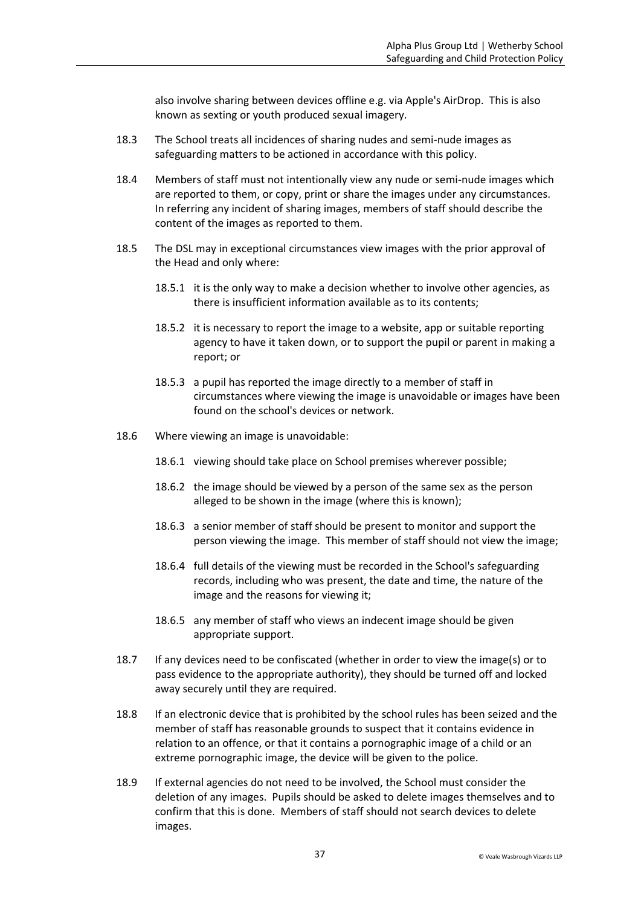also involve sharing between devices offline e.g. via Apple's AirDrop. This is also known as sexting or youth produced sexual imagery.

18.3 The School treats all incidences of sharing nudes and semi-nude images as safeguarding matters to be actioned in accordance with this policy.

18.4 Members of staff must not intentionally view any nude or semi-nude images which are reported to them, or copy, print or share the images under any circumstances. In referring any incident of sharing images, members of staff should describe the content of the images as reported to them.

18.5 The DSL may in exceptional circumstances view images with the prior approval of the Head and only where:

18.5.1 it is the only way to make a decision whether to involve other agencies, as there is insufficient information available as to its contents;

18.5.2 it is necessary to report the image to a website, app or suitable reporting agency to have it taken down, or to support the pupil or parent in making a report; or

18.5.3 a pupil has reported the image directly to a member of staff in circumstances where viewing the image is unavoidable or images have been found on the school's devices or network.

18.6 Where viewing an image is unavoidable:

18.6.1 viewing should take place on School premises wherever possible;

18.6.2 the image should be viewed by a person of the same sex as the person alleged to be shown in the image (where this is known);

18.6.3 a senior member of staff should be present to monitor and support the person viewing the image. This member of staff should not view the image;

18.6.4 full details of the viewing must be recorded in the School's safeguarding records, including who was present, the date and time, the nature of the image and the reasons for viewing it;

18.6.5 any member of staff who views an indecent image should be given appropriate support.

18.7 If any devices need to be confiscated (whether in order to view the image(s) or to pass evidence to the appropriate authority), they should be turned off and locked away securely until they are required.

18.8 If an electronic device that is prohibited by the school rules has been seized and the member of staff has reasonable grounds to suspect that it contains evidence in relation to an offence, or that it contains a pornographic image of a child or an extreme pornographic image, the device will be given to the police.

18.9 If external agencies do not need to be involved, the School must consider the deletion of any images. Pupils should be asked to delete images themselves and to confirm that this is done. Members of staff should not search devices to delete images.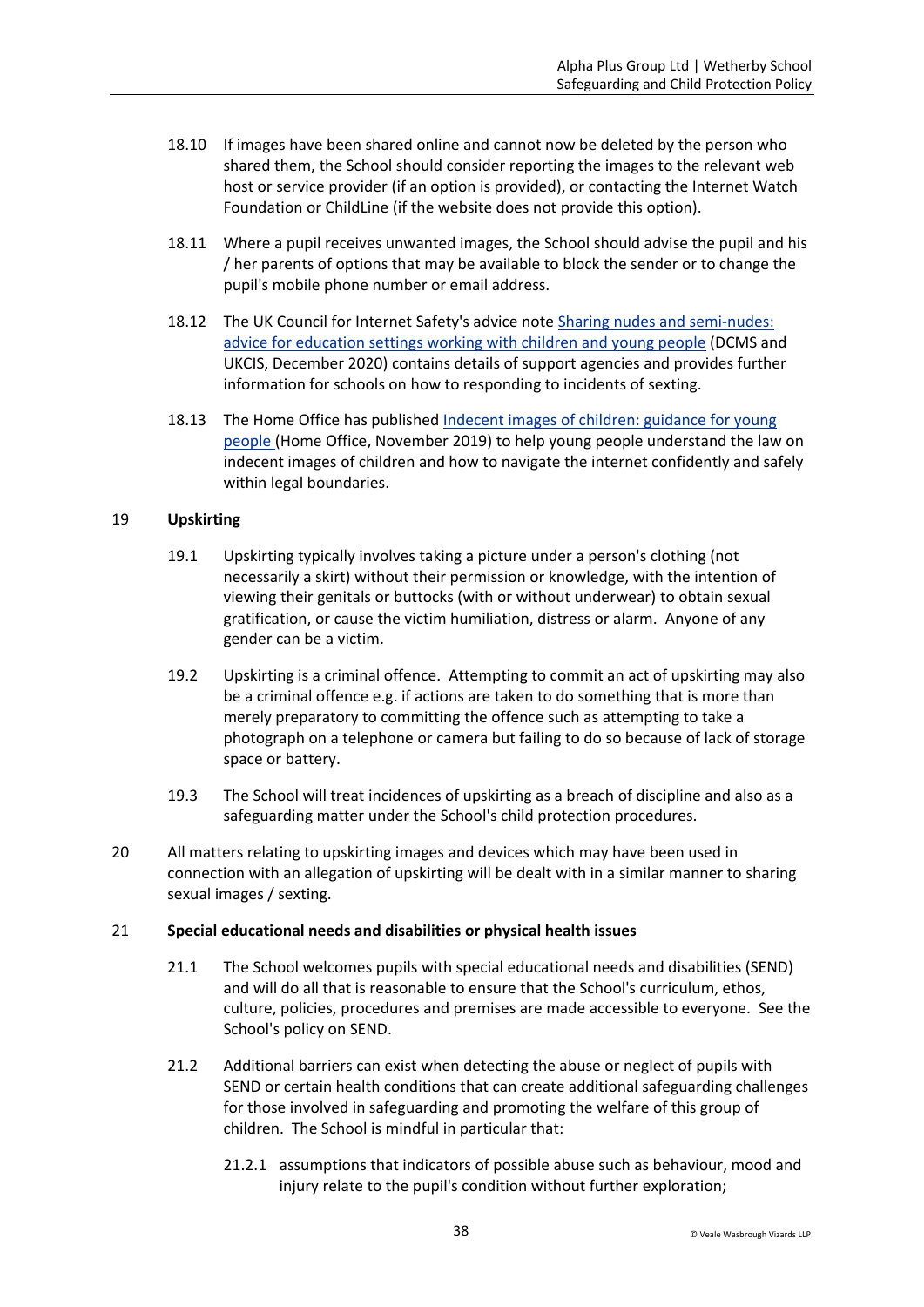18.10 If images have been shared online and cannot now be deleted by the person who shared them, the School should consider reporting the images to the relevant web host or service provider (if an option is provided), or contacting the Internet Watch Foundation or ChildLine (if the website does not provide this option).

18.11 Where a pupil receives unwanted images, the School should advise the pupil and his / her parents of options that may be available to block the sender or to change the pupil's mobile phone number or email address.

18.12 The UK Council for Internet Safety's advice note Sharing nudes and semi-nudes: advice for education settings working with children and young people (DCMS and UKCIS, December 2020) contains details of support agencies and provides further information for schools on how to responding to incidents of sexting.

18.13 The Home Office has published Indecent images of children: guidance for young people (Home Office, November 2019) to help young people understand the law on indecent images of children and how to navigate the internet confidently and safely within legal boundaries.

## 19 Upskirting

19.1 Upskirting typically involves taking a picture under a person's clothing (not necessarily a skirt) without their permission or knowledge, with the intention of viewing their genitals or buttocks (with or without underwear) to obtain sexual gratification, or cause the victim humiliation, distress or alarm. Anyone of any gender can be a victim.

19.2 Upskirting is a criminal offence. Attempting to commit an act of upskirting may also be a criminal offence e.g. if actions are taken to do something that is more than merely preparatory to committing the offence such as attempting to take a photograph on a telephone or camera but failing to do so because of lack of storage space or battery.

19.3 The School will treat incidences of upskirting as a breach of discipline and also as a safeguarding matter under the School's child protection procedures.

20 All matters relating to upskirting images and devices which may have been used in connection with an allegation of upskirting will be dealt with in a similar manner to sharing sexual images / sexting.

## 21 Special educational needs and disabilities or physical health issues

21.1 The School welcomes pupils with special educational needs and disabilities (SEND) and will do all that is reasonable to ensure that the School's curriculum, ethos, culture, policies, procedures and premises are made accessible to everyone. See the School's policy on SEND.

21.2 Additional barriers can exist when detecting the abuse or neglect of pupils with SEND or certain health conditions that can create additional safeguarding challenges for those involved in safeguarding and promoting the welfare of this group of children. The School is mindful in particular that:

21.2.1 assumptions that indicators of possible abuse such as behaviour, mood and injury relate to the pupil's condition without further exploration;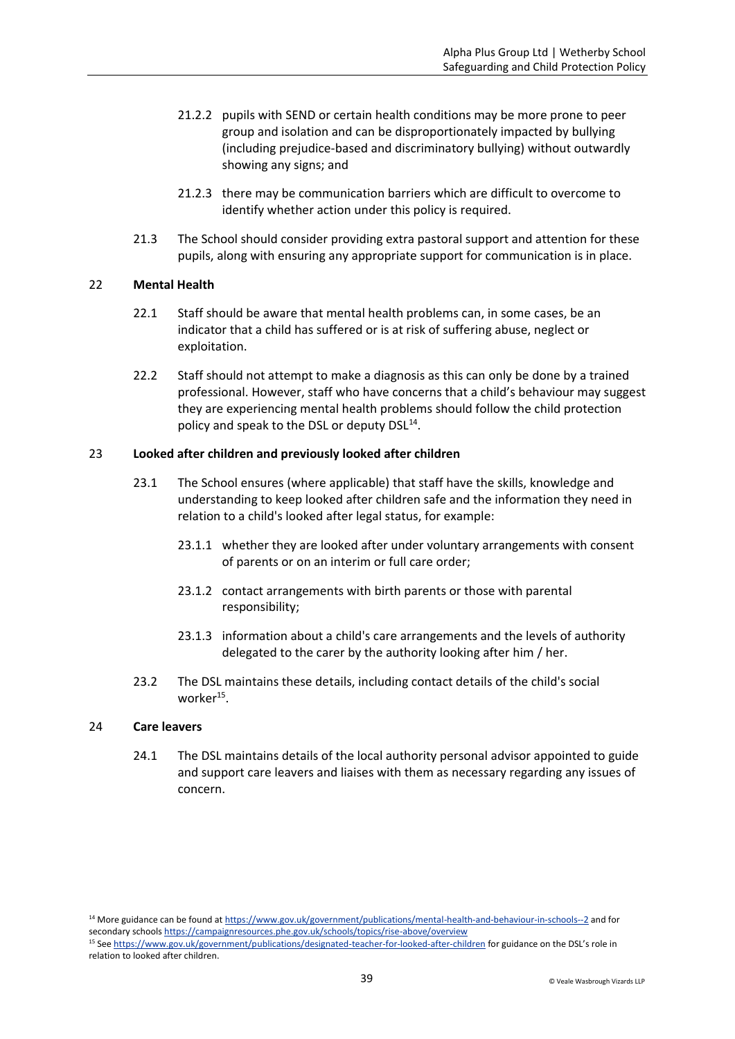21.2.2 pupils with SEND or certain health conditions may be more prone to peer group and isolation and can be disproportionately impacted by bullying (including prejudice-based and discriminatory bullying) without outwardly showing any signs; and

21.2.3 there may be communication barriers which are difficult to overcome to identify whether action under this policy is required.

21.3 The School should consider providing extra pastoral support and attention for these pupils, along with ensuring any appropriate support for communication is in place.

## 22 Mental Health

22.1 Staff should be aware that mental health problems can, in some cases, be an indicator that a child has suffered or is at risk of suffering abuse, neglect or exploitation.

22.2 Staff should not attempt to make a diagnosis as this can only be done by a trained professional. However, staff who have concerns that a child's behaviour may suggest they are experiencing mental health problems should follow the child protection policy and speak to the DSL or deputy DSL[14].

## 23 Looked after children and previously looked after children

23.1 The School ensures (where applicable) that staff have the skills, knowledge and understanding to keep looked after children safe and the information they need in relation to a child's looked after legal status, for example:

23.1.1 whether they are looked after under voluntary arrangements with consent of parents or on an interim or full care order;

23.1.2 contact arrangements with birth parents or those with parental responsibility;

23.1.3 information about a child's care arrangements and the levels of authority delegated to the carer by the authority looking after him / her.

23.2 The DSL maintains these details, including contact details of the child's social worker[15].

## 24 Care leavers

24.1 The DSL maintains details of the local authority personal advisor appointed to guide and support care leavers and liaises with them as necessary regarding any issues of concern.

---

[14] More guidance can be found at https://www.gov.uk/government/publications/mental-health-and-behaviour-in-schools--2 and for secondary schools https://campaignresources.phe.gov.uk/schools/topics/rise-above/overview

[15] See https://www.gov.uk/government/publications/designated-teacher-for-looked-after-children for guidance on the DSL's role in relation to looked after children.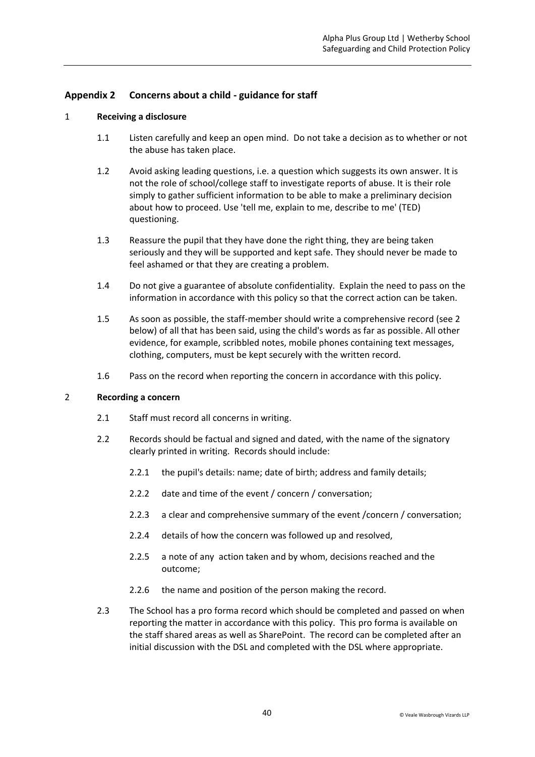## Appendix 2 Concerns about a child - guidance for staff

1 **Receiving a disclosure**

1.1 Listen carefully and keep an open mind. Do not take a decision as to whether or not the abuse has taken place.

1.2 Avoid asking leading questions, i.e. a question which suggests its own answer. It is not the role of school/college staff to investigate reports of abuse. It is their role simply to gather sufficient information to be able to make a preliminary decision about how to proceed. Use 'tell me, explain to me, describe to me' (TED) questioning.

1.3 Reassure the pupil that they have done the right thing, they are being taken seriously and they will be supported and kept safe. They should never be made to feel ashamed or that they are creating a problem.

1.4 Do not give a guarantee of absolute confidentiality. Explain the need to pass on the information in accordance with this policy so that the correct action can be taken.

1.5 As soon as possible, the staff-member should write a comprehensive record (see 2 below) of all that has been said, using the child's words as far as possible. All other evidence, for example, scribbled notes, mobile phones containing text messages, clothing, computers, must be kept securely with the written record.

1.6 Pass on the record when reporting the concern in accordance with this policy.

2 **Recording a concern**

2.1 Staff must record all concerns in writing.

2.2 Records should be factual and signed and dated, with the name of the signatory clearly printed in writing. Records should include:

2.2.1 the pupil's details: name; date of birth; address and family details;

2.2.2 date and time of the event / concern / conversation;

2.2.3 a clear and comprehensive summary of the event /concern / conversation;

2.2.4 details of how the concern was followed up and resolved,

2.2.5 a note of any action taken and by whom, decisions reached and the outcome;

2.2.6 the name and position of the person making the record.

2.3 The School has a pro forma record which should be completed and passed on when reporting the matter in accordance with this policy. This pro forma is available on the staff shared areas as well as SharePoint. The record can be completed after an initial discussion with the DSL and completed with the DSL where appropriate.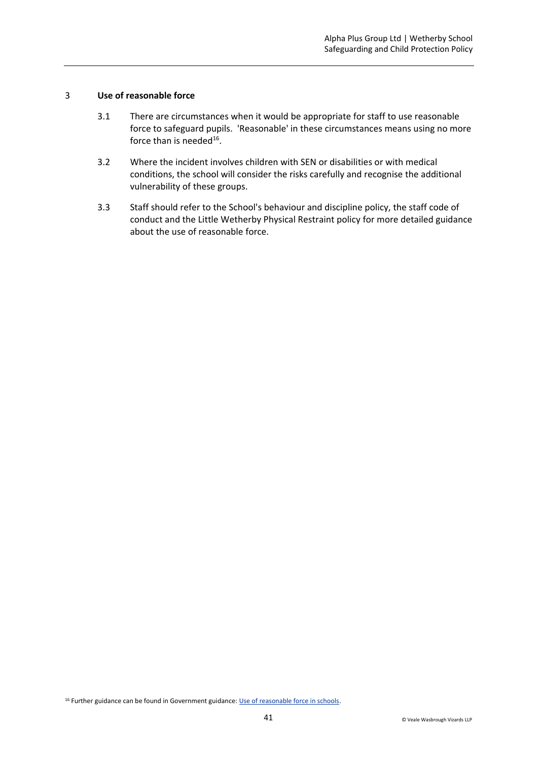## 3 Use of reasonable force

3.1 There are circumstances when it would be appropriate for staff to use reasonable force to safeguard pupils. 'Reasonable' in these circumstances means using no more force than is needed[16].

3.2 Where the incident involves children with SEN or disabilities or with medical conditions, the school will consider the risks carefully and recognise the additional vulnerability of these groups.

3.3 Staff should refer to the School's behaviour and discipline policy, the staff code of conduct and the Little Wetherby Physical Restraint policy for more detailed guidance about the use of reasonable force.

[16] Further guidance can be found in Government guidance: Use of reasonable force in schools.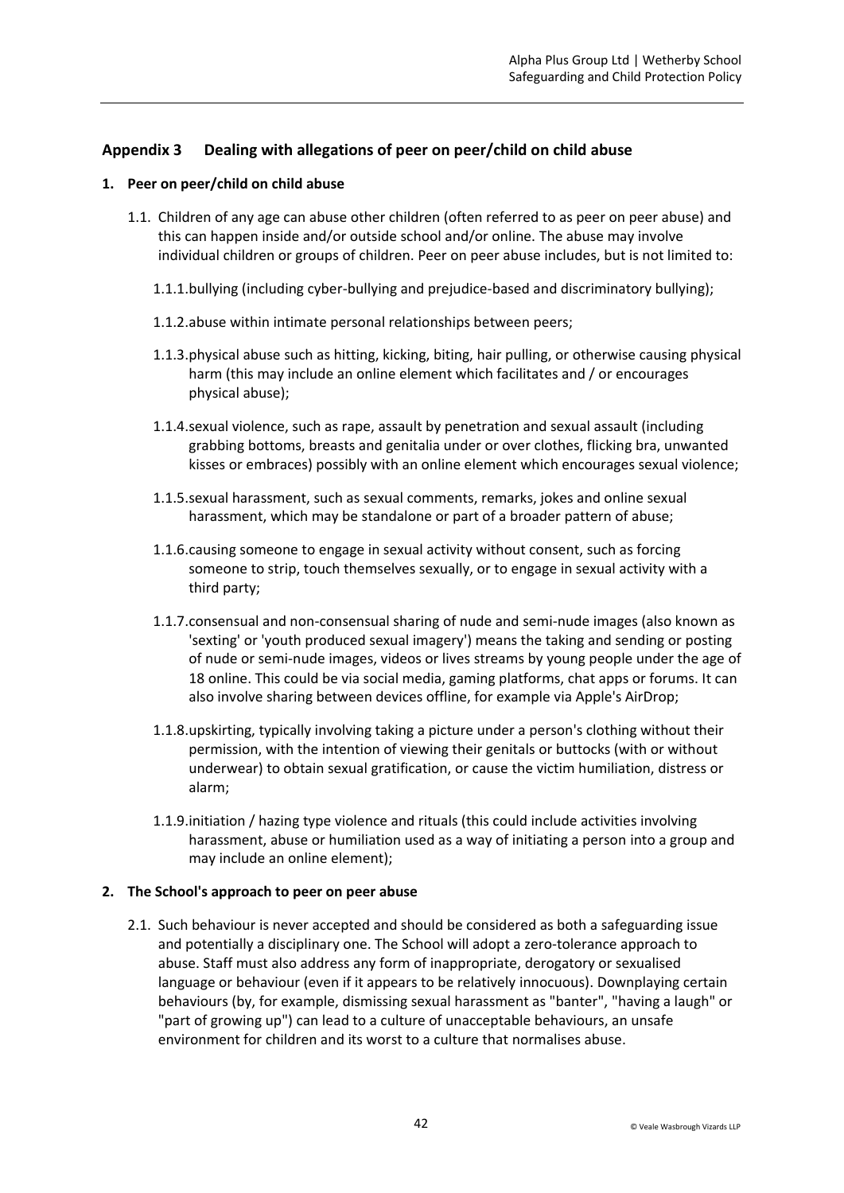## Appendix 3 Dealing with allegations of peer on peer/child on child abuse

**1. Peer on peer/child on child abuse**

1.1. Children of any age can abuse other children (often referred to as peer on peer abuse) and this can happen inside and/or outside school and/or online. The abuse may involve individual children or groups of children. Peer on peer abuse includes, but is not limited to:

1.1.1. bullying (including cyber-bullying and prejudice-based and discriminatory bullying);

1.1.2. abuse within intimate personal relationships between peers;

1.1.3. physical abuse such as hitting, kicking, biting, hair pulling, or otherwise causing physical harm (this may include an online element which facilitates and / or encourages physical abuse);

1.1.4. sexual violence, such as rape, assault by penetration and sexual assault (including grabbing bottoms, breasts and genitalia under or over clothes, flicking bra, unwanted kisses or embraces) possibly with an online element which encourages sexual violence;

1.1.5. sexual harassment, such as sexual comments, remarks, jokes and online sexual harassment, which may be standalone or part of a broader pattern of abuse;

1.1.6. causing someone to engage in sexual activity without consent, such as forcing someone to strip, touch themselves sexually, or to engage in sexual activity with a third party;

1.1.7. consensual and non-consensual sharing of nude and semi-nude images (also known as 'sexting' or 'youth produced sexual imagery') means the taking and sending or posting of nude or semi-nude images, videos or lives streams by young people under the age of 18 online. This could be via social media, gaming platforms, chat apps or forums. It can also involve sharing between devices offline, for example via Apple's AirDrop;

1.1.8. upskirting, typically involving taking a picture under a person's clothing without their permission, with the intention of viewing their genitals or buttocks (with or without underwear) to obtain sexual gratification, or cause the victim humiliation, distress or alarm;

1.1.9. initiation / hazing type violence and rituals (this could include activities involving harassment, abuse or humiliation used as a way of initiating a person into a group and may include an online element);

**2. The School's approach to peer on peer abuse**

2.1. Such behaviour is never accepted and should be considered as both a safeguarding issue and potentially a disciplinary one. The School will adopt a zero-tolerance approach to abuse. Staff must also address any form of inappropriate, derogatory or sexualised language or behaviour (even if it appears to be relatively innocuous). Downplaying certain behaviours (by, for example, dismissing sexual harassment as "banter", "having a laugh" or "part of growing up") can lead to a culture of unacceptable behaviours, an unsafe environment for children and its worst to a culture that normalises abuse.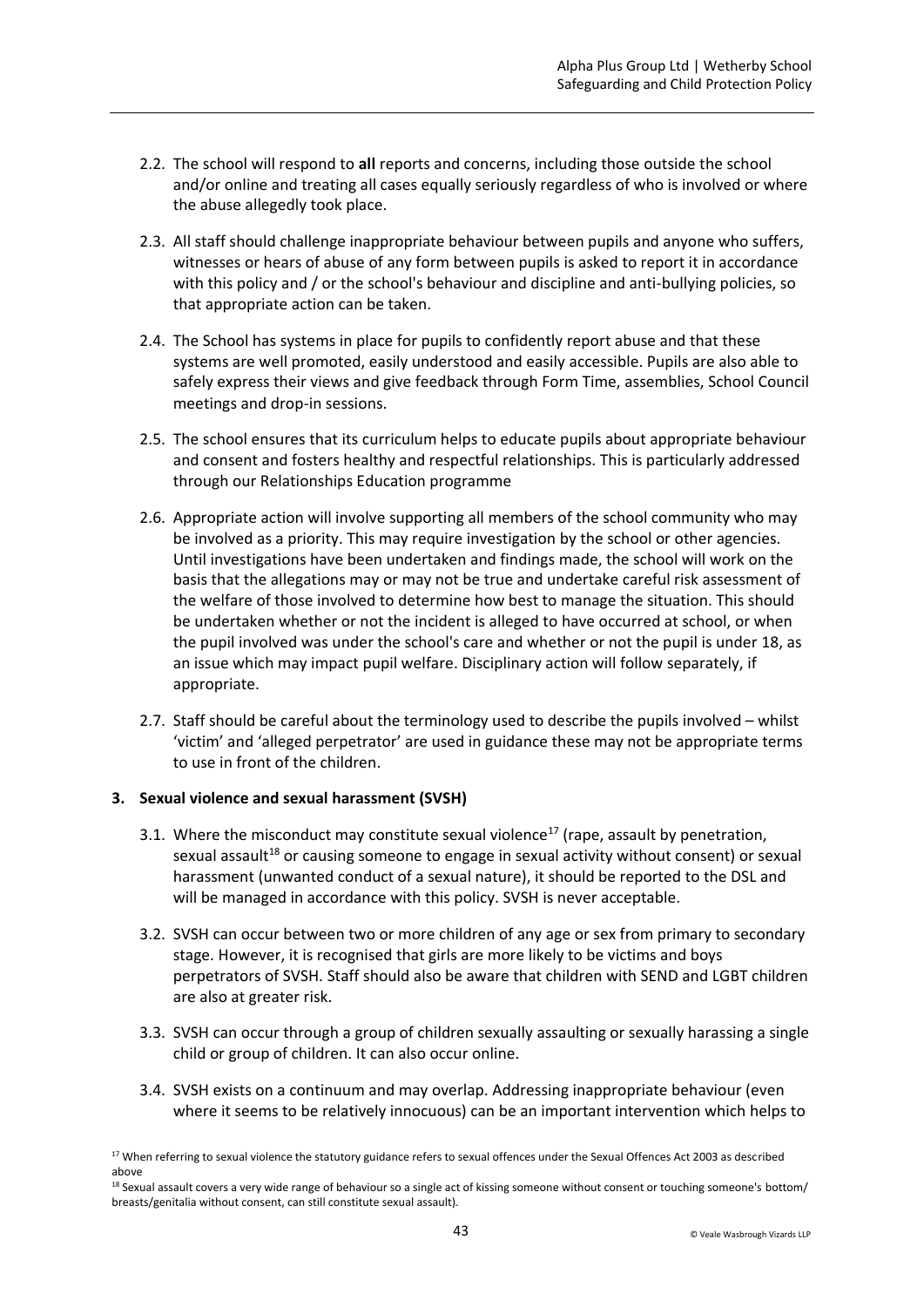2.2. The school will respond to **all** reports and concerns, including those outside the school and/or online and treating all cases equally seriously regardless of who is involved or where the abuse allegedly took place.

2.3. All staff should challenge inappropriate behaviour between pupils and anyone who suffers, witnesses or hears of abuse of any form between pupils is asked to report it in accordance with this policy and / or the school's behaviour and discipline and anti-bullying policies, so that appropriate action can be taken.

2.4. The School has systems in place for pupils to confidently report abuse and that these systems are well promoted, easily understood and easily accessible. Pupils are also able to safely express their views and give feedback through Form Time, assemblies, School Council meetings and drop-in sessions.

2.5. The school ensures that its curriculum helps to educate pupils about appropriate behaviour and consent and fosters healthy and respectful relationships. This is particularly addressed through our Relationships Education programme

2.6. Appropriate action will involve supporting all members of the school community who may be involved as a priority. This may require investigation by the school or other agencies. Until investigations have been undertaken and findings made, the school will work on the basis that the allegations may or may not be true and undertake careful risk assessment of the welfare of those involved to determine how best to manage the situation. This should be undertaken whether or not the incident is alleged to have occurred at school, or when the pupil involved was under the school's care and whether or not the pupil is under 18, as an issue which may impact pupil welfare. Disciplinary action will follow separately, if appropriate.

2.7. Staff should be careful about the terminology used to describe the pupils involved – whilst 'victim' and 'alleged perpetrator' are used in guidance these may not be appropriate terms to use in front of the children.

**3. Sexual violence and sexual harassment (SVSH)**

3.1. Where the misconduct may constitute sexual violence[17] (rape, assault by penetration, sexual assault[18] or causing someone to engage in sexual activity without consent) or sexual harassment (unwanted conduct of a sexual nature), it should be reported to the DSL and will be managed in accordance with this policy. SVSH is never acceptable.

3.2. SVSH can occur between two or more children of any age or sex from primary to secondary stage. However, it is recognised that girls are more likely to be victims and boys perpetrators of SVSH. Staff should also be aware that children with SEND and LGBT children are also at greater risk.

3.3. SVSH can occur through a group of children sexually assaulting or sexually harassing a single child or group of children. It can also occur online.

3.4. SVSH exists on a continuum and may overlap. Addressing inappropriate behaviour (even where it seems to be relatively innocuous) can be an important intervention which helps to

---

[17] When referring to sexual violence the statutory guidance refers to sexual offences under the Sexual Offences Act 2003 as described above

[18] Sexual assault covers a very wide range of behaviour so a single act of kissing someone without consent or touching someone's bottom/ breasts/genitalia without consent, can still constitute sexual assault).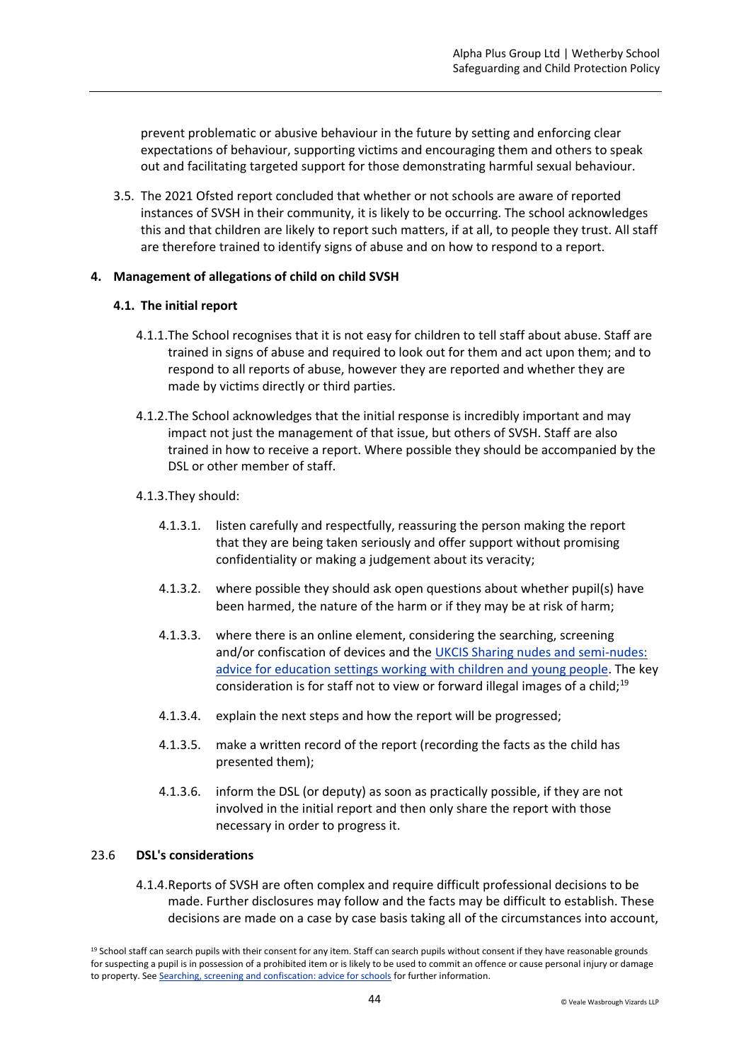prevent problematic or abusive behaviour in the future by setting and enforcing clear expectations of behaviour, supporting victims and encouraging them and others to speak out and facilitating targeted support for those demonstrating harmful sexual behaviour.

3.5. The 2021 Ofsted report concluded that whether or not schools are aware of reported instances of SVSH in their community, it is likely to be occurring. The school acknowledges this and that children are likely to report such matters, if at all, to people they trust. All staff are therefore trained to identify signs of abuse and on how to respond to a report.

## 4. Management of allegations of child on child SVSH

### 4.1. The initial report

4.1.1. The School recognises that it is not easy for children to tell staff about abuse. Staff are trained in signs of abuse and required to look out for them and act upon them; and to respond to all reports of abuse, however they are reported and whether they are made by victims directly or third parties.

4.1.2. The School acknowledges that the initial response is incredibly important and may impact not just the management of that issue, but others of SVSH. Staff are also trained in how to receive a report. Where possible they should be accompanied by the DSL or other member of staff.

4.1.3. They should:

4.1.3.1. listen carefully and respectfully, reassuring the person making the report that they are being taken seriously and offer support without promising confidentiality or making a judgement about its veracity;

4.1.3.2. where possible they should ask open questions about whether pupil(s) have been harmed, the nature of the harm or if they may be at risk of harm;

4.1.3.3. where there is an online element, considering the searching, screening and/or confiscation of devices and the UKCIS Sharing nudes and semi-nudes: advice for education settings working with children and young people. The key consideration is for staff not to view or forward illegal images of a child;[19]

4.1.3.4. explain the next steps and how the report will be progressed;

4.1.3.5. make a written record of the report (recording the facts as the child has presented them);

4.1.3.6. inform the DSL (or deputy) as soon as practically possible, if they are not involved in the initial report and then only share the report with those necessary in order to progress it.

### 23.6 DSL's considerations

4.1.4. Reports of SVSH are often complex and require difficult professional decisions to be made. Further disclosures may follow and the facts may be difficult to establish. These decisions are made on a case by case basis taking all of the circumstances into account,

[19] School staff can search pupils with their consent for any item. Staff can search pupils without consent if they have reasonable grounds for suspecting a pupil is in possession of a prohibited item or is likely to be used to commit an offence or cause personal injury or damage to property. See Searching, screening and confiscation: advice for schools for further information.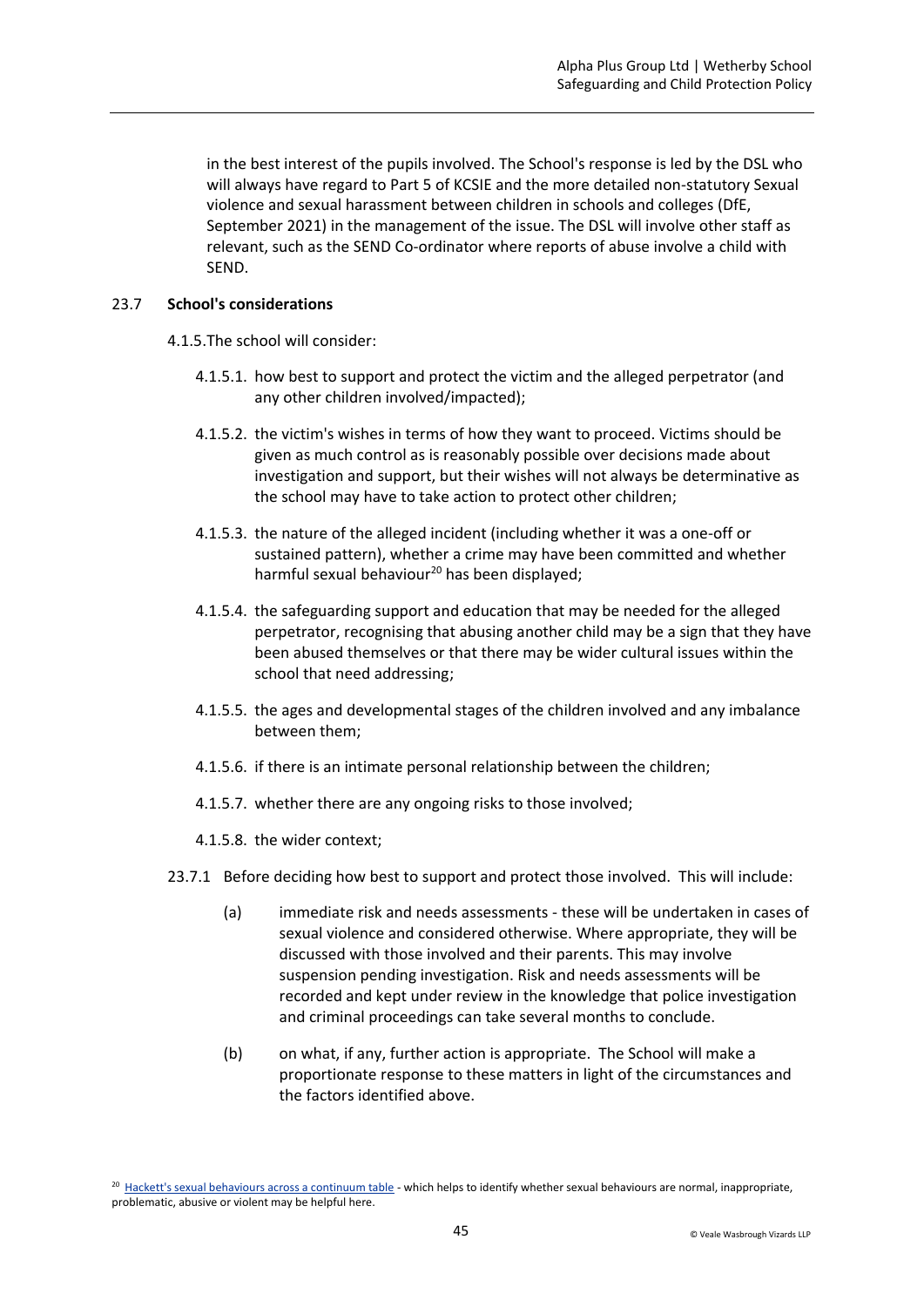in the best interest of the pupils involved. The School's response is led by the DSL who will always have regard to Part 5 of KCSIE and the more detailed non-statutory Sexual violence and sexual harassment between children in schools and colleges (DfE, September 2021) in the management of the issue. The DSL will involve other staff as relevant, such as the SEND Co-ordinator where reports of abuse involve a child with SEND.

23.7 **School's considerations**

4.1.5.The school will consider:

4.1.5.1. how best to support and protect the victim and the alleged perpetrator (and any other children involved/impacted);

4.1.5.2. the victim's wishes in terms of how they want to proceed. Victims should be given as much control as is reasonably possible over decisions made about investigation and support, but their wishes will not always be determinative as the school may have to take action to protect other children;

4.1.5.3. the nature of the alleged incident (including whether it was a one-off or sustained pattern), whether a crime may have been committed and whether harmful sexual behaviour[20] has been displayed;

4.1.5.4. the safeguarding support and education that may be needed for the alleged perpetrator, recognising that abusing another child may be a sign that they have been abused themselves or that there may be wider cultural issues within the school that need addressing;

4.1.5.5. the ages and developmental stages of the children involved and any imbalance between them;

4.1.5.6. if there is an intimate personal relationship between the children;

4.1.5.7. whether there are any ongoing risks to those involved;

4.1.5.8. the wider context;

23.7.1 Before deciding how best to support and protect those involved. This will include:

(a) immediate risk and needs assessments - these will be undertaken in cases of sexual violence and considered otherwise. Where appropriate, they will be discussed with those involved and their parents. This may involve suspension pending investigation. Risk and needs assessments will be recorded and kept under review in the knowledge that police investigation and criminal proceedings can take several months to conclude.

(b) on what, if any, further action is appropriate. The School will make a proportionate response to these matters in light of the circumstances and the factors identified above.

[20] Hackett's sexual behaviours across a continuum table - which helps to identify whether sexual behaviours are normal, inappropriate, problematic, abusive or violent may be helpful here.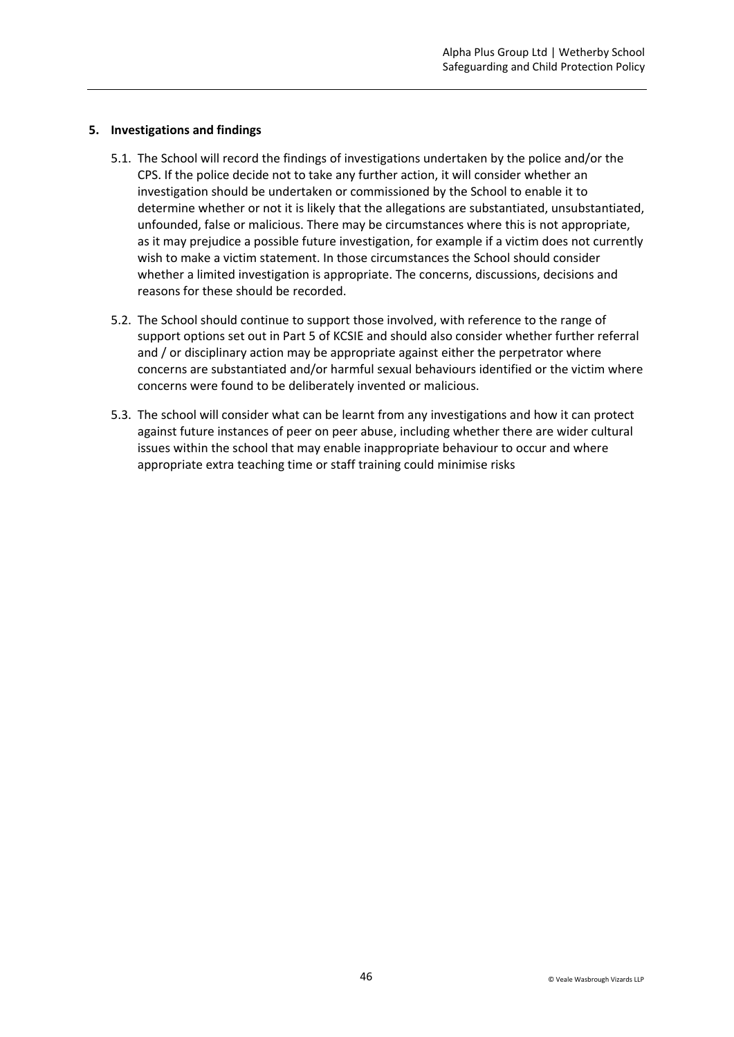## 5. Investigations and findings

5.1. The School will record the findings of investigations undertaken by the police and/or the CPS. If the police decide not to take any further action, it will consider whether an investigation should be undertaken or commissioned by the School to enable it to determine whether or not it is likely that the allegations are substantiated, unsubstantiated, unfounded, false or malicious. There may be circumstances where this is not appropriate, as it may prejudice a possible future investigation, for example if a victim does not currently wish to make a victim statement. In those circumstances the School should consider whether a limited investigation is appropriate. The concerns, discussions, decisions and reasons for these should be recorded.

5.2. The School should continue to support those involved, with reference to the range of support options set out in Part 5 of KCSIE and should also consider whether further referral and / or disciplinary action may be appropriate against either the perpetrator where concerns are substantiated and/or harmful sexual behaviours identified or the victim where concerns were found to be deliberately invented or malicious.

5.3. The school will consider what can be learnt from any investigations and how it can protect against future instances of peer on peer abuse, including whether there are wider cultural issues within the school that may enable inappropriate behaviour to occur and where appropriate extra teaching time or staff training could minimise risks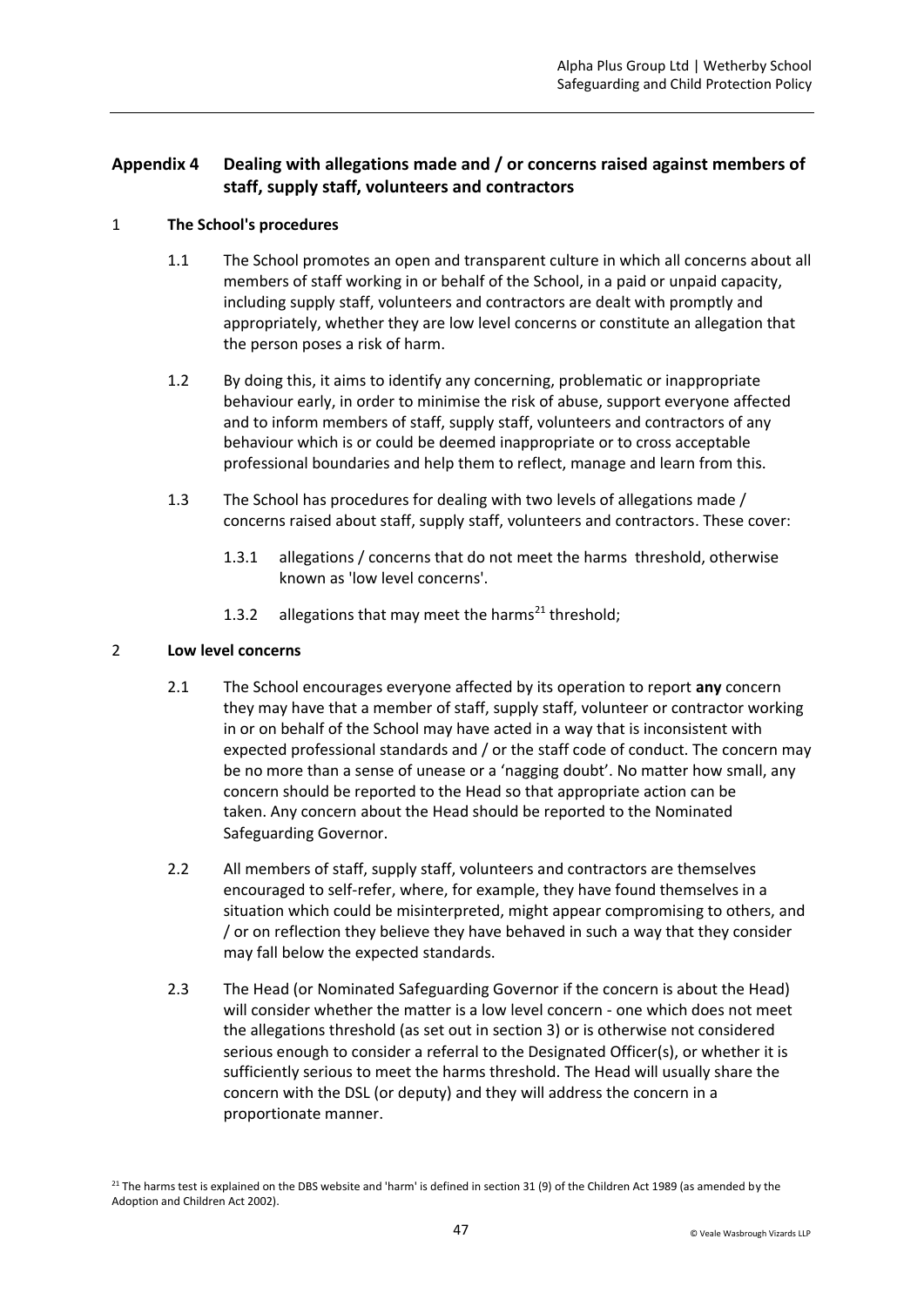## Appendix 4 Dealing with allegations made and / or concerns raised against members of staff, supply staff, volunteers and contractors

### 1 The School's procedures

1.1 The School promotes an open and transparent culture in which all concerns about all members of staff working in or behalf of the School, in a paid or unpaid capacity, including supply staff, volunteers and contractors are dealt with promptly and appropriately, whether they are low level concerns or constitute an allegation that the person poses a risk of harm.

1.2 By doing this, it aims to identify any concerning, problematic or inappropriate behaviour early, in order to minimise the risk of abuse, support everyone affected and to inform members of staff, supply staff, volunteers and contractors of any behaviour which is or could be deemed inappropriate or to cross acceptable professional boundaries and help them to reflect, manage and learn from this.

1.3 The School has procedures for dealing with two levels of allegations made / concerns raised about staff, supply staff, volunteers and contractors. These cover:

1.3.1 allegations / concerns that do not meet the harms threshold, otherwise known as 'low level concerns'.

1.3.2 allegations that may meet the harms[21] threshold;

### 2 Low level concerns

2.1 The School encourages everyone affected by its operation to report **any** concern they may have that a member of staff, supply staff, volunteer or contractor working in or on behalf of the School may have acted in a way that is inconsistent with expected professional standards and / or the staff code of conduct. The concern may be no more than a sense of unease or a 'nagging doubt'. No matter how small, any concern should be reported to the Head so that appropriate action can be taken. Any concern about the Head should be reported to the Nominated Safeguarding Governor.

2.2 All members of staff, supply staff, volunteers and contractors are themselves encouraged to self-refer, where, for example, they have found themselves in a situation which could be misinterpreted, might appear compromising to others, and / or on reflection they believe they have behaved in such a way that they consider may fall below the expected standards.

2.3 The Head (or Nominated Safeguarding Governor if the concern is about the Head) will consider whether the matter is a low level concern - one which does not meet the allegations threshold (as set out in section 3) or is otherwise not considered serious enough to consider a referral to the Designated Officer(s), or whether it is sufficiently serious to meet the harms threshold. The Head will usually share the concern with the DSL (or deputy) and they will address the concern in a proportionate manner.

[21] The harms test is explained on the DBS website and 'harm' is defined in section 31 (9) of the Children Act 1989 (as amended by the Adoption and Children Act 2002).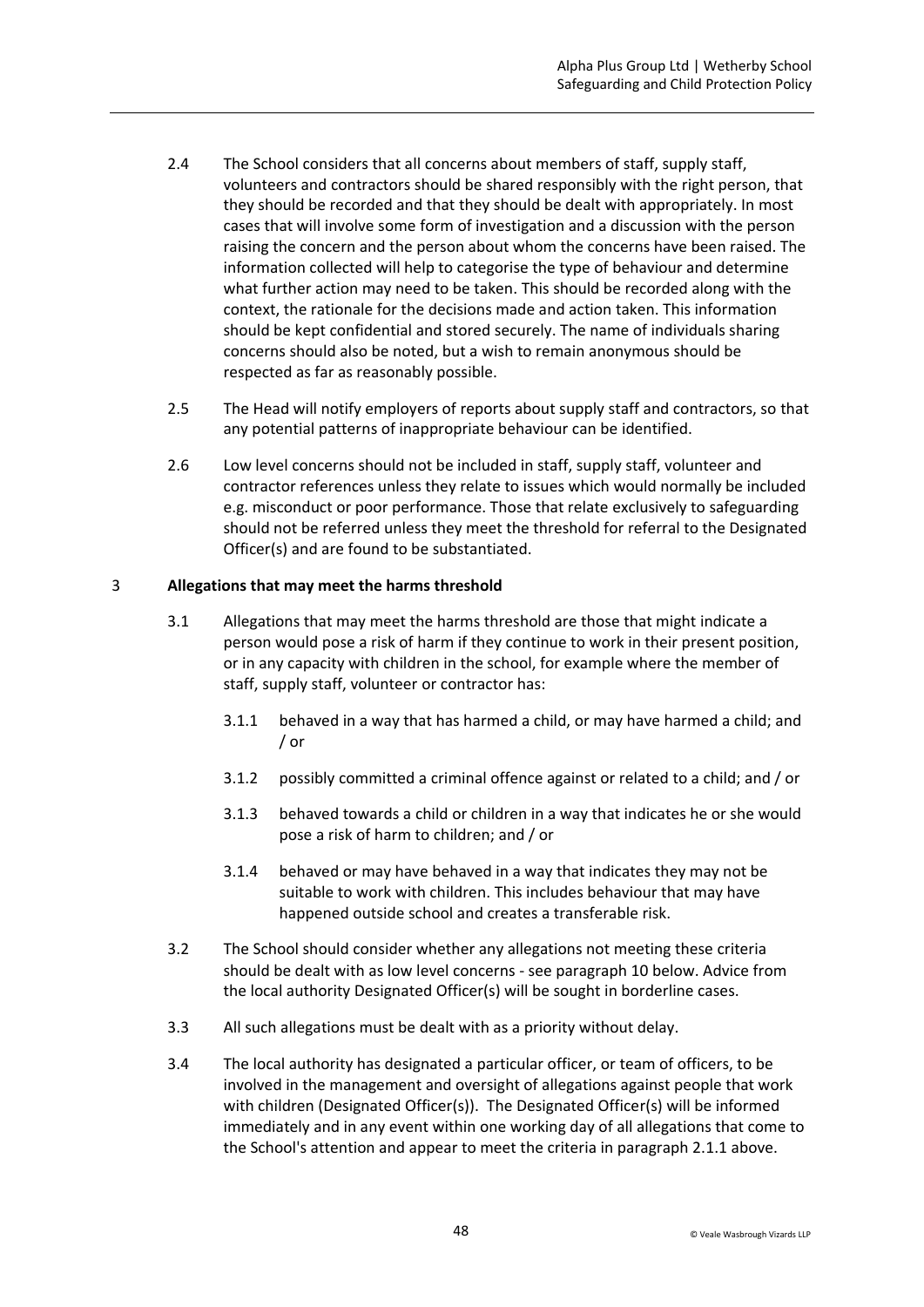2.4 The School considers that all concerns about members of staff, supply staff, volunteers and contractors should be shared responsibly with the right person, that they should be recorded and that they should be dealt with appropriately. In most cases that will involve some form of investigation and a discussion with the person raising the concern and the person about whom the concerns have been raised. The information collected will help to categorise the type of behaviour and determine what further action may need to be taken. This should be recorded along with the context, the rationale for the decisions made and action taken. This information should be kept confidential and stored securely. The name of individuals sharing concerns should also be noted, but a wish to remain anonymous should be respected as far as reasonably possible.

2.5 The Head will notify employers of reports about supply staff and contractors, so that any potential patterns of inappropriate behaviour can be identified.

2.6 Low level concerns should not be included in staff, supply staff, volunteer and contractor references unless they relate to issues which would normally be included e.g. misconduct or poor performance. Those that relate exclusively to safeguarding should not be referred unless they meet the threshold for referral to the Designated Officer(s) and are found to be substantiated.

## 3 Allegations that may meet the harms threshold

3.1 Allegations that may meet the harms threshold are those that might indicate a person would pose a risk of harm if they continue to work in their present position, or in any capacity with children in the school, for example where the member of staff, supply staff, volunteer or contractor has:

- 3.1.1 behaved in a way that has harmed a child, or may have harmed a child; and / or
- 3.1.2 possibly committed a criminal offence against or related to a child; and / or
- 3.1.3 behaved towards a child or children in a way that indicates he or she would pose a risk of harm to children; and / or
- 3.1.4 behaved or may have behaved in a way that indicates they may not be suitable to work with children. This includes behaviour that may have happened outside school and creates a transferable risk.

3.2 The School should consider whether any allegations not meeting these criteria should be dealt with as low level concerns - see paragraph 10 below. Advice from the local authority Designated Officer(s) will be sought in borderline cases.

3.3 All such allegations must be dealt with as a priority without delay.

3.4 The local authority has designated a particular officer, or team of officers, to be involved in the management and oversight of allegations against people that work with children (Designated Officer(s)). The Designated Officer(s) will be informed immediately and in any event within one working day of all allegations that come to the School's attention and appear to meet the criteria in paragraph 2.1.1 above.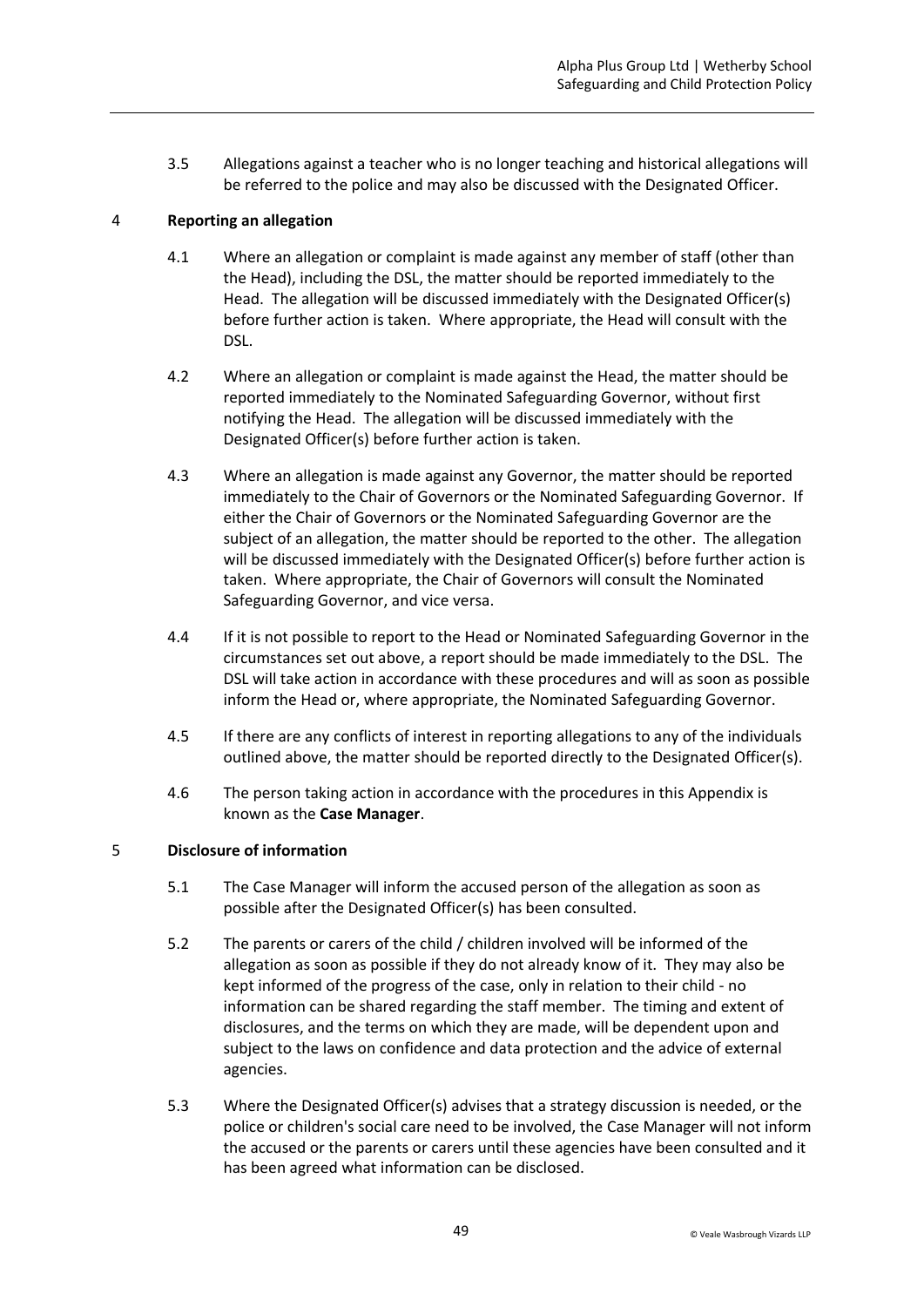3.5 Allegations against a teacher who is no longer teaching and historical allegations will be referred to the police and may also be discussed with the Designated Officer.

## 4 Reporting an allegation

4.1 Where an allegation or complaint is made against any member of staff (other than the Head), including the DSL, the matter should be reported immediately to the Head. The allegation will be discussed immediately with the Designated Officer(s) before further action is taken. Where appropriate, the Head will consult with the DSL.

4.2 Where an allegation or complaint is made against the Head, the matter should be reported immediately to the Nominated Safeguarding Governor, without first notifying the Head. The allegation will be discussed immediately with the Designated Officer(s) before further action is taken.

4.3 Where an allegation is made against any Governor, the matter should be reported immediately to the Chair of Governors or the Nominated Safeguarding Governor. If either the Chair of Governors or the Nominated Safeguarding Governor are the subject of an allegation, the matter should be reported to the other. The allegation will be discussed immediately with the Designated Officer(s) before further action is taken. Where appropriate, the Chair of Governors will consult the Nominated Safeguarding Governor, and vice versa.

4.4 If it is not possible to report to the Head or Nominated Safeguarding Governor in the circumstances set out above, a report should be made immediately to the DSL. The DSL will take action in accordance with these procedures and will as soon as possible inform the Head or, where appropriate, the Nominated Safeguarding Governor.

4.5 If there are any conflicts of interest in reporting allegations to any of the individuals outlined above, the matter should be reported directly to the Designated Officer(s).

4.6 The person taking action in accordance with the procedures in this Appendix is known as the **Case Manager**.

## 5 Disclosure of information

5.1 The Case Manager will inform the accused person of the allegation as soon as possible after the Designated Officer(s) has been consulted.

5.2 The parents or carers of the child / children involved will be informed of the allegation as soon as possible if they do not already know of it. They may also be kept informed of the progress of the case, only in relation to their child - no information can be shared regarding the staff member. The timing and extent of disclosures, and the terms on which they are made, will be dependent upon and subject to the laws on confidence and data protection and the advice of external agencies.

5.3 Where the Designated Officer(s) advises that a strategy discussion is needed, or the police or children's social care need to be involved, the Case Manager will not inform the accused or the parents or carers until these agencies have been consulted and it has been agreed what information can be disclosed.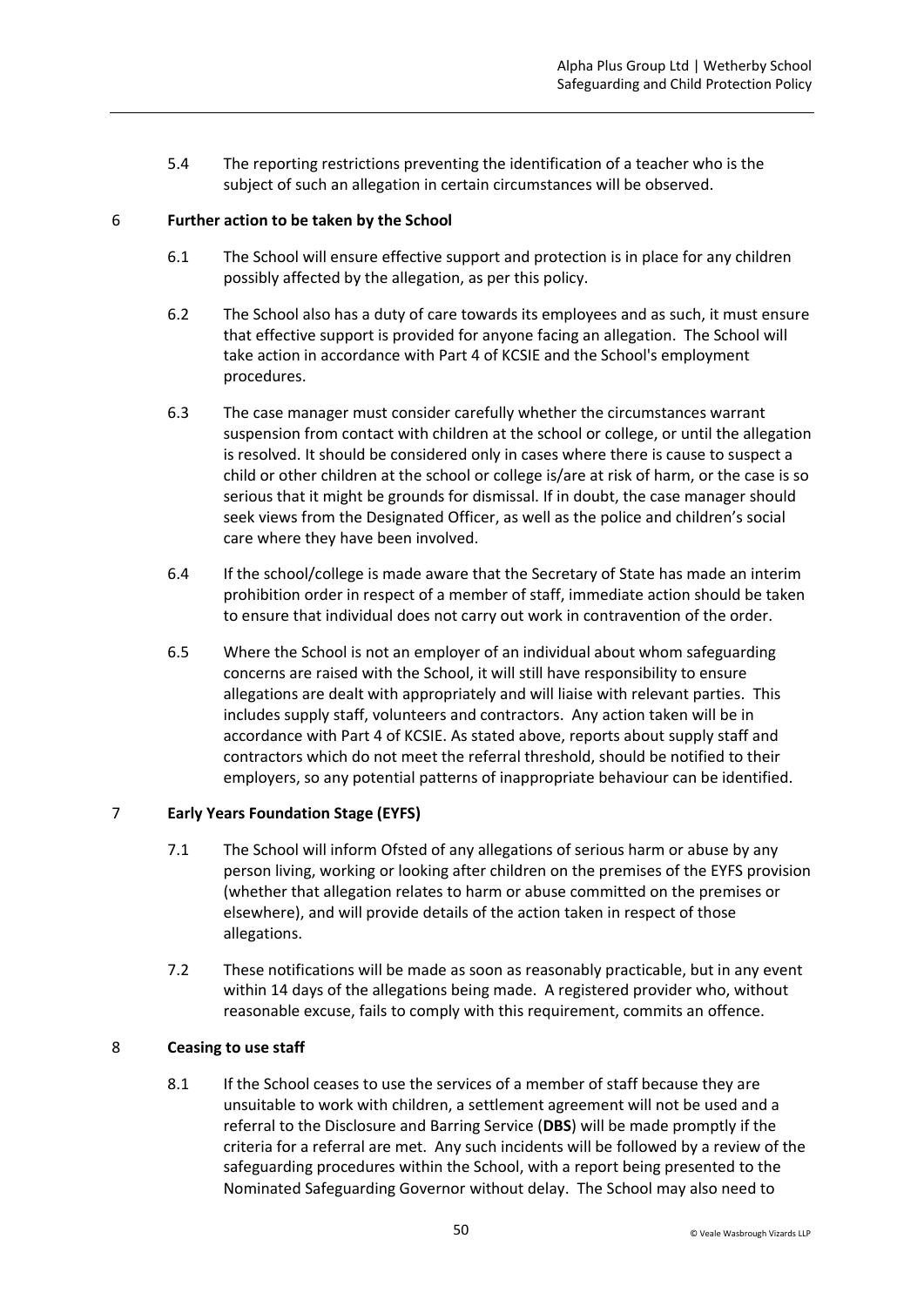5.4 The reporting restrictions preventing the identification of a teacher who is the subject of such an allegation in certain circumstances will be observed.

## 6 Further action to be taken by the School

6.1 The School will ensure effective support and protection is in place for any children possibly affected by the allegation, as per this policy.

6.2 The School also has a duty of care towards its employees and as such, it must ensure that effective support is provided for anyone facing an allegation. The School will take action in accordance with Part 4 of KCSIE and the School's employment procedures.

6.3 The case manager must consider carefully whether the circumstances warrant suspension from contact with children at the school or college, or until the allegation is resolved. It should be considered only in cases where there is cause to suspect a child or other children at the school or college is/are at risk of harm, or the case is so serious that it might be grounds for dismissal. If in doubt, the case manager should seek views from the Designated Officer, as well as the police and children's social care where they have been involved.

6.4 If the school/college is made aware that the Secretary of State has made an interim prohibition order in respect of a member of staff, immediate action should be taken to ensure that individual does not carry out work in contravention of the order.

6.5 Where the School is not an employer of an individual about whom safeguarding concerns are raised with the School, it will still have responsibility to ensure allegations are dealt with appropriately and will liaise with relevant parties. This includes supply staff, volunteers and contractors. Any action taken will be in accordance with Part 4 of KCSIE. As stated above, reports about supply staff and contractors which do not meet the referral threshold, should be notified to their employers, so any potential patterns of inappropriate behaviour can be identified.

## 7 Early Years Foundation Stage (EYFS)

7.1 The School will inform Ofsted of any allegations of serious harm or abuse by any person living, working or looking after children on the premises of the EYFS provision (whether that allegation relates to harm or abuse committed on the premises or elsewhere), and will provide details of the action taken in respect of those allegations.

7.2 These notifications will be made as soon as reasonably practicable, but in any event within 14 days of the allegations being made. A registered provider who, without reasonable excuse, fails to comply with this requirement, commits an offence.

## 8 Ceasing to use staff

8.1 If the School ceases to use the services of a member of staff because they are unsuitable to work with children, a settlement agreement will not be used and a referral to the Disclosure and Barring Service (**DBS**) will be made promptly if the criteria for a referral are met. Any such incidents will be followed by a review of the safeguarding procedures within the School, with a report being presented to the Nominated Safeguarding Governor without delay. The School may also need to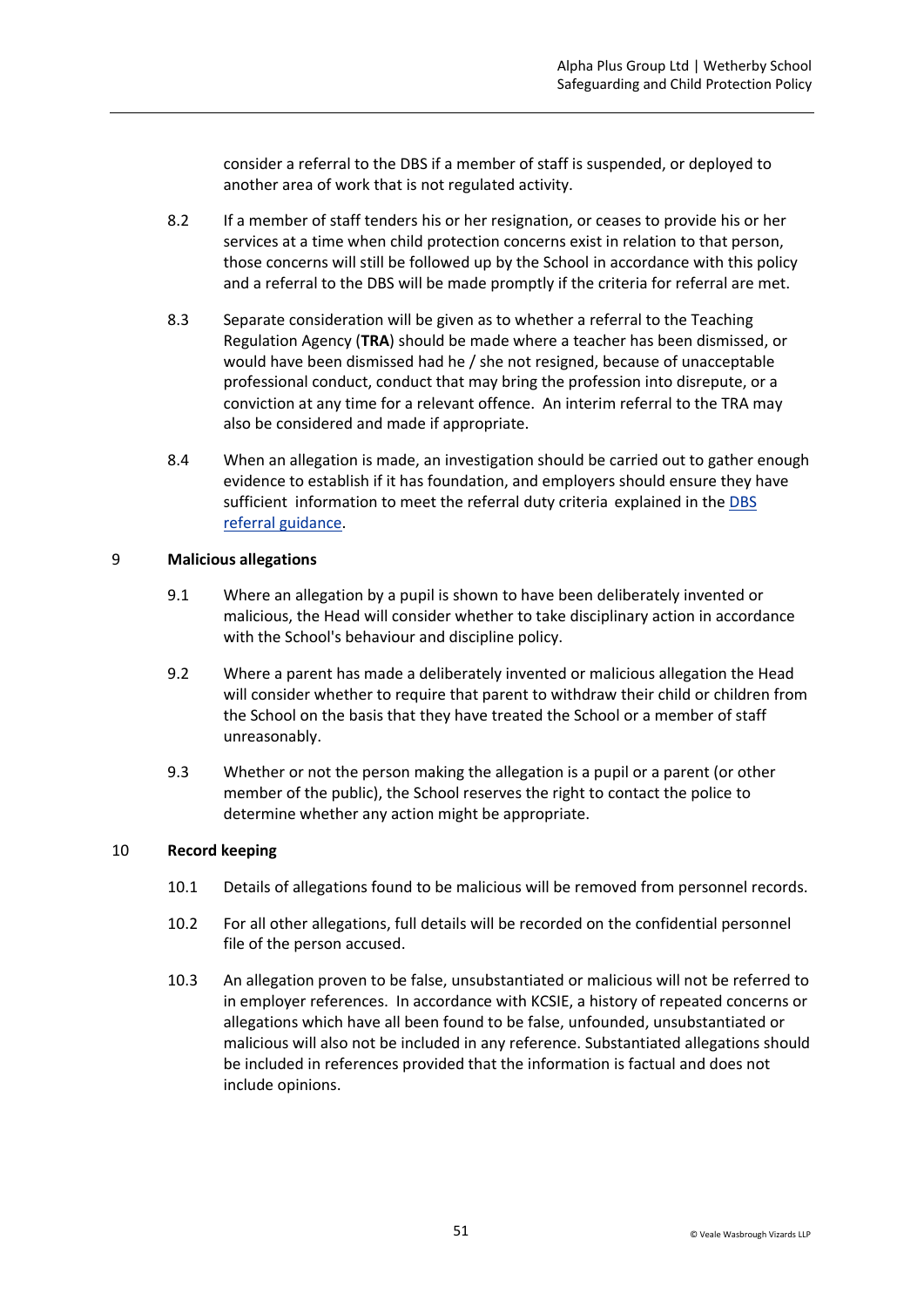consider a referral to the DBS if a member of staff is suspended, or deployed to another area of work that is not regulated activity.

8.2 If a member of staff tenders his or her resignation, or ceases to provide his or her services at a time when child protection concerns exist in relation to that person, those concerns will still be followed up by the School in accordance with this policy and a referral to the DBS will be made promptly if the criteria for referral are met.

8.3 Separate consideration will be given as to whether a referral to the Teaching Regulation Agency (**TRA**) should be made where a teacher has been dismissed, or would have been dismissed had he / she not resigned, because of unacceptable professional conduct, conduct that may bring the profession into disrepute, or a conviction at any time for a relevant offence. An interim referral to the TRA may also be considered and made if appropriate.

8.4 When an allegation is made, an investigation should be carried out to gather enough evidence to establish if it has foundation, and employers should ensure they have sufficient information to meet the referral duty criteria explained in the [DBS referral guidance](DBS referral guidance).

## 9 Malicious allegations

9.1 Where an allegation by a pupil is shown to have been deliberately invented or malicious, the Head will consider whether to take disciplinary action in accordance with the School's behaviour and discipline policy.

9.2 Where a parent has made a deliberately invented or malicious allegation the Head will consider whether to require that parent to withdraw their child or children from the School on the basis that they have treated the School or a member of staff unreasonably.

9.3 Whether or not the person making the allegation is a pupil or a parent (or other member of the public), the School reserves the right to contact the police to determine whether any action might be appropriate.

## 10 Record keeping

10.1 Details of allegations found to be malicious will be removed from personnel records.

10.2 For all other allegations, full details will be recorded on the confidential personnel file of the person accused.

10.3 An allegation proven to be false, unsubstantiated or malicious will not be referred to in employer references. In accordance with KCSIE, a history of repeated concerns or allegations which have all been found to be false, unfounded, unsubstantiated or malicious will also not be included in any reference. Substantiated allegations should be included in references provided that the information is factual and does not include opinions.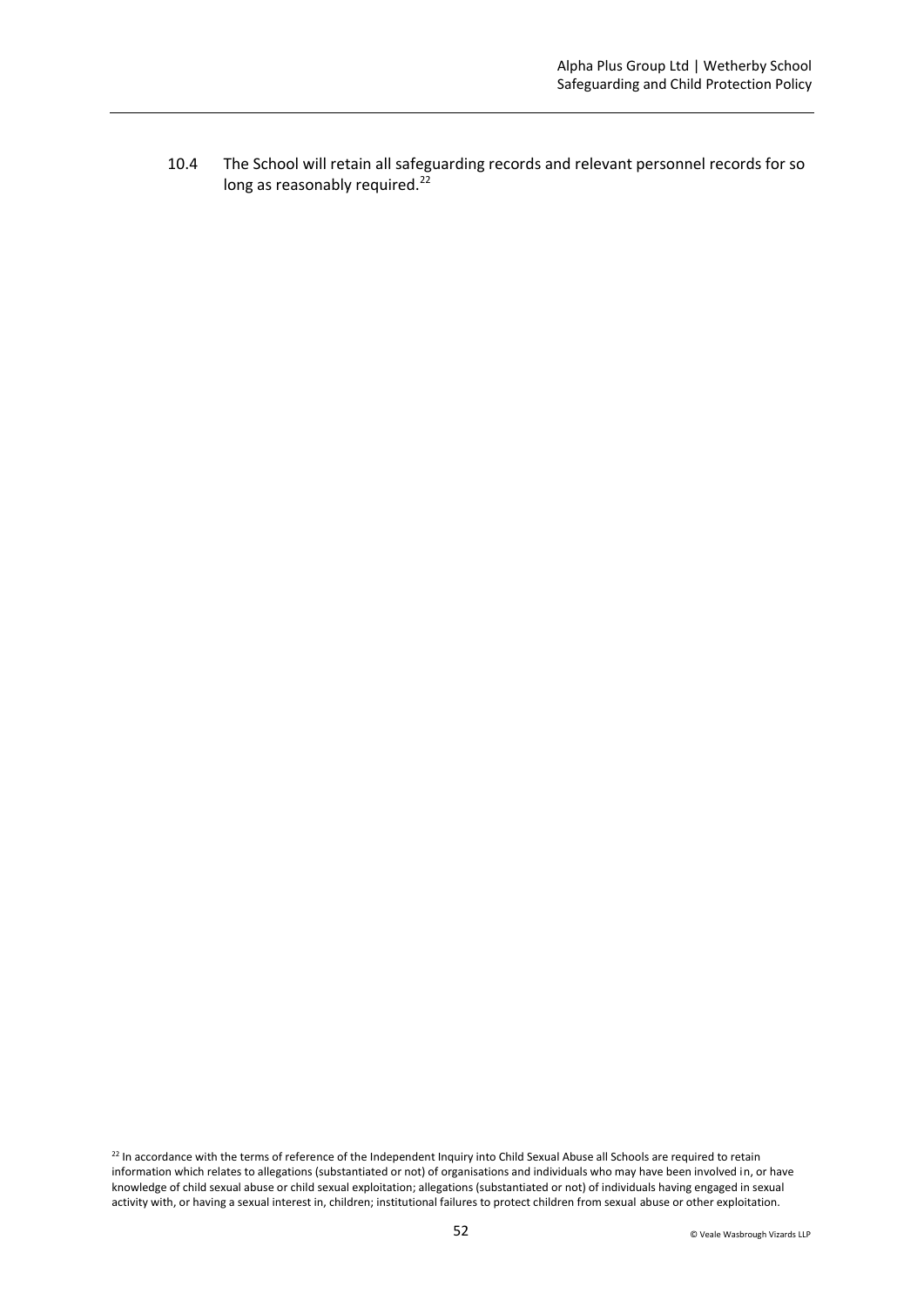10.4 The School will retain all safeguarding records and relevant personnel records for so long as reasonably required.[22]

[22] In accordance with the terms of reference of the Independent Inquiry into Child Sexual Abuse all Schools are required to retain information which relates to allegations (substantiated or not) of organisations and individuals who may have been involved in, or have knowledge of child sexual abuse or child sexual exploitation; allegations (substantiated or not) of individuals having engaged in sexual activity with, or having a sexual interest in, children; institutional failures to protect children from sexual abuse or other exploitation.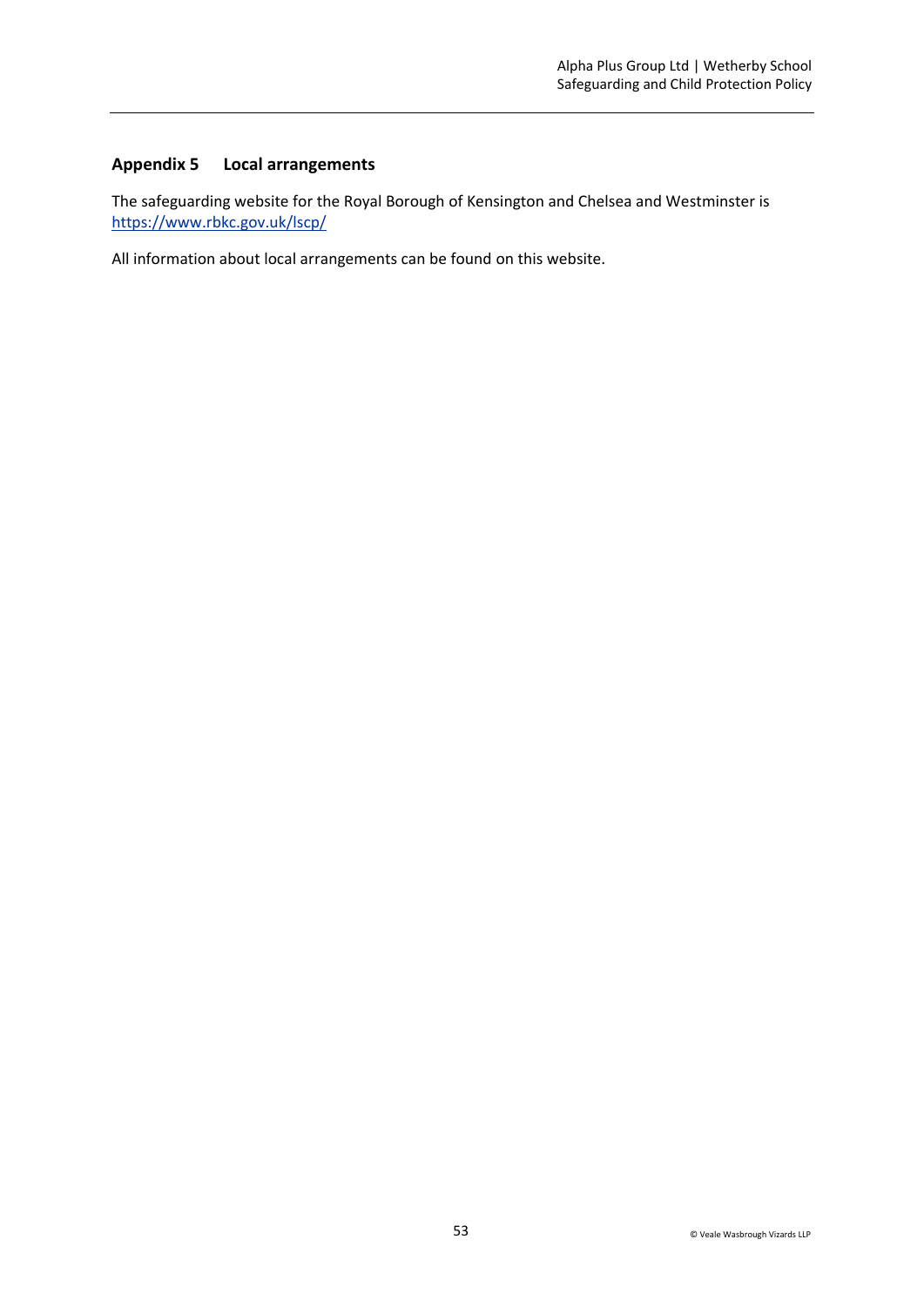## Appendix 5 Local arrangements

The safeguarding website for the Royal Borough of Kensington and Chelsea and Westminster is https://www.rbkc.gov.uk/lscp/

All information about local arrangements can be found on this website.